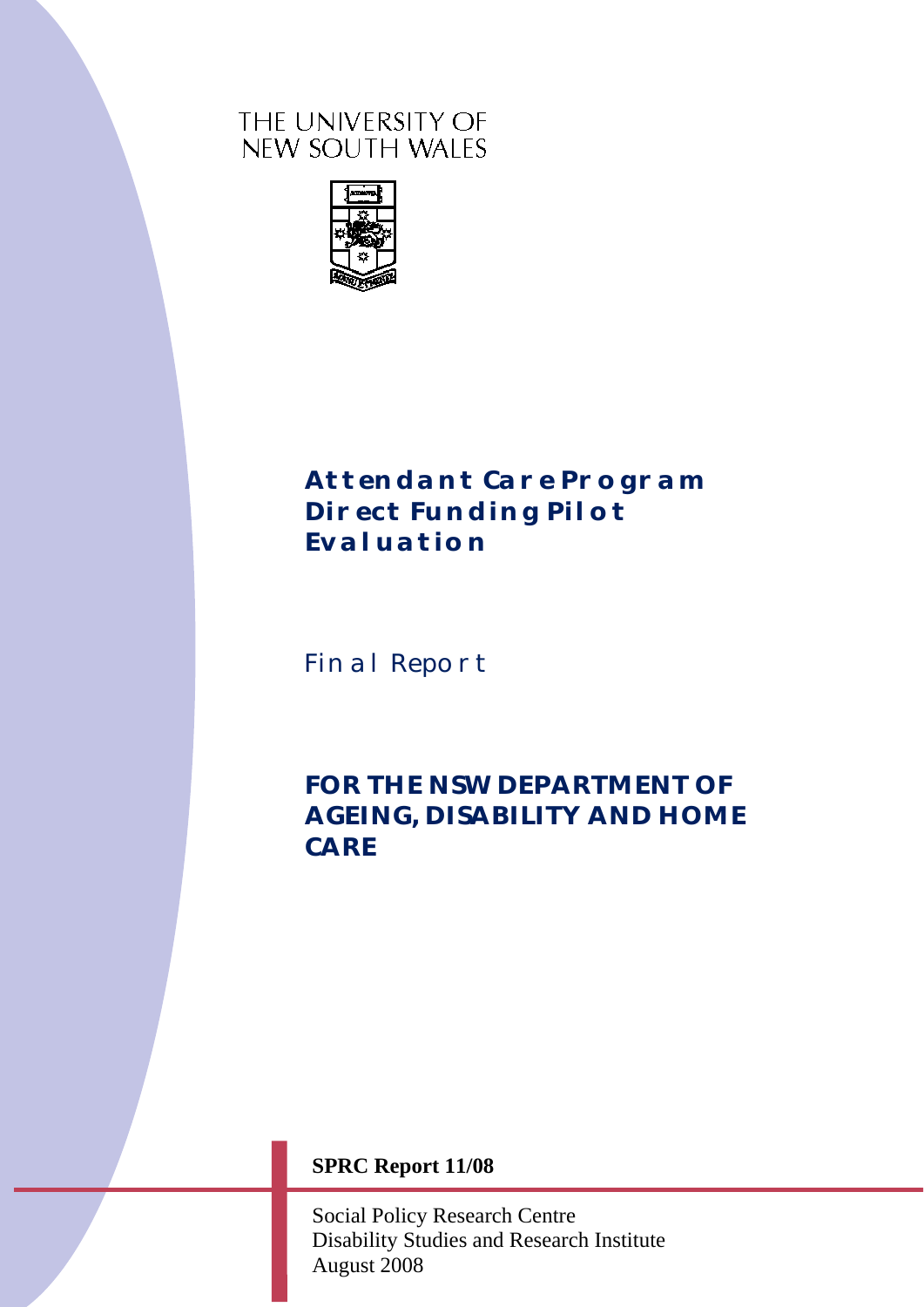THE UNIVERSITY OF
NEW SOUTH WALES

# Attendant Care Program Direct Funding Pilot Evaluation

## Final Report

**FOR THE NSW DEPARTMENT OF AGEING, DISABILITY AND HOME CARE**

**SPRC Report 11/08**

Social Policy Research Centre
Disability Studies and Research Institute
August 2008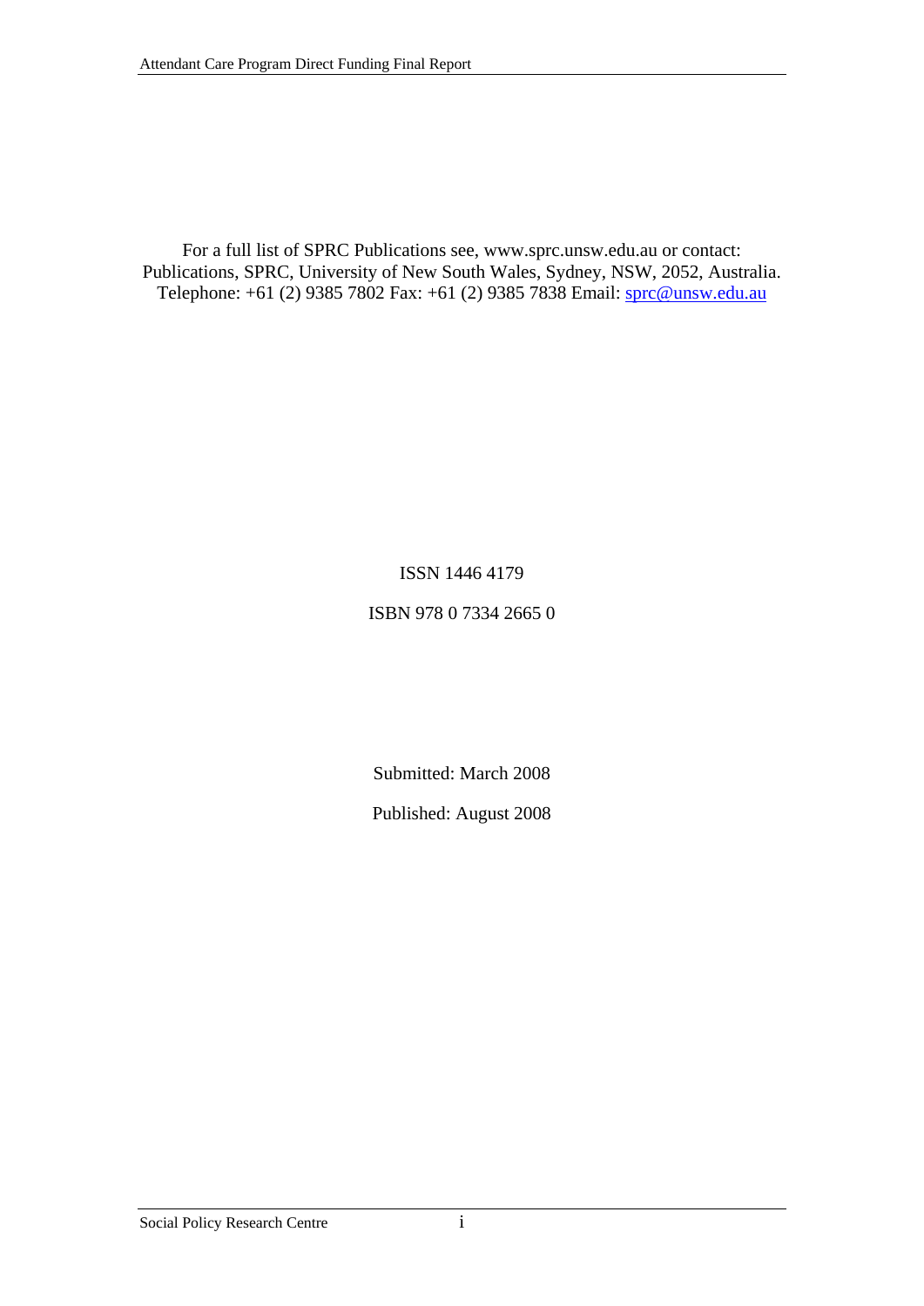For a full list of SPRC Publications see, www.sprc.unsw.edu.au or contact: Publications, SPRC, University of New South Wales, Sydney, NSW, 2052, Australia. Telephone: +61 (2) 9385 7802 Fax: +61 (2) 9385 7838 Email: sprc@unsw.edu.au

ISSN 1446 4179

ISBN 978 0 7334 2665 0

Submitted: March 2008

Published: August 2008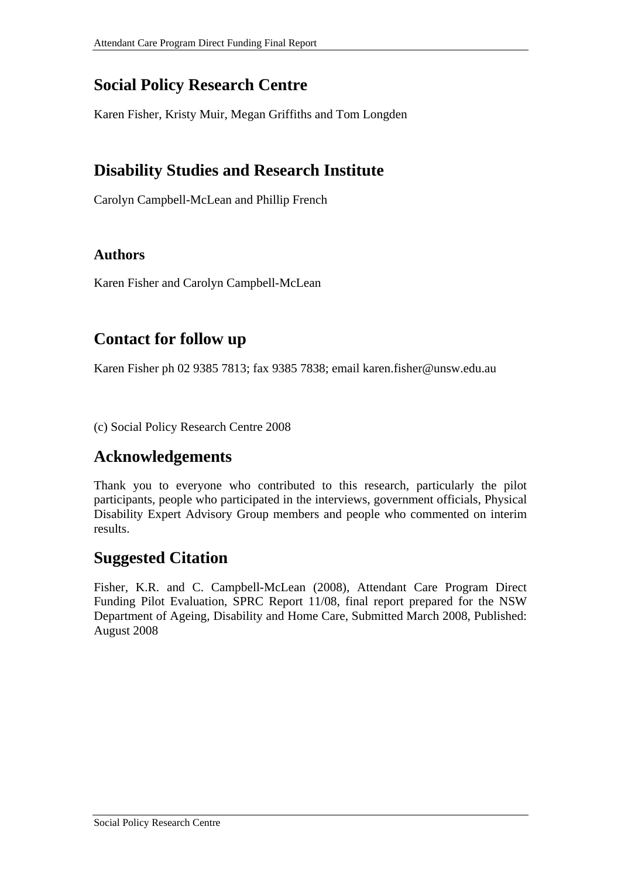## Social Policy Research Centre

Karen Fisher, Kristy Muir, Megan Griffiths and Tom Longden

## Disability Studies and Research Institute

Carolyn Campbell-McLean and Phillip French

### Authors

Karen Fisher and Carolyn Campbell-McLean

## Contact for follow up

Karen Fisher ph 02 9385 7813; fax 9385 7838; email karen.fisher@unsw.edu.au

(c) Social Policy Research Centre 2008

## Acknowledgements

Thank you to everyone who contributed to this research, particularly the pilot participants, people who participated in the interviews, government officials, Physical Disability Expert Advisory Group members and people who commented on interim results.

## Suggested Citation

Fisher, K.R. and C. Campbell-McLean (2008), Attendant Care Program Direct Funding Pilot Evaluation, SPRC Report 11/08, final report prepared for the NSW Department of Ageing, Disability and Home Care, Submitted March 2008, Published: August 2008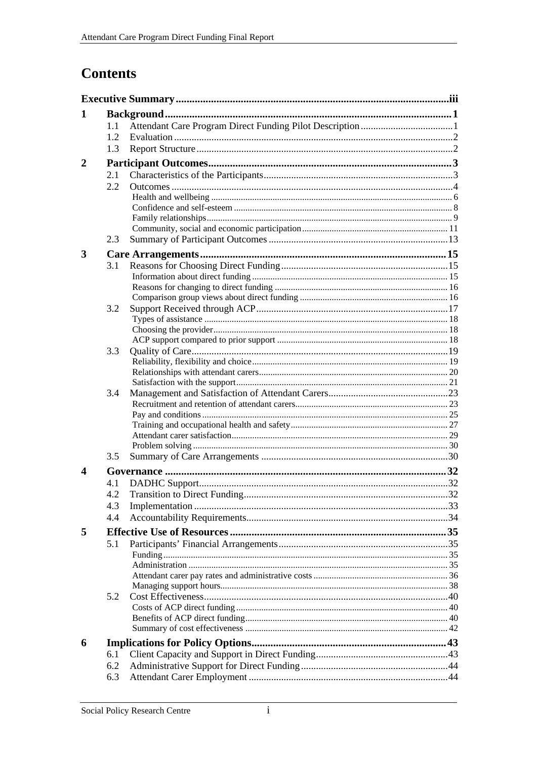# Contents

**Executive Summary** ..... iii

**1 Background** ..... 1

- 1.1 Attendant Care Program Direct Funding Pilot Description ..... 1
- 1.2 Evaluation ..... 2
- 1.3 Report Structure ..... 2

**2 Participant Outcomes** ..... 3

- 2.1 Characteristics of the Participants ..... 3
- 2.2 Outcomes ..... 4
  - Health and wellbeing ..... 6
  - Confidence and self-esteem ..... 8
  - Family relationships ..... 9
  - Community, social and economic participation ..... 11
- 2.3 Summary of Participant Outcomes ..... 13

**3 Care Arrangements** ..... 15

- 3.1 Reasons for Choosing Direct Funding ..... 15
  - Information about direct funding ..... 15
  - Reasons for changing to direct funding ..... 16
  - Comparison group views about direct funding ..... 16
- 3.2 Support Received through ACP ..... 17
  - Types of assistance ..... 18
  - Choosing the provider ..... 18
  - ACP support compared to prior support ..... 18
- 3.3 Quality of Care ..... 19
  - Reliability, flexibility and choice ..... 19
  - Relationships with attendant carers ..... 20
  - Satisfaction with the support ..... 21
- 3.4 Management and Satisfaction of Attendant Carers ..... 23
  - Recruitment and retention of attendant carers ..... 23
  - Pay and conditions ..... 25
  - Training and occupational health and safety ..... 27
  - Attendant carer satisfaction ..... 29
  - Problem solving ..... 30
- 3.5 Summary of Care Arrangements ..... 30

**4 Governance** ..... 32

- 4.1 DADHC Support ..... 32
- 4.2 Transition to Direct Funding ..... 32
- 4.3 Implementation ..... 33
- 4.4 Accountability Requirements ..... 34

**5 Effective Use of Resources** ..... 35

- 5.1 Participants' Financial Arrangements ..... 35
  - Funding ..... 35
  - Administration ..... 35
  - Attendant carer pay rates and administrative costs ..... 36
  - Managing support hours ..... 38
- 5.2 Cost Effectiveness ..... 40
  - Costs of ACP direct funding ..... 40
  - Benefits of ACP direct funding ..... 40
  - Summary of cost effectiveness ..... 42

**6 Implications for Policy Options** ..... 43

- 6.1 Client Capacity and Support in Direct Funding ..... 43
- 6.2 Administrative Support for Direct Funding ..... 44
- 6.3 Attendant Carer Employment ..... 44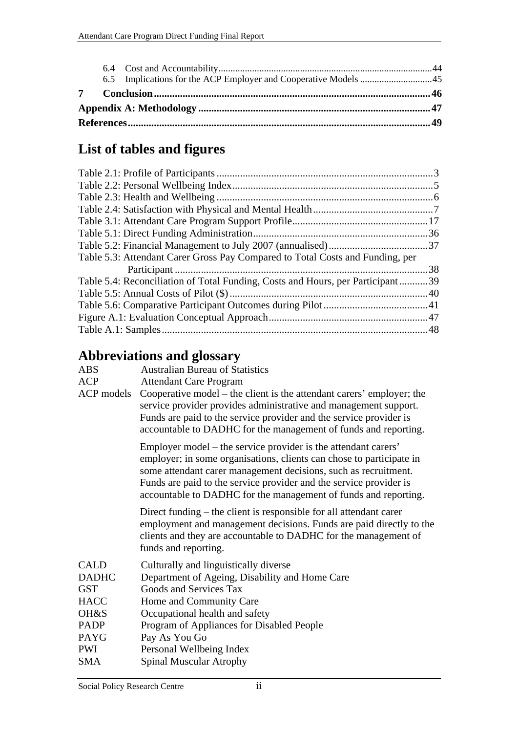6.4 Cost and Accountability......................................................................................44
6.5 Implications for the ACP Employer and Cooperative Models .............................45

**7 Conclusion.........................................................................................................46**

**Appendix A: Methodology .......................................................................................47**

**References.................................................................................................................49**

# List of tables and figures

Table 2.1: Profile of Participants ..................................................................................3
Table 2.2: Personal Wellbeing Index............................................................................5
Table 2.3: Health and Wellbeing ..................................................................................6
Table 2.4: Satisfaction with Physical and Mental Health.............................................7
Table 3.1: Attendant Care Program Support Profile....................................................17
Table 5.1: Direct Funding Administration..................................................................36
Table 5.2: Financial Management to July 2007 (annualised)......................................37
Table 5.3: Attendant Carer Gross Pay Compared to Total Costs and Funding, per Participant .................................................................................................38
Table 5.4: Reconciliation of Total Funding, Costs and Hours, per Participant...........39
Table 5.5: Annual Costs of Pilot ($)...........................................................................40
Table 5.6: Comparative Participant Outcomes during Pilot........................................41
Figure A.1: Evaluation Conceptual Approach.............................................................47
Table A.1: Samples.....................................................................................................48

# Abbreviations and glossary

| | |
|---|---|
| ABS | Australian Bureau of Statistics |
| ACP | Attendant Care Program |
| ACP models | Cooperative model – the client is the attendant carers' employer; the service provider provides administrative and management support. Funds are paid to the service provider and the service provider is accountable to DADHC for the management of funds and reporting. |
| | Employer model – the service provider is the attendant carers' employer; in some organisations, clients can chose to participate in some attendant carer management decisions, such as recruitment. Funds are paid to the service provider and the service provider is accountable to DADHC for the management of funds and reporting. |
| | Direct funding – the client is responsible for all attendant carer employment and management decisions. Funds are paid directly to the clients and they are accountable to DADHC for the management of funds and reporting. |
| CALD | Culturally and linguistically diverse |
| DADHC | Department of Ageing, Disability and Home Care |
| GST | Goods and Services Tax |
| HACC | Home and Community Care |
| OH&S | Occupational health and safety |
| PADP | Program of Appliances for Disabled People |
| PAYG | Pay As You Go |
| PWI | Personal Wellbeing Index |
| SMA | Spinal Muscular Atrophy |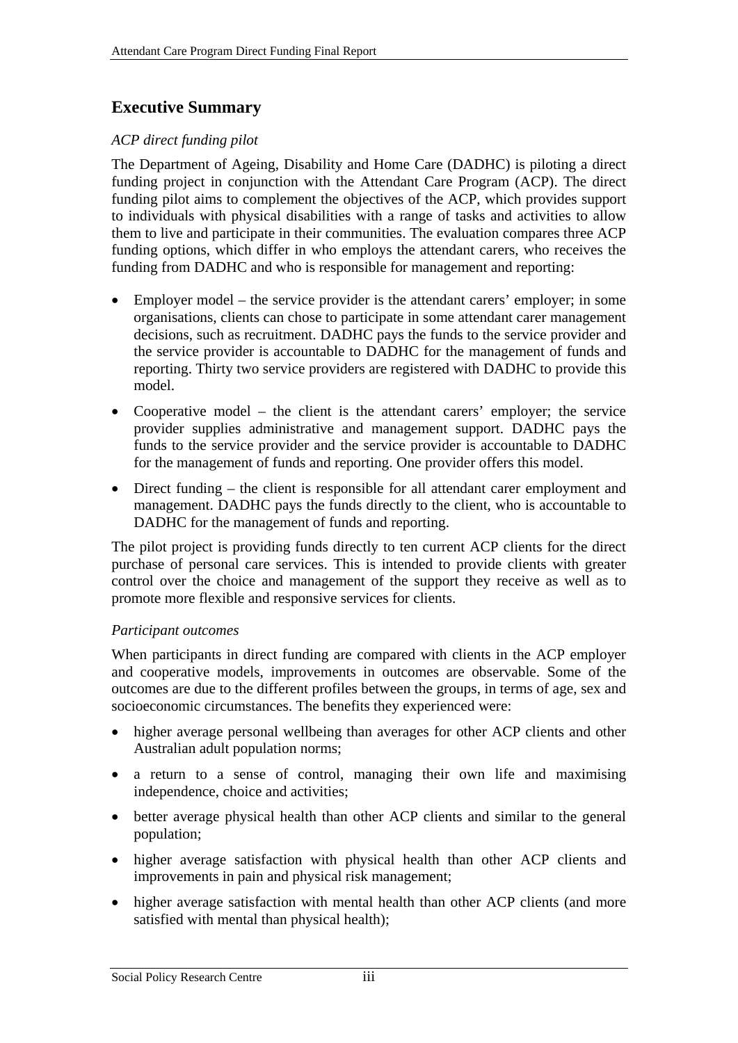## Executive Summary

*ACP direct funding pilot*

The Department of Ageing, Disability and Home Care (DADHC) is piloting a direct funding project in conjunction with the Attendant Care Program (ACP). The direct funding pilot aims to complement the objectives of the ACP, which provides support to individuals with physical disabilities with a range of tasks and activities to allow them to live and participate in their communities. The evaluation compares three ACP funding options, which differ in who employs the attendant carers, who receives the funding from DADHC and who is responsible for management and reporting:

- Employer model – the service provider is the attendant carers' employer; in some organisations, clients can chose to participate in some attendant carer management decisions, such as recruitment. DADHC pays the funds to the service provider and the service provider is accountable to DADHC for the management of funds and reporting. Thirty two service providers are registered with DADHC to provide this model.
- Cooperative model – the client is the attendant carers' employer; the service provider supplies administrative and management support. DADHC pays the funds to the service provider and the service provider is accountable to DADHC for the management of funds and reporting. One provider offers this model.
- Direct funding – the client is responsible for all attendant carer employment and management. DADHC pays the funds directly to the client, who is accountable to DADHC for the management of funds and reporting.

The pilot project is providing funds directly to ten current ACP clients for the direct purchase of personal care services. This is intended to provide clients with greater control over the choice and management of the support they receive as well as to promote more flexible and responsive services for clients.

*Participant outcomes*

When participants in direct funding are compared with clients in the ACP employer and cooperative models, improvements in outcomes are observable. Some of the outcomes are due to the different profiles between the groups, in terms of age, sex and socioeconomic circumstances. The benefits they experienced were:

- higher average personal wellbeing than averages for other ACP clients and other Australian adult population norms;
- a return to a sense of control, managing their own life and maximising independence, choice and activities;
- better average physical health than other ACP clients and similar to the general population;
- higher average satisfaction with physical health than other ACP clients and improvements in pain and physical risk management;
- higher average satisfaction with mental health than other ACP clients (and more satisfied with mental than physical health);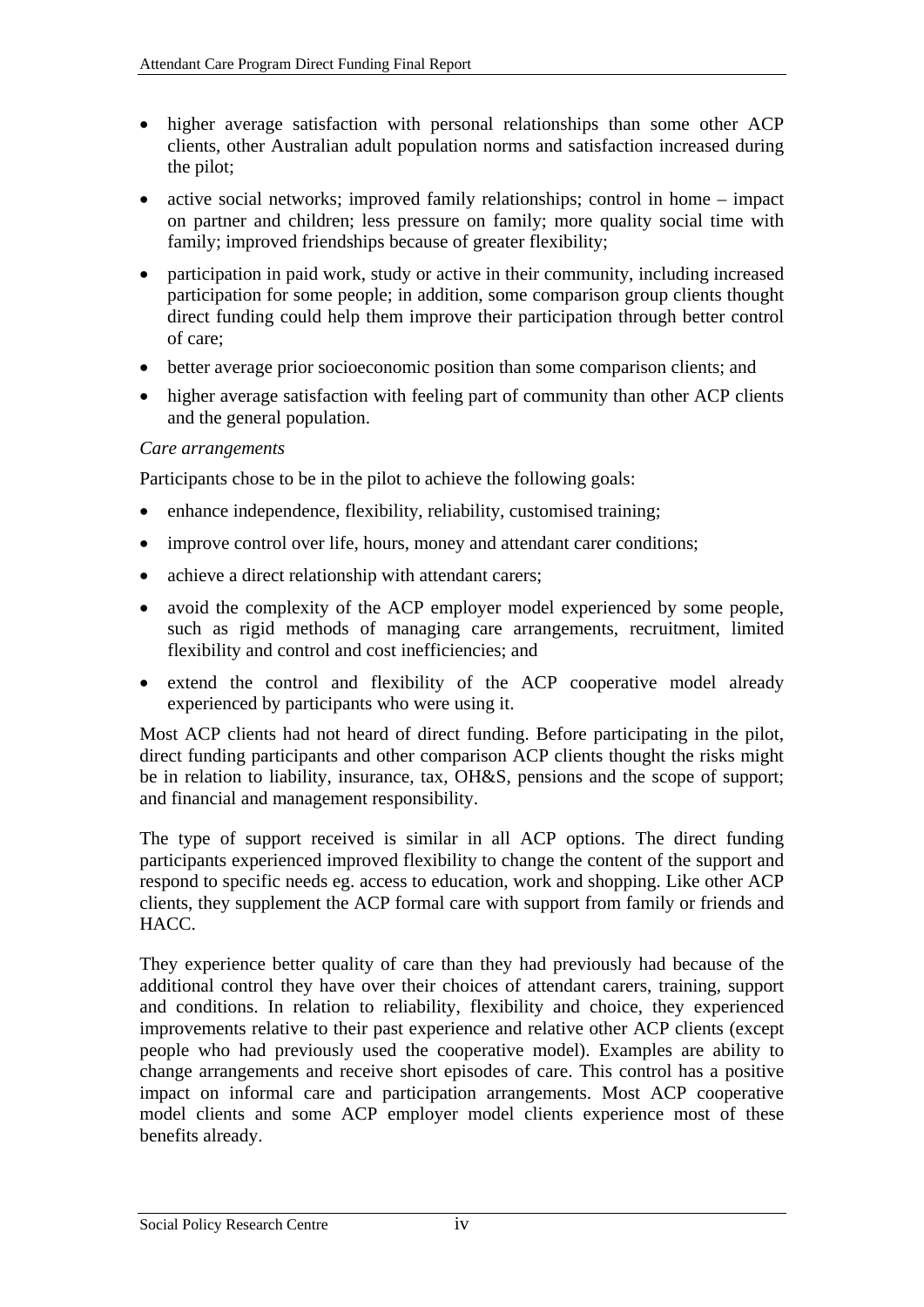- higher average satisfaction with personal relationships than some other ACP clients, other Australian adult population norms and satisfaction increased during the pilot;
- active social networks; improved family relationships; control in home – impact on partner and children; less pressure on family; more quality social time with family; improved friendships because of greater flexibility;
- participation in paid work, study or active in their community, including increased participation for some people; in addition, some comparison group clients thought direct funding could help them improve their participation through better control of care;
- better average prior socioeconomic position than some comparison clients; and
- higher average satisfaction with feeling part of community than other ACP clients and the general population.

*Care arrangements*

Participants chose to be in the pilot to achieve the following goals:

- enhance independence, flexibility, reliability, customised training;
- improve control over life, hours, money and attendant carer conditions;
- achieve a direct relationship with attendant carers;
- avoid the complexity of the ACP employer model experienced by some people, such as rigid methods of managing care arrangements, recruitment, limited flexibility and control and cost inefficiencies; and
- extend the control and flexibility of the ACP cooperative model already experienced by participants who were using it.

Most ACP clients had not heard of direct funding. Before participating in the pilot, direct funding participants and other comparison ACP clients thought the risks might be in relation to liability, insurance, tax, OH&S, pensions and the scope of support; and financial and management responsibility.

The type of support received is similar in all ACP options. The direct funding participants experienced improved flexibility to change the content of the support and respond to specific needs eg. access to education, work and shopping. Like other ACP clients, they supplement the ACP formal care with support from family or friends and HACC.

They experience better quality of care than they had previously had because of the additional control they have over their choices of attendant carers, training, support and conditions. In relation to reliability, flexibility and choice, they experienced improvements relative to their past experience and relative other ACP clients (except people who had previously used the cooperative model). Examples are ability to change arrangements and receive short episodes of care. This control has a positive impact on informal care and participation arrangements. Most ACP cooperative model clients and some ACP employer model clients experience most of these benefits already.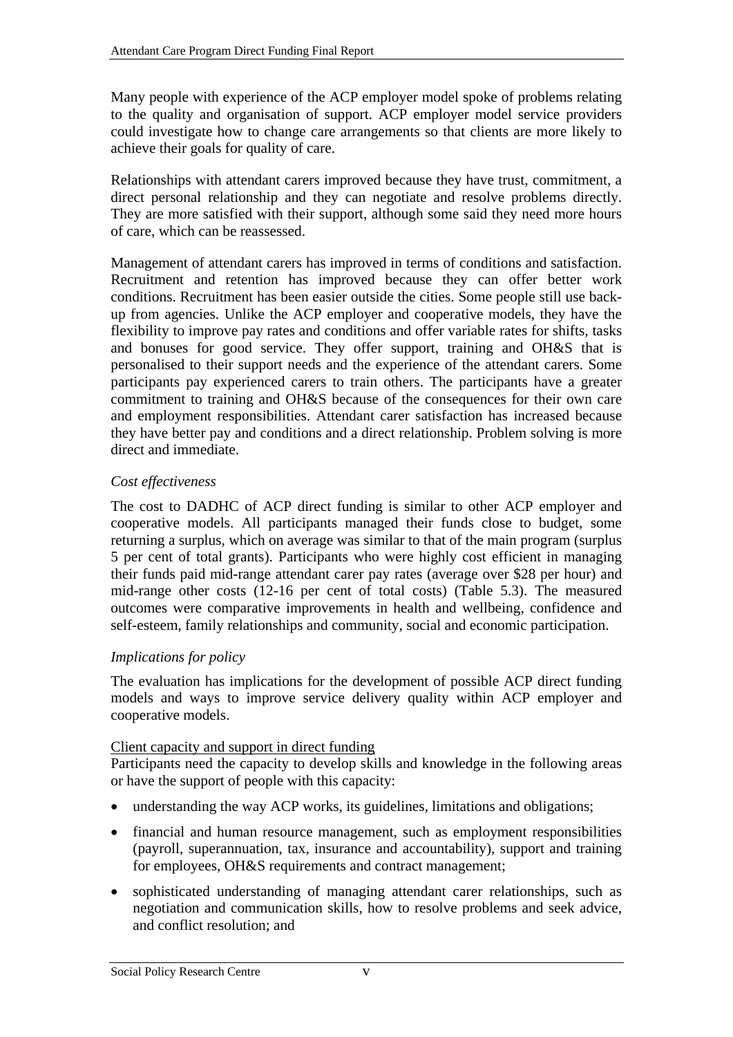Many people with experience of the ACP employer model spoke of problems relating to the quality and organisation of support. ACP employer model service providers could investigate how to change care arrangements so that clients are more likely to achieve their goals for quality of care.

Relationships with attendant carers improved because they have trust, commitment, a direct personal relationship and they can negotiate and resolve problems directly. They are more satisfied with their support, although some said they need more hours of care, which can be reassessed.

Management of attendant carers has improved in terms of conditions and satisfaction. Recruitment and retention has improved because they can offer better work conditions. Recruitment has been easier outside the cities. Some people still use back-up from agencies. Unlike the ACP employer and cooperative models, they have the flexibility to improve pay rates and conditions and offer variable rates for shifts, tasks and bonuses for good service. They offer support, training and OH&S that is personalised to their support needs and the experience of the attendant carers. Some participants pay experienced carers to train others. The participants have a greater commitment to training and OH&S because of the consequences for their own care and employment responsibilities. Attendant carer satisfaction has increased because they have better pay and conditions and a direct relationship. Problem solving is more direct and immediate.

*Cost effectiveness*

The cost to DADHC of ACP direct funding is similar to other ACP employer and cooperative models. All participants managed their funds close to budget, some returning a surplus, which on average was similar to that of the main program (surplus 5 per cent of total grants). Participants who were highly cost efficient in managing their funds paid mid-range attendant carer pay rates (average over $28 per hour) and mid-range other costs (12-16 per cent of total costs) (Table 5.3). The measured outcomes were comparative improvements in health and wellbeing, confidence and self-esteem, family relationships and community, social and economic participation.

*Implications for policy*

The evaluation has implications for the development of possible ACP direct funding models and ways to improve service delivery quality within ACP employer and cooperative models.

<u>Client capacity and support in direct funding</u>

Participants need the capacity to develop skills and knowledge in the following areas or have the support of people with this capacity:

- understanding the way ACP works, its guidelines, limitations and obligations;
- financial and human resource management, such as employment responsibilities (payroll, superannuation, tax, insurance and accountability), support and training for employees, OH&S requirements and contract management;
- sophisticated understanding of managing attendant carer relationships, such as negotiation and communication skills, how to resolve problems and seek advice, and conflict resolution; and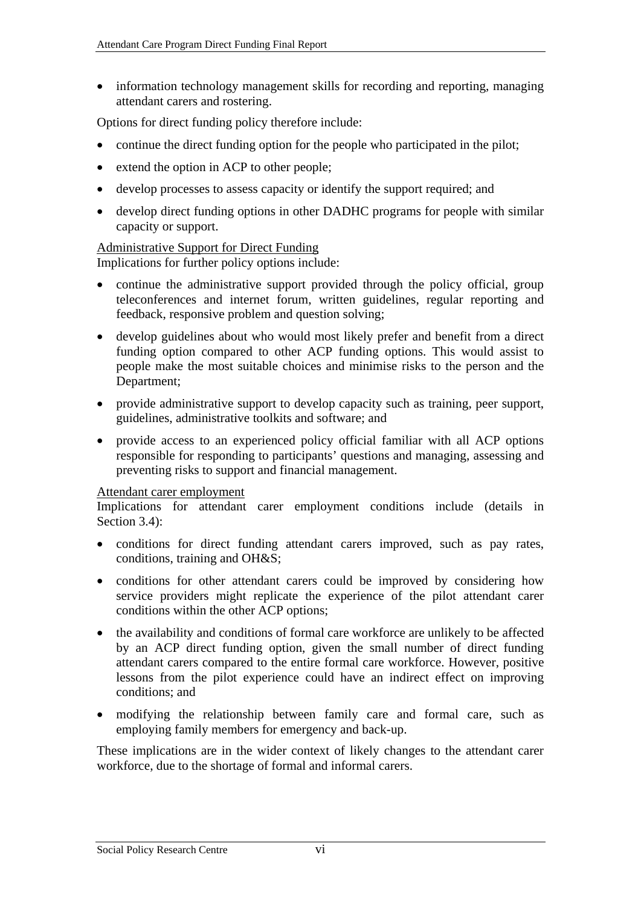- information technology management skills for recording and reporting, managing attendant carers and rostering.

Options for direct funding policy therefore include:

- continue the direct funding option for the people who participated in the pilot;
- extend the option in ACP to other people;
- develop processes to assess capacity or identify the support required; and
- develop direct funding options in other DADHC programs for people with similar capacity or support.

<u>Administrative Support for Direct Funding</u>

Implications for further policy options include:

- continue the administrative support provided through the policy official, group teleconferences and internet forum, written guidelines, regular reporting and feedback, responsive problem and question solving;
- develop guidelines about who would most likely prefer and benefit from a direct funding option compared to other ACP funding options. This would assist to people make the most suitable choices and minimise risks to the person and the Department;
- provide administrative support to develop capacity such as training, peer support, guidelines, administrative toolkits and software; and
- provide access to an experienced policy official familiar with all ACP options responsible for responding to participants' questions and managing, assessing and preventing risks to support and financial management.

<u>Attendant carer employment</u>

Implications for attendant carer employment conditions include (details in Section 3.4):

- conditions for direct funding attendant carers improved, such as pay rates, conditions, training and OH&S;
- conditions for other attendant carers could be improved by considering how service providers might replicate the experience of the pilot attendant carer conditions within the other ACP options;
- the availability and conditions of formal care workforce are unlikely to be affected by an ACP direct funding option, given the small number of direct funding attendant carers compared to the entire formal care workforce. However, positive lessons from the pilot experience could have an indirect effect on improving conditions; and
- modifying the relationship between family care and formal care, such as employing family members for emergency and back-up.

These implications are in the wider context of likely changes to the attendant carer workforce, due to the shortage of formal and informal carers.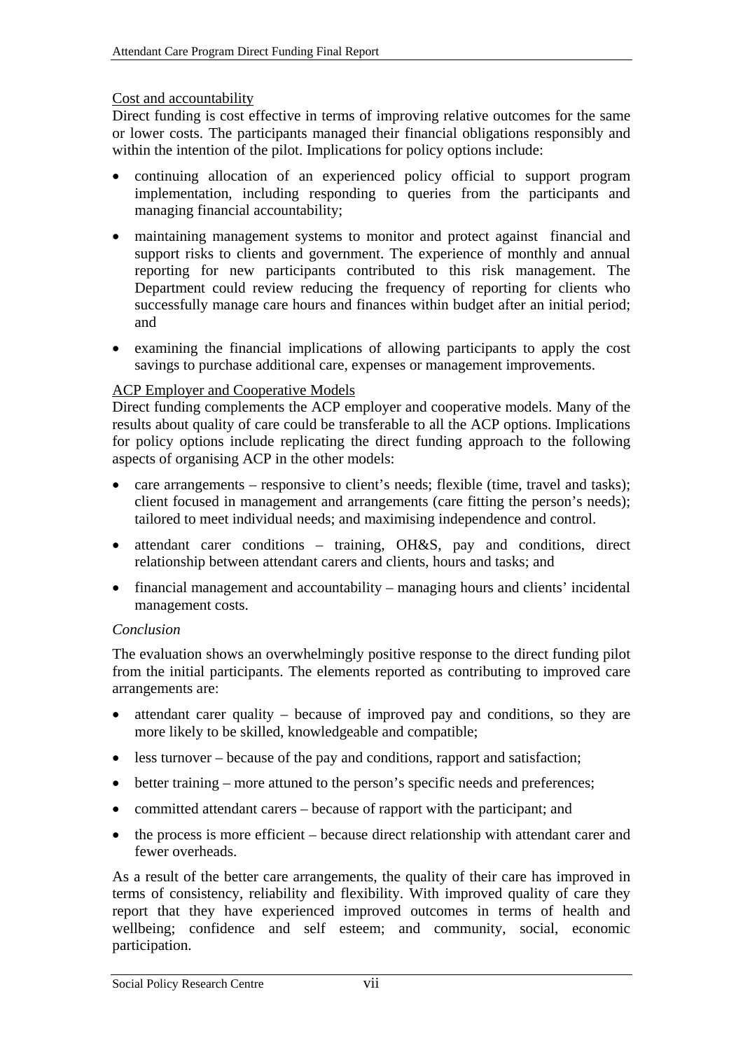Cost and accountability

Direct funding is cost effective in terms of improving relative outcomes for the same or lower costs. The participants managed their financial obligations responsibly and within the intention of the pilot. Implications for policy options include:

- continuing allocation of an experienced policy official to support program implementation, including responding to queries from the participants and managing financial accountability;
- maintaining management systems to monitor and protect against financial and support risks to clients and government. The experience of monthly and annual reporting for new participants contributed to this risk management. The Department could review reducing the frequency of reporting for clients who successfully manage care hours and finances within budget after an initial period; and
- examining the financial implications of allowing participants to apply the cost savings to purchase additional care, expenses or management improvements.

ACP Employer and Cooperative Models

Direct funding complements the ACP employer and cooperative models. Many of the results about quality of care could be transferable to all the ACP options. Implications for policy options include replicating the direct funding approach to the following aspects of organising ACP in the other models:

- care arrangements – responsive to client's needs; flexible (time, travel and tasks); client focused in management and arrangements (care fitting the person's needs); tailored to meet individual needs; and maximising independence and control.
- attendant carer conditions – training, OH&S, pay and conditions, direct relationship between attendant carers and clients, hours and tasks; and
- financial management and accountability – managing hours and clients' incidental management costs.

*Conclusion*

The evaluation shows an overwhelmingly positive response to the direct funding pilot from the initial participants. The elements reported as contributing to improved care arrangements are:

- attendant carer quality – because of improved pay and conditions, so they are more likely to be skilled, knowledgeable and compatible;
- less turnover – because of the pay and conditions, rapport and satisfaction;
- better training – more attuned to the person's specific needs and preferences;
- committed attendant carers – because of rapport with the participant; and
- the process is more efficient – because direct relationship with attendant carer and fewer overheads.

As a result of the better care arrangements, the quality of their care has improved in terms of consistency, reliability and flexibility. With improved quality of care they report that they have experienced improved outcomes in terms of health and wellbeing; confidence and self esteem; and community, social, economic participation.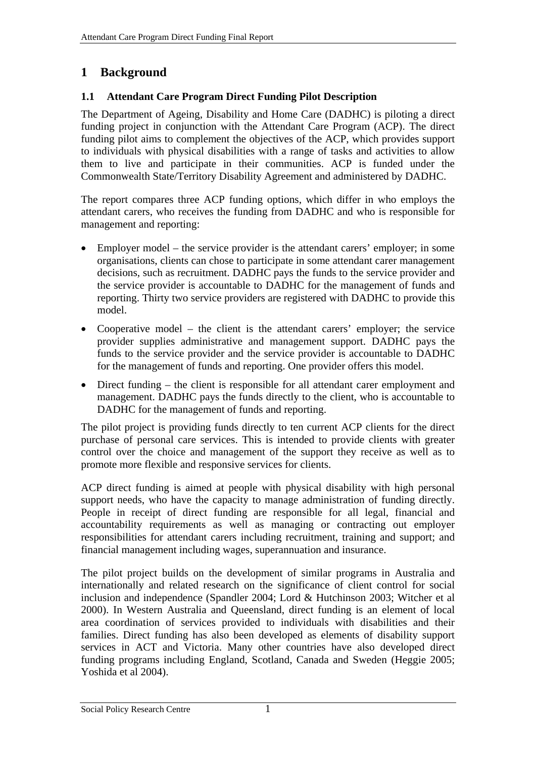# 1 Background

## 1.1 Attendant Care Program Direct Funding Pilot Description

The Department of Ageing, Disability and Home Care (DADHC) is piloting a direct funding project in conjunction with the Attendant Care Program (ACP). The direct funding pilot aims to complement the objectives of the ACP, which provides support to individuals with physical disabilities with a range of tasks and activities to allow them to live and participate in their communities. ACP is funded under the Commonwealth State/Territory Disability Agreement and administered by DADHC.

The report compares three ACP funding options, which differ in who employs the attendant carers, who receives the funding from DADHC and who is responsible for management and reporting:

- Employer model – the service provider is the attendant carers' employer; in some organisations, clients can chose to participate in some attendant carer management decisions, such as recruitment. DADHC pays the funds to the service provider and the service provider is accountable to DADHC for the management of funds and reporting. Thirty two service providers are registered with DADHC to provide this model.
- Cooperative model – the client is the attendant carers' employer; the service provider supplies administrative and management support. DADHC pays the funds to the service provider and the service provider is accountable to DADHC for the management of funds and reporting. One provider offers this model.
- Direct funding – the client is responsible for all attendant carer employment and management. DADHC pays the funds directly to the client, who is accountable to DADHC for the management of funds and reporting.

The pilot project is providing funds directly to ten current ACP clients for the direct purchase of personal care services. This is intended to provide clients with greater control over the choice and management of the support they receive as well as to promote more flexible and responsive services for clients.

ACP direct funding is aimed at people with physical disability with high personal support needs, who have the capacity to manage administration of funding directly. People in receipt of direct funding are responsible for all legal, financial and accountability requirements as well as managing or contracting out employer responsibilities for attendant carers including recruitment, training and support; and financial management including wages, superannuation and insurance.

The pilot project builds on the development of similar programs in Australia and internationally and related research on the significance of client control for social inclusion and independence (Spandler 2004; Lord & Hutchinson 2003; Witcher et al 2000). In Western Australia and Queensland, direct funding is an element of local area coordination of services provided to individuals with disabilities and their families. Direct funding has also been developed as elements of disability support services in ACT and Victoria. Many other countries have also developed direct funding programs including England, Scotland, Canada and Sweden (Heggie 2005; Yoshida et al 2004).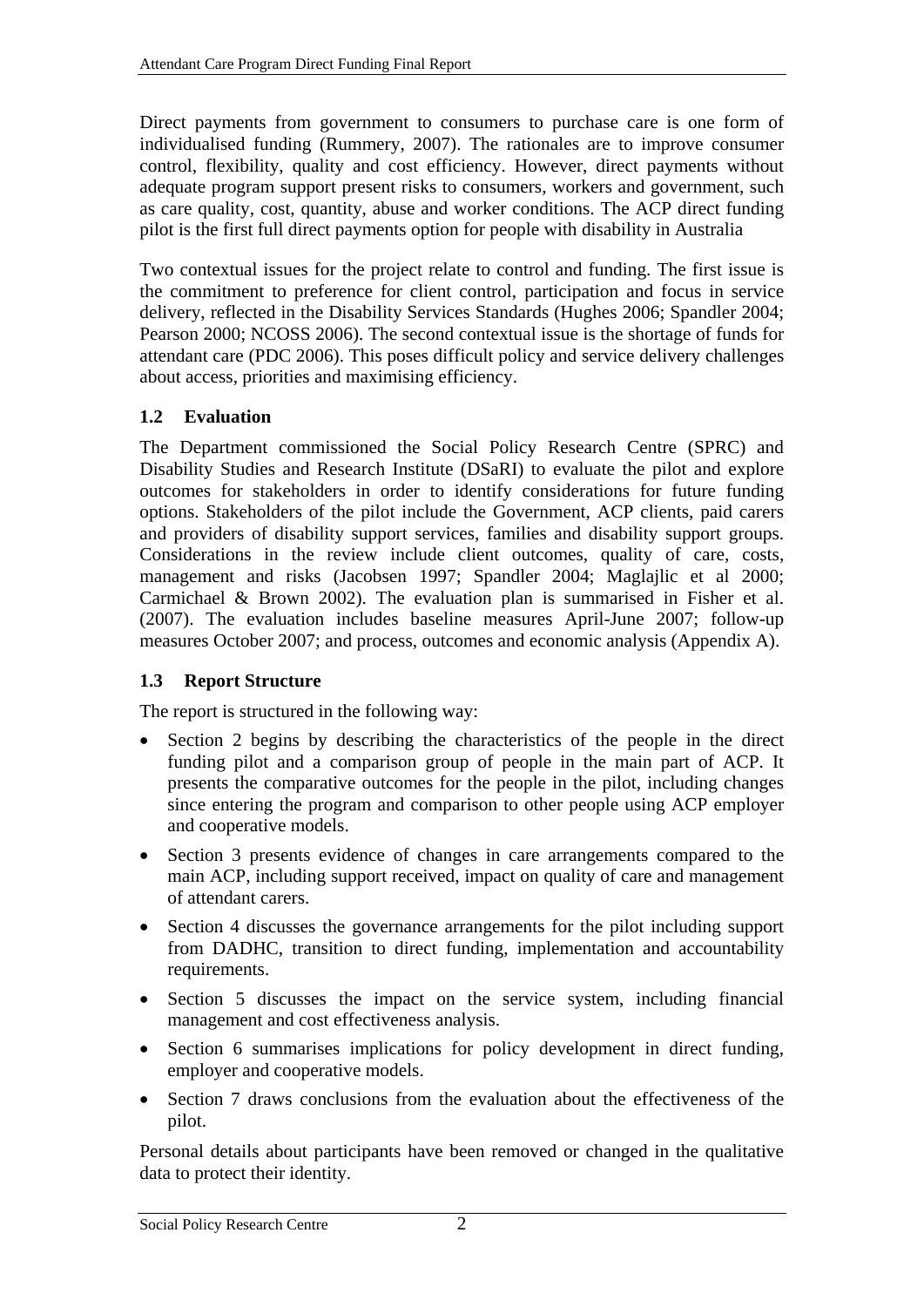Direct payments from government to consumers to purchase care is one form of individualised funding (Rummery, 2007). The rationales are to improve consumer control, flexibility, quality and cost efficiency. However, direct payments without adequate program support present risks to consumers, workers and government, such as care quality, cost, quantity, abuse and worker conditions. The ACP direct funding pilot is the first full direct payments option for people with disability in Australia

Two contextual issues for the project relate to control and funding. The first issue is the commitment to preference for client control, participation and focus in service delivery, reflected in the Disability Services Standards (Hughes 2006; Spandler 2004; Pearson 2000; NCOSS 2006). The second contextual issue is the shortage of funds for attendant care (PDC 2006). This poses difficult policy and service delivery challenges about access, priorities and maximising efficiency.

### 1.2 Evaluation

The Department commissioned the Social Policy Research Centre (SPRC) and Disability Studies and Research Institute (DSaRI) to evaluate the pilot and explore outcomes for stakeholders in order to identify considerations for future funding options. Stakeholders of the pilot include the Government, ACP clients, paid carers and providers of disability support services, families and disability support groups. Considerations in the review include client outcomes, quality of care, costs, management and risks (Jacobsen 1997; Spandler 2004; Maglajlic et al 2000; Carmichael & Brown 2002). The evaluation plan is summarised in Fisher et al. (2007). The evaluation includes baseline measures April-June 2007; follow-up measures October 2007; and process, outcomes and economic analysis (Appendix A).

### 1.3 Report Structure

The report is structured in the following way:

- Section 2 begins by describing the characteristics of the people in the direct funding pilot and a comparison group of people in the main part of ACP. It presents the comparative outcomes for the people in the pilot, including changes since entering the program and comparison to other people using ACP employer and cooperative models.
- Section 3 presents evidence of changes in care arrangements compared to the main ACP, including support received, impact on quality of care and management of attendant carers.
- Section 4 discusses the governance arrangements for the pilot including support from DADHC, transition to direct funding, implementation and accountability requirements.
- Section 5 discusses the impact on the service system, including financial management and cost effectiveness analysis.
- Section 6 summarises implications for policy development in direct funding, employer and cooperative models.
- Section 7 draws conclusions from the evaluation about the effectiveness of the pilot.

Personal details about participants have been removed or changed in the qualitative data to protect their identity.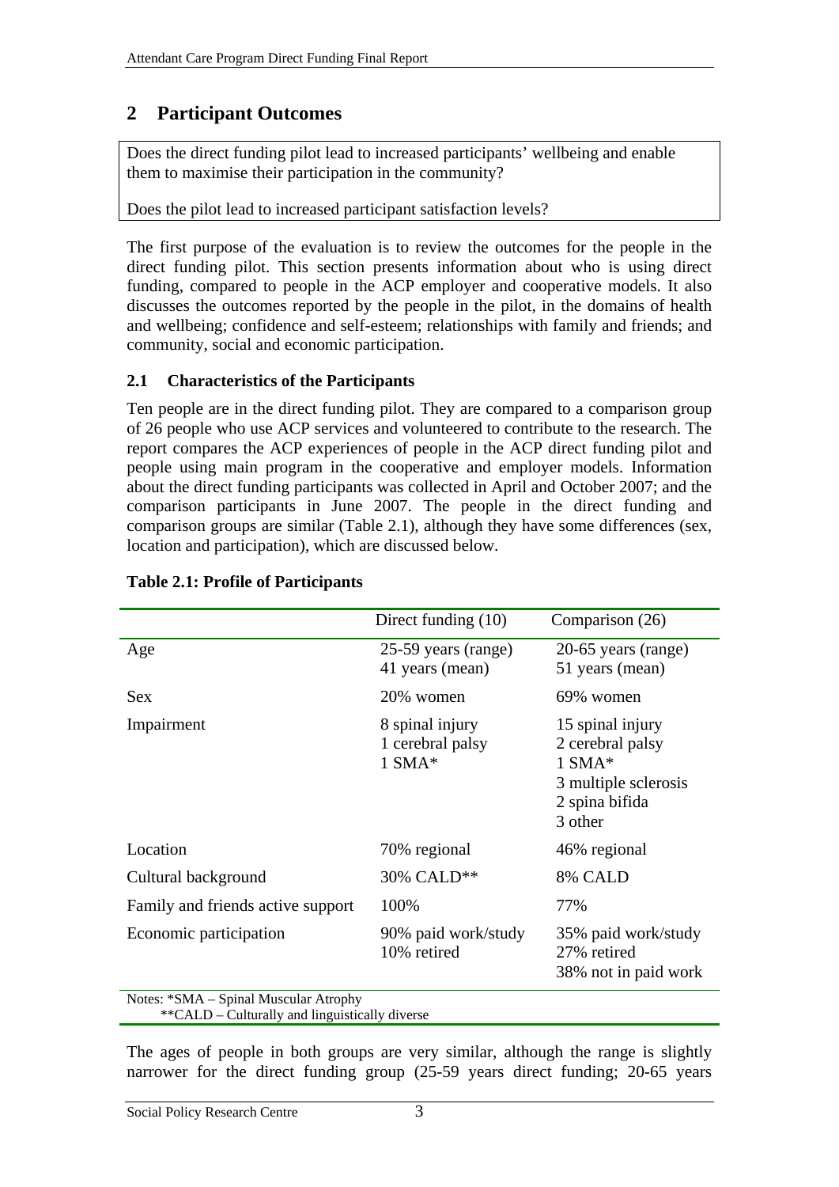# 2 Participant Outcomes

Does the direct funding pilot lead to increased participants' wellbeing and enable them to maximise their participation in the community?

Does the pilot lead to increased participant satisfaction levels?

The first purpose of the evaluation is to review the outcomes for the people in the direct funding pilot. This section presents information about who is using direct funding, compared to people in the ACP employer and cooperative models. It also discusses the outcomes reported by the people in the pilot, in the domains of health and wellbeing; confidence and self-esteem; relationships with family and friends; and community, social and economic participation.

## 2.1 Characteristics of the Participants

Ten people are in the direct funding pilot. They are compared to a comparison group of 26 people who use ACP services and volunteered to contribute to the research. The report compares the ACP experiences of people in the ACP direct funding pilot and people using main program in the cooperative and employer models. Information about the direct funding participants was collected in April and October 2007; and the comparison participants in June 2007. The people in the direct funding and comparison groups are similar (Table 2.1), although they have some differences (sex, location and participation), which are discussed below.

**Table 2.1: Profile of Participants**

| | Direct funding (10) | Comparison (26) |
|---|---|---|
| Age | 25-59 years (range)<br>41 years (mean) | 20-65 years (range)<br>51 years (mean) |
| Sex | 20% women | 69% women |
| Impairment | 8 spinal injury<br>1 cerebral palsy<br>1 SMA* | 15 spinal injury<br>2 cerebral palsy<br>1 SMA*<br>3 multiple sclerosis<br>2 spina bifida<br>3 other |
| Location | 70% regional | 46% regional |
| Cultural background | 30% CALD** | 8% CALD |
| Family and friends active support | 100% | 77% |
| Economic participation | 90% paid work/study<br>10% retired | 35% paid work/study<br>27% retired<br>38% not in paid work |

Notes: *SMA – Spinal Muscular Atrophy
**CALD – Culturally and linguistically diverse

The ages of people in both groups are very similar, although the range is slightly narrower for the direct funding group (25-59 years direct funding; 20-65 years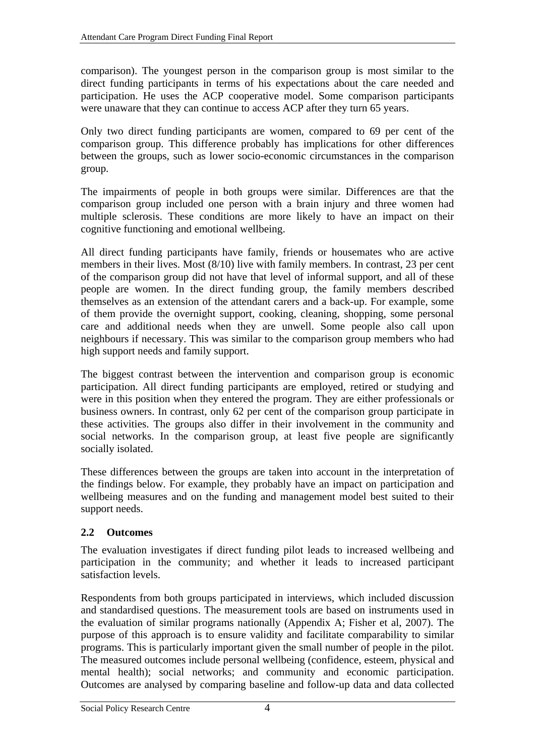comparison). The youngest person in the comparison group is most similar to the direct funding participants in terms of his expectations about the care needed and participation. He uses the ACP cooperative model. Some comparison participants were unaware that they can continue to access ACP after they turn 65 years.

Only two direct funding participants are women, compared to 69 per cent of the comparison group. This difference probably has implications for other differences between the groups, such as lower socio-economic circumstances in the comparison group.

The impairments of people in both groups were similar. Differences are that the comparison group included one person with a brain injury and three women had multiple sclerosis. These conditions are more likely to have an impact on their cognitive functioning and emotional wellbeing.

All direct funding participants have family, friends or housemates who are active members in their lives. Most (8/10) live with family members. In contrast, 23 per cent of the comparison group did not have that level of informal support, and all of these people are women. In the direct funding group, the family members described themselves as an extension of the attendant carers and a back-up. For example, some of them provide the overnight support, cooking, cleaning, shopping, some personal care and additional needs when they are unwell. Some people also call upon neighbours if necessary. This was similar to the comparison group members who had high support needs and family support.

The biggest contrast between the intervention and comparison group is economic participation. All direct funding participants are employed, retired or studying and were in this position when they entered the program. They are either professionals or business owners. In contrast, only 62 per cent of the comparison group participate in these activities. The groups also differ in their involvement in the community and social networks. In the comparison group, at least five people are significantly socially isolated.

These differences between the groups are taken into account in the interpretation of the findings below. For example, they probably have an impact on participation and wellbeing measures and on the funding and management model best suited to their support needs.

## 2.2 Outcomes

The evaluation investigates if direct funding pilot leads to increased wellbeing and participation in the community; and whether it leads to increased participant satisfaction levels.

Respondents from both groups participated in interviews, which included discussion and standardised questions. The measurement tools are based on instruments used in the evaluation of similar programs nationally (Appendix A; Fisher et al, 2007). The purpose of this approach is to ensure validity and facilitate comparability to similar programs. This is particularly important given the small number of people in the pilot. The measured outcomes include personal wellbeing (confidence, esteem, physical and mental health); social networks; and community and economic participation. Outcomes are analysed by comparing baseline and follow-up data and data collected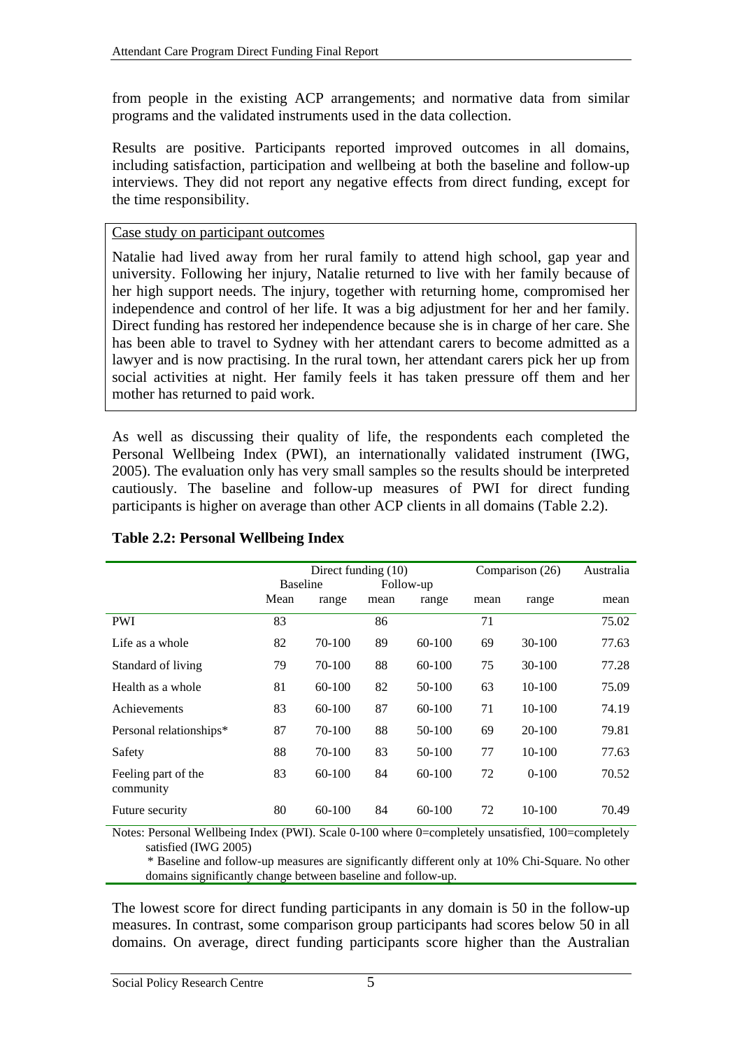from people in the existing ACP arrangements; and normative data from similar programs and the validated instruments used in the data collection.

Results are positive. Participants reported improved outcomes in all domains, including satisfaction, participation and wellbeing at both the baseline and follow-up interviews. They did not report any negative effects from direct funding, except for the time responsibility.

Case study on participant outcomes

Natalie had lived away from her rural family to attend high school, gap year and university. Following her injury, Natalie returned to live with her family because of her high support needs. The injury, together with returning home, compromised her independence and control of her life. It was a big adjustment for her and her family. Direct funding has restored her independence because she is in charge of her care. She has been able to travel to Sydney with her attendant carers to become admitted as a lawyer and is now practising. In the rural town, her attendant carers pick her up from social activities at night. Her family feels it has taken pressure off them and her mother has returned to paid work.

As well as discussing their quality of life, the respondents each completed the Personal Wellbeing Index (PWI), an internationally validated instrument (IWG, 2005). The evaluation only has very small samples so the results should be interpreted cautiously. The baseline and follow-up measures of PWI for direct funding participants is higher on average than other ACP clients in all domains (Table 2.2).

**Table 2.2: Personal Wellbeing Index**

| | Direct funding (10) | | | | Comparison (26) | | Australia |
|---|---|---|---|---|---|---|---|
| | Baseline | | Follow-up | | | | |
| | Mean | range | mean | range | mean | range | mean |
| PWI | 83 | | 86 | | 71 | | 75.02 |
| Life as a whole | 82 | 70-100 | 89 | 60-100 | 69 | 30-100 | 77.63 |
| Standard of living | 79 | 70-100 | 88 | 60-100 | 75 | 30-100 | 77.28 |
| Health as a whole | 81 | 60-100 | 82 | 50-100 | 63 | 10-100 | 75.09 |
| Achievements | 83 | 60-100 | 87 | 60-100 | 71 | 10-100 | 74.19 |
| Personal relationships* | 87 | 70-100 | 88 | 50-100 | 69 | 20-100 | 79.81 |
| Safety | 88 | 70-100 | 83 | 50-100 | 77 | 10-100 | 77.63 |
| Feeling part of the community | 83 | 60-100 | 84 | 60-100 | 72 | 0-100 | 70.52 |
| Future security | 80 | 60-100 | 84 | 60-100 | 72 | 10-100 | 70.49 |

Notes: Personal Wellbeing Index (PWI). Scale 0-100 where 0=completely unsatisfied, 100=completely satisfied (IWG 2005)

\* Baseline and follow-up measures are significantly different only at 10% Chi-Square. No other domains significantly change between baseline and follow-up.

The lowest score for direct funding participants in any domain is 50 in the follow-up measures. In contrast, some comparison group participants had scores below 50 in all domains. On average, direct funding participants score higher than the Australian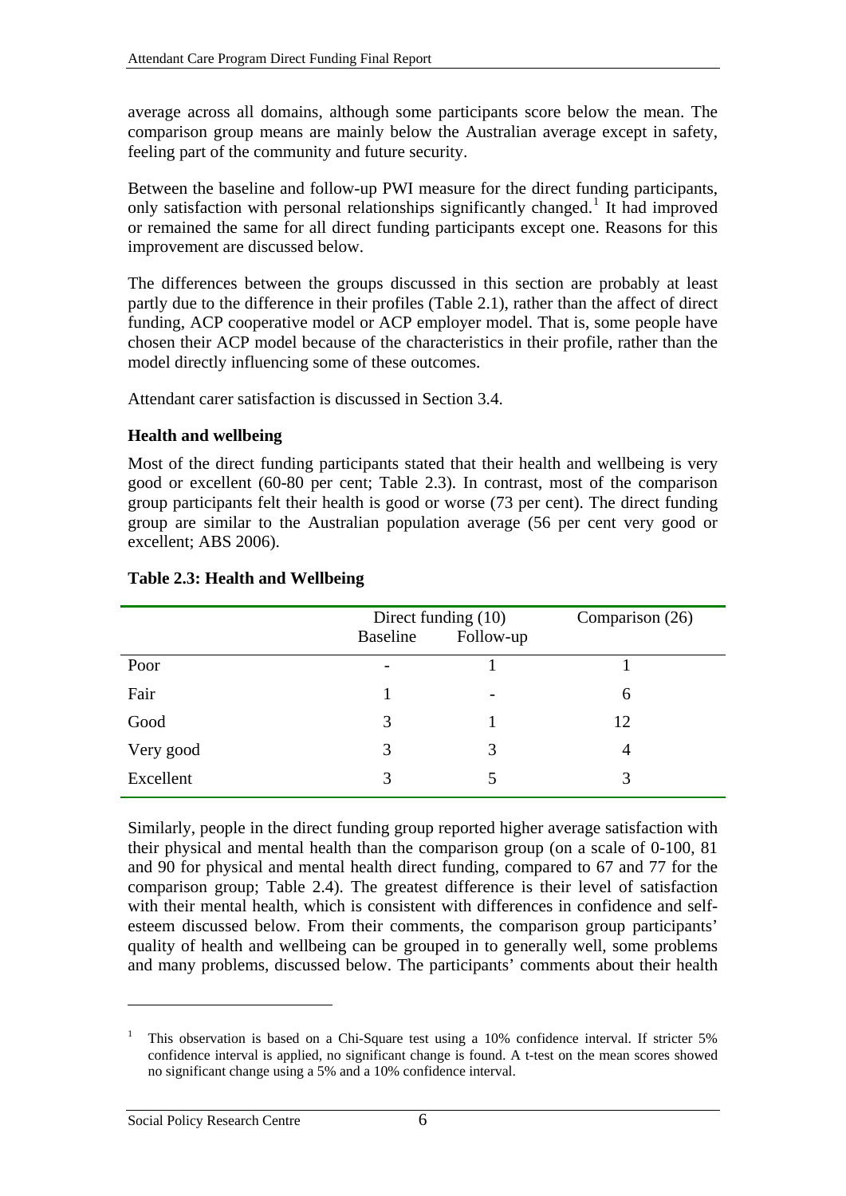average across all domains, although some participants score below the mean. The comparison group means are mainly below the Australian average except in safety, feeling part of the community and future security.

Between the baseline and follow-up PWI measure for the direct funding participants, only satisfaction with personal relationships significantly changed.[1] It had improved or remained the same for all direct funding participants except one. Reasons for this improvement are discussed below.

The differences between the groups discussed in this section are probably at least partly due to the difference in their profiles (Table 2.1), rather than the affect of direct funding, ACP cooperative model or ACP employer model. That is, some people have chosen their ACP model because of the characteristics in their profile, rather than the model directly influencing some of these outcomes.

Attendant carer satisfaction is discussed in Section 3.4.

### Health and wellbeing

Most of the direct funding participants stated that their health and wellbeing is very good or excellent (60-80 per cent; Table 2.3). In contrast, most of the comparison group participants felt their health is good or worse (73 per cent). The direct funding group are similar to the Australian population average (56 per cent very good or excellent; ABS 2006).

**Table 2.3: Health and Wellbeing**

| | Direct funding (10) | | Comparison (26) |
|---|---|---|---|
| | Baseline | Follow-up | |
| Poor | - | 1 | 1 |
| Fair | 1 | - | 6 |
| Good | 3 | 1 | 12 |
| Very good | 3 | 3 | 4 |
| Excellent | 3 | 5 | 3 |

Similarly, people in the direct funding group reported higher average satisfaction with their physical and mental health than the comparison group (on a scale of 0-100, 81 and 90 for physical and mental health direct funding, compared to 67 and 77 for the comparison group; Table 2.4). The greatest difference is their level of satisfaction with their mental health, which is consistent with differences in confidence and self-esteem discussed below. From their comments, the comparison group participants' quality of health and wellbeing can be grouped in to generally well, some problems and many problems, discussed below. The participants' comments about their health

---

[1] This observation is based on a Chi-Square test using a 10% confidence interval. If stricter 5% confidence interval is applied, no significant change is found. A t-test on the mean scores showed no significant change using a 5% and a 10% confidence interval.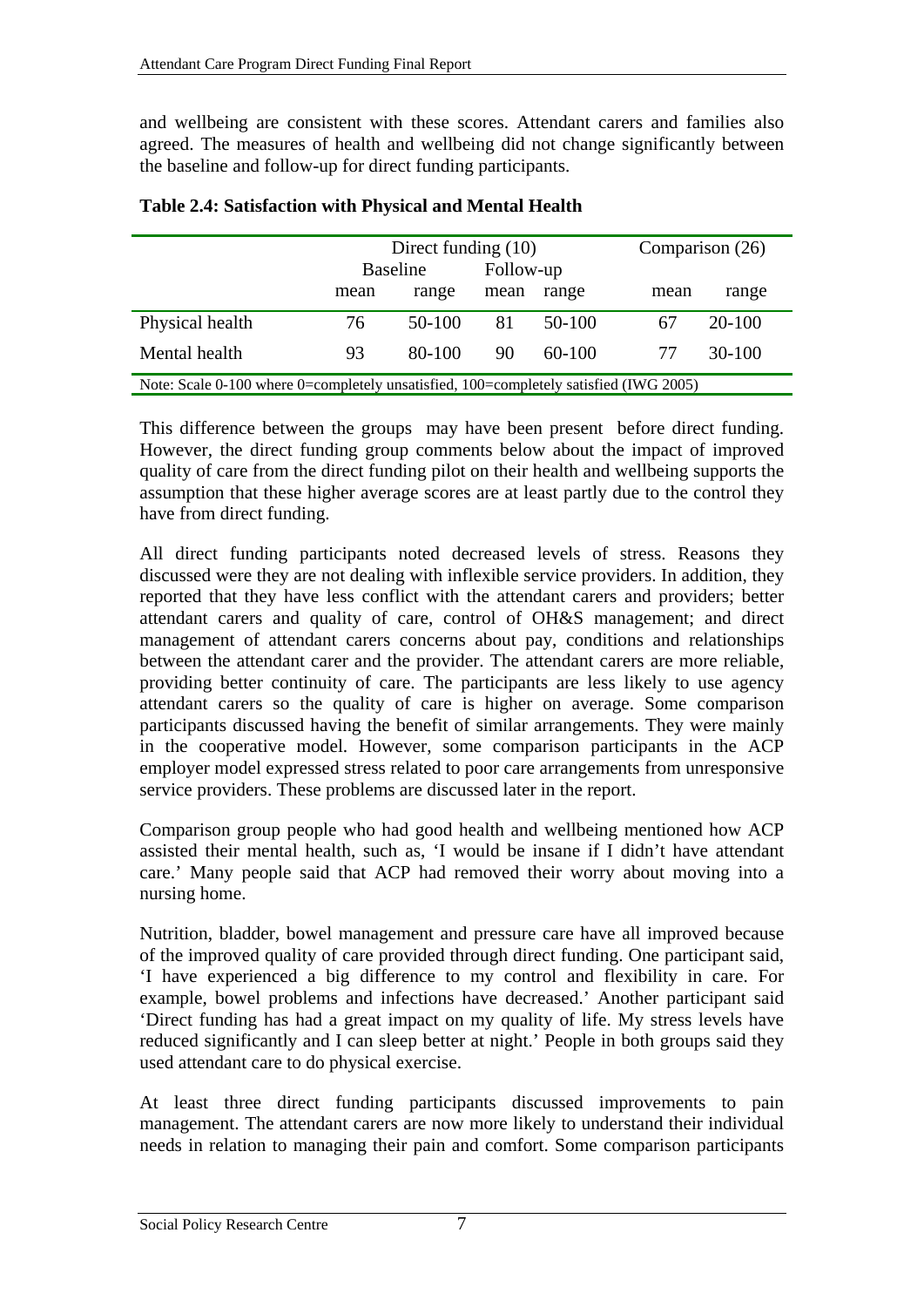and wellbeing are consistent with these scores. Attendant carers and families also agreed. The measures of health and wellbeing did not change significantly between the baseline and follow-up for direct funding participants.

**Table 2.4: Satisfaction with Physical and Mental Health**

| | Direct funding (10) | | | | Comparison (26) | |
|---|---|---|---|---|---|---|
| | Baseline | | Follow-up | | | |
| | mean | range | mean | range | mean | range |
| Physical health | 76 | 50-100 | 81 | 50-100 | 67 | 20-100 |
| Mental health | 93 | 80-100 | 90 | 60-100 | 77 | 30-100 |

Note: Scale 0-100 where 0=completely unsatisfied, 100=completely satisfied (IWG 2005)

This difference between the groups may have been present before direct funding. However, the direct funding group comments below about the impact of improved quality of care from the direct funding pilot on their health and wellbeing supports the assumption that these higher average scores are at least partly due to the control they have from direct funding.

All direct funding participants noted decreased levels of stress. Reasons they discussed were they are not dealing with inflexible service providers. In addition, they reported that they have less conflict with the attendant carers and providers; better attendant carers and quality of care, control of OH&S management; and direct management of attendant carers concerns about pay, conditions and relationships between the attendant carer and the provider. The attendant carers are more reliable, providing better continuity of care. The participants are less likely to use agency attendant carers so the quality of care is higher on average. Some comparison participants discussed having the benefit of similar arrangements. They were mainly in the cooperative model. However, some comparison participants in the ACP employer model expressed stress related to poor care arrangements from unresponsive service providers. These problems are discussed later in the report.

Comparison group people who had good health and wellbeing mentioned how ACP assisted their mental health, such as, 'I would be insane if I didn't have attendant care.' Many people said that ACP had removed their worry about moving into a nursing home.

Nutrition, bladder, bowel management and pressure care have all improved because of the improved quality of care provided through direct funding. One participant said, 'I have experienced a big difference to my control and flexibility in care. For example, bowel problems and infections have decreased.' Another participant said 'Direct funding has had a great impact on my quality of life. My stress levels have reduced significantly and I can sleep better at night.' People in both groups said they used attendant care to do physical exercise.

At least three direct funding participants discussed improvements to pain management. The attendant carers are now more likely to understand their individual needs in relation to managing their pain and comfort. Some comparison participants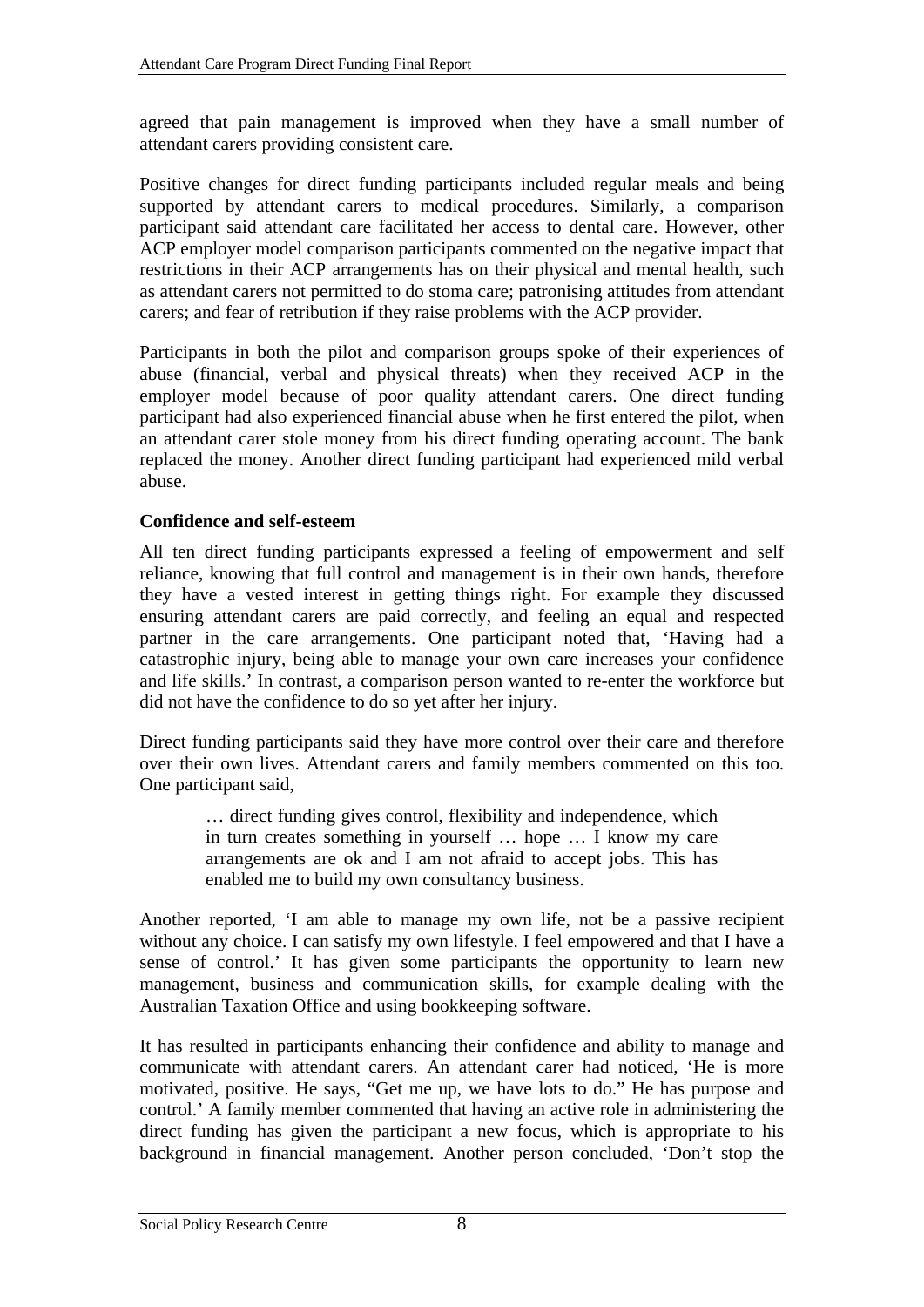agreed that pain management is improved when they have a small number of attendant carers providing consistent care.

Positive changes for direct funding participants included regular meals and being supported by attendant carers to medical procedures. Similarly, a comparison participant said attendant care facilitated her access to dental care. However, other ACP employer model comparison participants commented on the negative impact that restrictions in their ACP arrangements has on their physical and mental health, such as attendant carers not permitted to do stoma care; patronising attitudes from attendant carers; and fear of retribution if they raise problems with the ACP provider.

Participants in both the pilot and comparison groups spoke of their experiences of abuse (financial, verbal and physical threats) when they received ACP in the employer model because of poor quality attendant carers. One direct funding participant had also experienced financial abuse when he first entered the pilot, when an attendant carer stole money from his direct funding operating account. The bank replaced the money. Another direct funding participant had experienced mild verbal abuse.

**Confidence and self-esteem**

All ten direct funding participants expressed a feeling of empowerment and self reliance, knowing that full control and management is in their own hands, therefore they have a vested interest in getting things right. For example they discussed ensuring attendant carers are paid correctly, and feeling an equal and respected partner in the care arrangements. One participant noted that, 'Having had a catastrophic injury, being able to manage your own care increases your confidence and life skills.' In contrast, a comparison person wanted to re-enter the workforce but did not have the confidence to do so yet after her injury.

Direct funding participants said they have more control over their care and therefore over their own lives. Attendant carers and family members commented on this too. One participant said,

> … direct funding gives control, flexibility and independence, which in turn creates something in yourself … hope … I know my care arrangements are ok and I am not afraid to accept jobs. This has enabled me to build my own consultancy business.

Another reported, 'I am able to manage my own life, not be a passive recipient without any choice. I can satisfy my own lifestyle. I feel empowered and that I have a sense of control.' It has given some participants the opportunity to learn new management, business and communication skills, for example dealing with the Australian Taxation Office and using bookkeeping software.

It has resulted in participants enhancing their confidence and ability to manage and communicate with attendant carers. An attendant carer had noticed, 'He is more motivated, positive. He says, "Get me up, we have lots to do." He has purpose and control.' A family member commented that having an active role in administering the direct funding has given the participant a new focus, which is appropriate to his background in financial management. Another person concluded, 'Don't stop the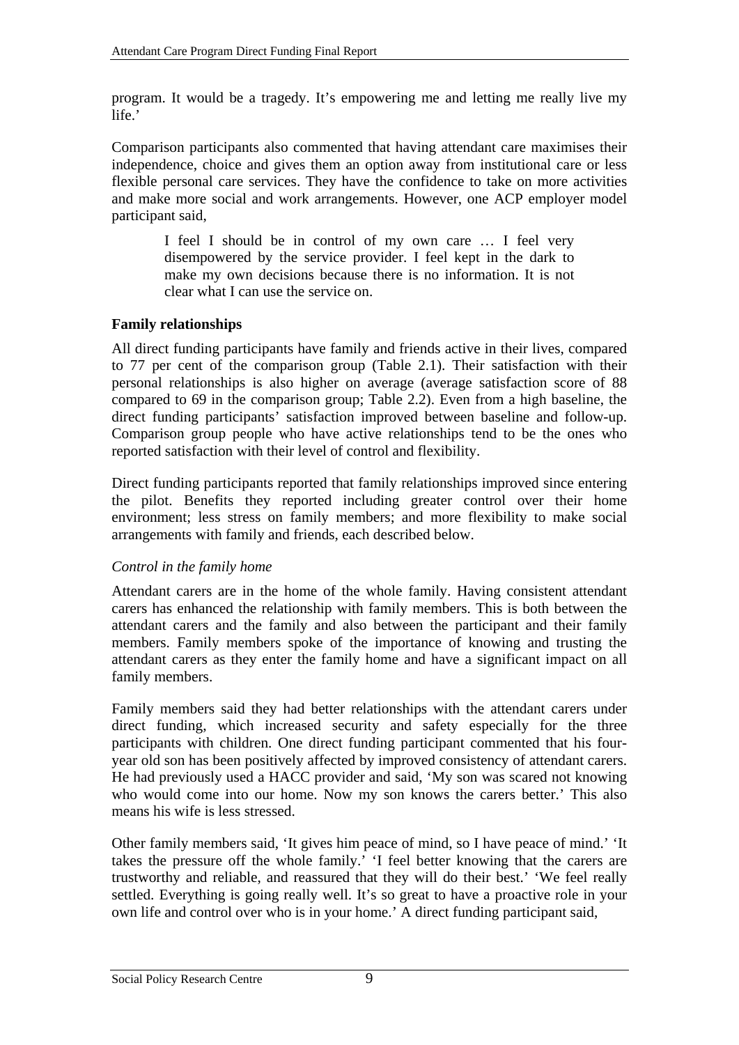program. It would be a tragedy. It's empowering me and letting me really live my life.'

Comparison participants also commented that having attendant care maximises their independence, choice and gives them an option away from institutional care or less flexible personal care services. They have the confidence to take on more activities and make more social and work arrangements. However, one ACP employer model participant said,

> I feel I should be in control of my own care … I feel very disempowered by the service provider. I feel kept in the dark to make my own decisions because there is no information. It is not clear what I can use the service on.

**Family relationships**

All direct funding participants have family and friends active in their lives, compared to 77 per cent of the comparison group (Table 2.1). Their satisfaction with their personal relationships is also higher on average (average satisfaction score of 88 compared to 69 in the comparison group; Table 2.2). Even from a high baseline, the direct funding participants' satisfaction improved between baseline and follow-up. Comparison group people who have active relationships tend to be the ones who reported satisfaction with their level of control and flexibility.

Direct funding participants reported that family relationships improved since entering the pilot. Benefits they reported including greater control over their home environment; less stress on family members; and more flexibility to make social arrangements with family and friends, each described below.

*Control in the family home*

Attendant carers are in the home of the whole family. Having consistent attendant carers has enhanced the relationship with family members. This is both between the attendant carers and the family and also between the participant and their family members. Family members spoke of the importance of knowing and trusting the attendant carers as they enter the family home and have a significant impact on all family members.

Family members said they had better relationships with the attendant carers under direct funding, which increased security and safety especially for the three participants with children. One direct funding participant commented that his four-year old son has been positively affected by improved consistency of attendant carers. He had previously used a HACC provider and said, 'My son was scared not knowing who would come into our home. Now my son knows the carers better.' This also means his wife is less stressed.

Other family members said, 'It gives him peace of mind, so I have peace of mind.' 'It takes the pressure off the whole family.' 'I feel better knowing that the carers are trustworthy and reliable, and reassured that they will do their best.' 'We feel really settled. Everything is going really well. It's so great to have a proactive role in your own life and control over who is in your home.' A direct funding participant said,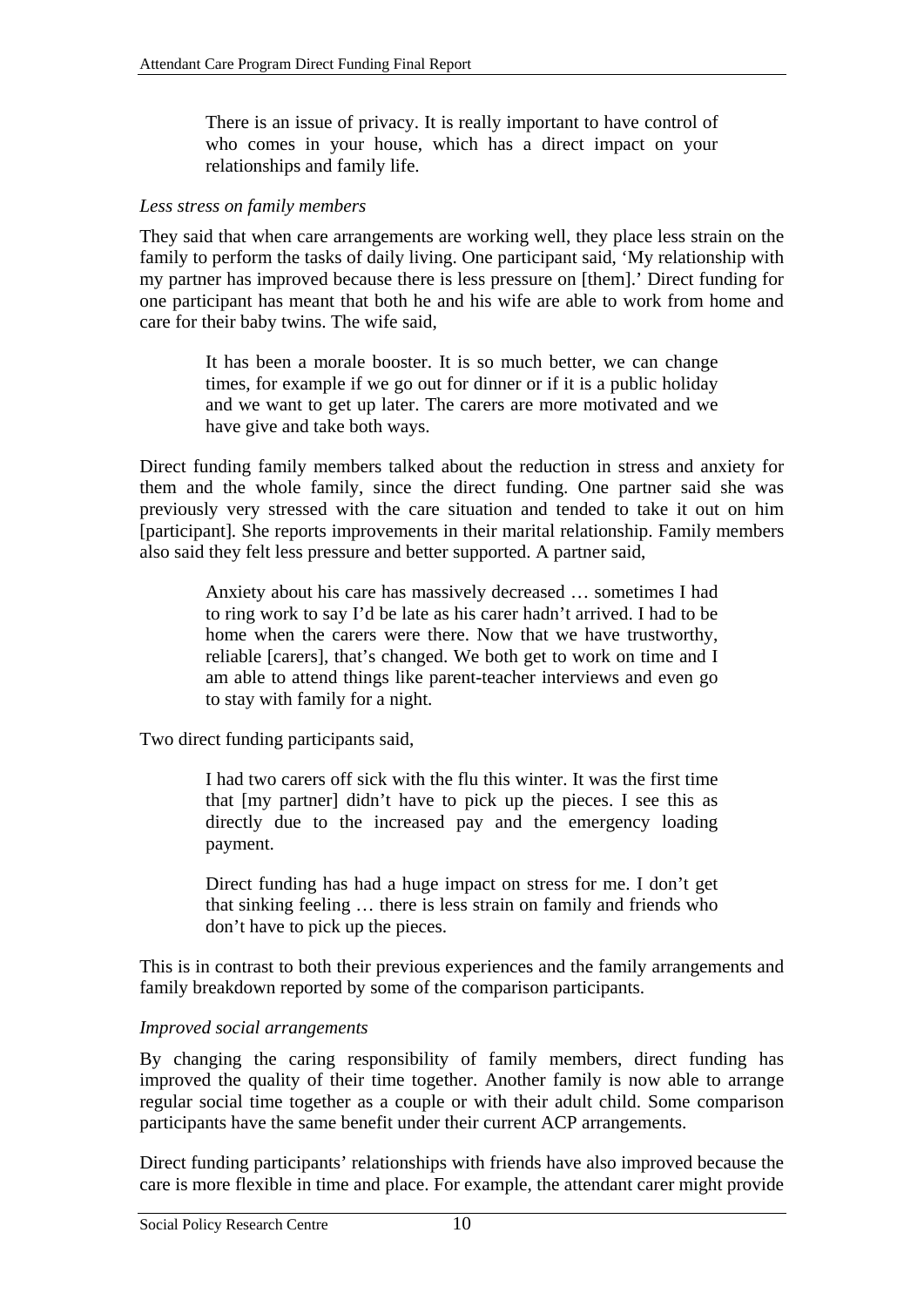> There is an issue of privacy. It is really important to have control of who comes in your house, which has a direct impact on your relationships and family life.

*Less stress on family members*

They said that when care arrangements are working well, they place less strain on the family to perform the tasks of daily living. One participant said, 'My relationship with my partner has improved because there is less pressure on [them].' Direct funding for one participant has meant that both he and his wife are able to work from home and care for their baby twins. The wife said,

> It has been a morale booster. It is so much better, we can change times, for example if we go out for dinner or if it is a public holiday and we want to get up later. The carers are more motivated and we have give and take both ways.

Direct funding family members talked about the reduction in stress and anxiety for them and the whole family, since the direct funding. One partner said she was previously very stressed with the care situation and tended to take it out on him [participant]. She reports improvements in their marital relationship. Family members also said they felt less pressure and better supported. A partner said,

> Anxiety about his care has massively decreased … sometimes I had to ring work to say I'd be late as his carer hadn't arrived. I had to be home when the carers were there. Now that we have trustworthy, reliable [carers], that's changed. We both get to work on time and I am able to attend things like parent-teacher interviews and even go to stay with family for a night.

Two direct funding participants said,

> I had two carers off sick with the flu this winter. It was the first time that [my partner] didn't have to pick up the pieces. I see this as directly due to the increased pay and the emergency loading payment.

> Direct funding has had a huge impact on stress for me. I don't get that sinking feeling … there is less strain on family and friends who don't have to pick up the pieces.

This is in contrast to both their previous experiences and the family arrangements and family breakdown reported by some of the comparison participants.

*Improved social arrangements*

By changing the caring responsibility of family members, direct funding has improved the quality of their time together. Another family is now able to arrange regular social time together as a couple or with their adult child. Some comparison participants have the same benefit under their current ACP arrangements.

Direct funding participants' relationships with friends have also improved because the care is more flexible in time and place. For example, the attendant carer might provide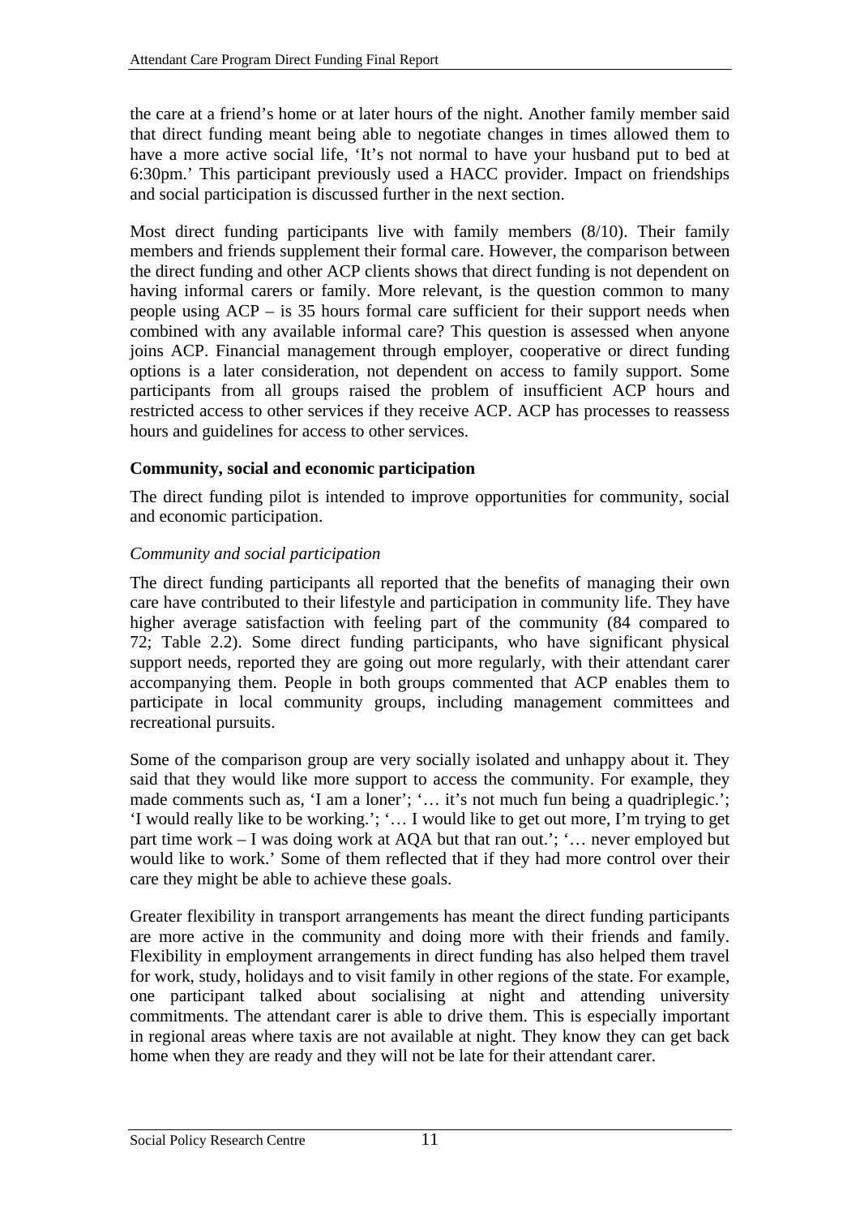the care at a friend's home or at later hours of the night. Another family member said that direct funding meant being able to negotiate changes in times allowed them to have a more active social life, 'It's not normal to have your husband put to bed at 6:30pm.' This participant previously used a HACC provider. Impact on friendships and social participation is discussed further in the next section.

Most direct funding participants live with family members (8/10). Their family members and friends supplement their formal care. However, the comparison between the direct funding and other ACP clients shows that direct funding is not dependent on having informal carers or family. More relevant, is the question common to many people using ACP – is 35 hours formal care sufficient for their support needs when combined with any available informal care? This question is assessed when anyone joins ACP. Financial management through employer, cooperative or direct funding options is a later consideration, not dependent on access to family support. Some participants from all groups raised the problem of insufficient ACP hours and restricted access to other services if they receive ACP. ACP has processes to reassess hours and guidelines for access to other services.

**Community, social and economic participation**

The direct funding pilot is intended to improve opportunities for community, social and economic participation.

*Community and social participation*

The direct funding participants all reported that the benefits of managing their own care have contributed to their lifestyle and participation in community life. They have higher average satisfaction with feeling part of the community (84 compared to 72; Table 2.2). Some direct funding participants, who have significant physical support needs, reported they are going out more regularly, with their attendant carer accompanying them. People in both groups commented that ACP enables them to participate in local community groups, including management committees and recreational pursuits.

Some of the comparison group are very socially isolated and unhappy about it. They said that they would like more support to access the community. For example, they made comments such as, 'I am a loner'; '… it's not much fun being a quadriplegic.'; 'I would really like to be working.'; '… I would like to get out more, I'm trying to get part time work – I was doing work at AQA but that ran out.'; '… never employed but would like to work.' Some of them reflected that if they had more control over their care they might be able to achieve these goals.

Greater flexibility in transport arrangements has meant the direct funding participants are more active in the community and doing more with their friends and family. Flexibility in employment arrangements in direct funding has also helped them travel for work, study, holidays and to visit family in other regions of the state. For example, one participant talked about socialising at night and attending university commitments. The attendant carer is able to drive them. This is especially important in regional areas where taxis are not available at night. They know they can get back home when they are ready and they will not be late for their attendant carer.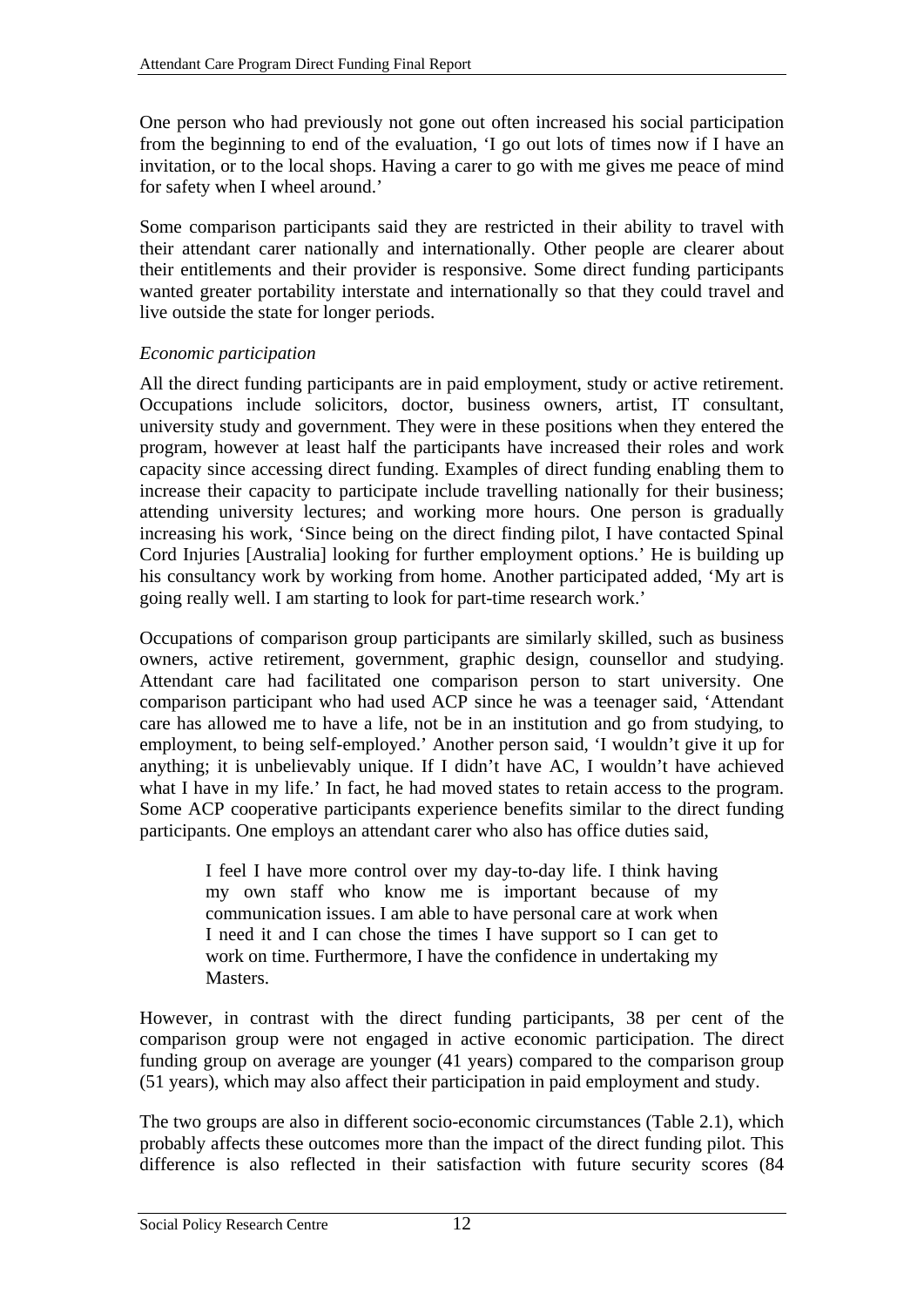One person who had previously not gone out often increased his social participation from the beginning to end of the evaluation, 'I go out lots of times now if I have an invitation, or to the local shops. Having a carer to go with me gives me peace of mind for safety when I wheel around.'

Some comparison participants said they are restricted in their ability to travel with their attendant carer nationally and internationally. Other people are clearer about their entitlements and their provider is responsive. Some direct funding participants wanted greater portability interstate and internationally so that they could travel and live outside the state for longer periods.

### *Economic participation*

All the direct funding participants are in paid employment, study or active retirement. Occupations include solicitors, doctor, business owners, artist, IT consultant, university study and government. They were in these positions when they entered the program, however at least half the participants have increased their roles and work capacity since accessing direct funding. Examples of direct funding enabling them to increase their capacity to participate include travelling nationally for their business; attending university lectures; and working more hours. One person is gradually increasing his work, 'Since being on the direct finding pilot, I have contacted Spinal Cord Injuries [Australia] looking for further employment options.' He is building up his consultancy work by working from home. Another participated added, 'My art is going really well. I am starting to look for part-time research work.'

Occupations of comparison group participants are similarly skilled, such as business owners, active retirement, government, graphic design, counsellor and studying. Attendant care had facilitated one comparison person to start university. One comparison participant who had used ACP since he was a teenager said, 'Attendant care has allowed me to have a life, not be in an institution and go from studying, to employment, to being self-employed.' Another person said, 'I wouldn't give it up for anything; it is unbelievably unique. If I didn't have AC, I wouldn't have achieved what I have in my life.' In fact, he had moved states to retain access to the program. Some ACP cooperative participants experience benefits similar to the direct funding participants. One employs an attendant carer who also has office duties said,

> I feel I have more control over my day-to-day life. I think having my own staff who know me is important because of my communication issues. I am able to have personal care at work when I need it and I can chose the times I have support so I can get to work on time. Furthermore, I have the confidence in undertaking my Masters.

However, in contrast with the direct funding participants, 38 per cent of the comparison group were not engaged in active economic participation. The direct funding group on average are younger (41 years) compared to the comparison group (51 years), which may also affect their participation in paid employment and study.

The two groups are also in different socio-economic circumstances (Table 2.1), which probably affects these outcomes more than the impact of the direct funding pilot. This difference is also reflected in their satisfaction with future security scores (84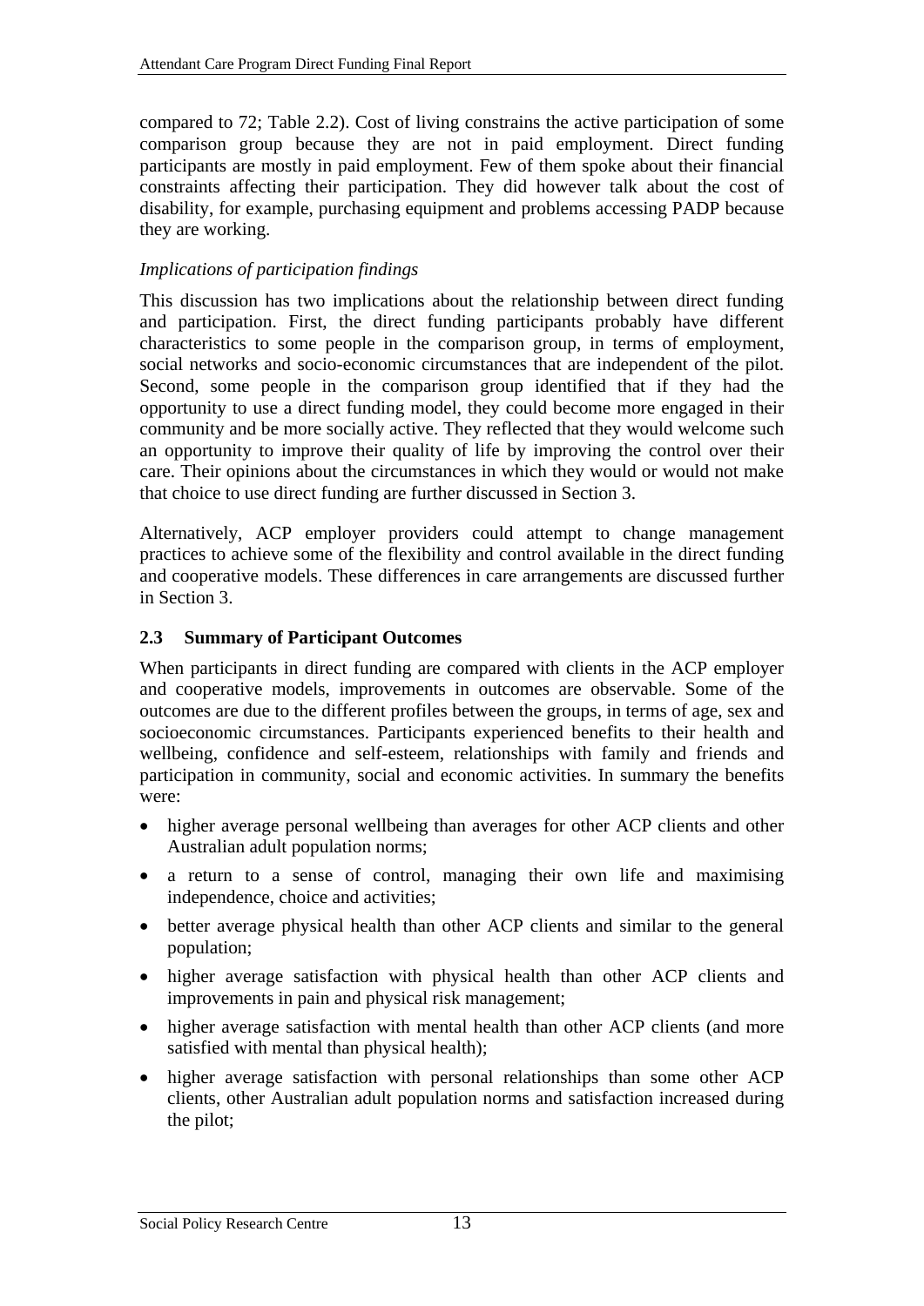compared to 72; Table 2.2). Cost of living constrains the active participation of some comparison group because they are not in paid employment. Direct funding participants are mostly in paid employment. Few of them spoke about their financial constraints affecting their participation. They did however talk about the cost of disability, for example, purchasing equipment and problems accessing PADP because they are working.

*Implications of participation findings*

This discussion has two implications about the relationship between direct funding and participation. First, the direct funding participants probably have different characteristics to some people in the comparison group, in terms of employment, social networks and socio-economic circumstances that are independent of the pilot. Second, some people in the comparison group identified that if they had the opportunity to use a direct funding model, they could become more engaged in their community and be more socially active. They reflected that they would welcome such an opportunity to improve their quality of life by improving the control over their care. Their opinions about the circumstances in which they would or would not make that choice to use direct funding are further discussed in Section 3.

Alternatively, ACP employer providers could attempt to change management practices to achieve some of the flexibility and control available in the direct funding and cooperative models. These differences in care arrangements are discussed further in Section 3.

### 2.3 Summary of Participant Outcomes

When participants in direct funding are compared with clients in the ACP employer and cooperative models, improvements in outcomes are observable. Some of the outcomes are due to the different profiles between the groups, in terms of age, sex and socioeconomic circumstances. Participants experienced benefits to their health and wellbeing, confidence and self-esteem, relationships with family and friends and participation in community, social and economic activities. In summary the benefits were:

- higher average personal wellbeing than averages for other ACP clients and other Australian adult population norms;
- a return to a sense of control, managing their own life and maximising independence, choice and activities;
- better average physical health than other ACP clients and similar to the general population;
- higher average satisfaction with physical health than other ACP clients and improvements in pain and physical risk management;
- higher average satisfaction with mental health than other ACP clients (and more satisfied with mental than physical health);
- higher average satisfaction with personal relationships than some other ACP clients, other Australian adult population norms and satisfaction increased during the pilot;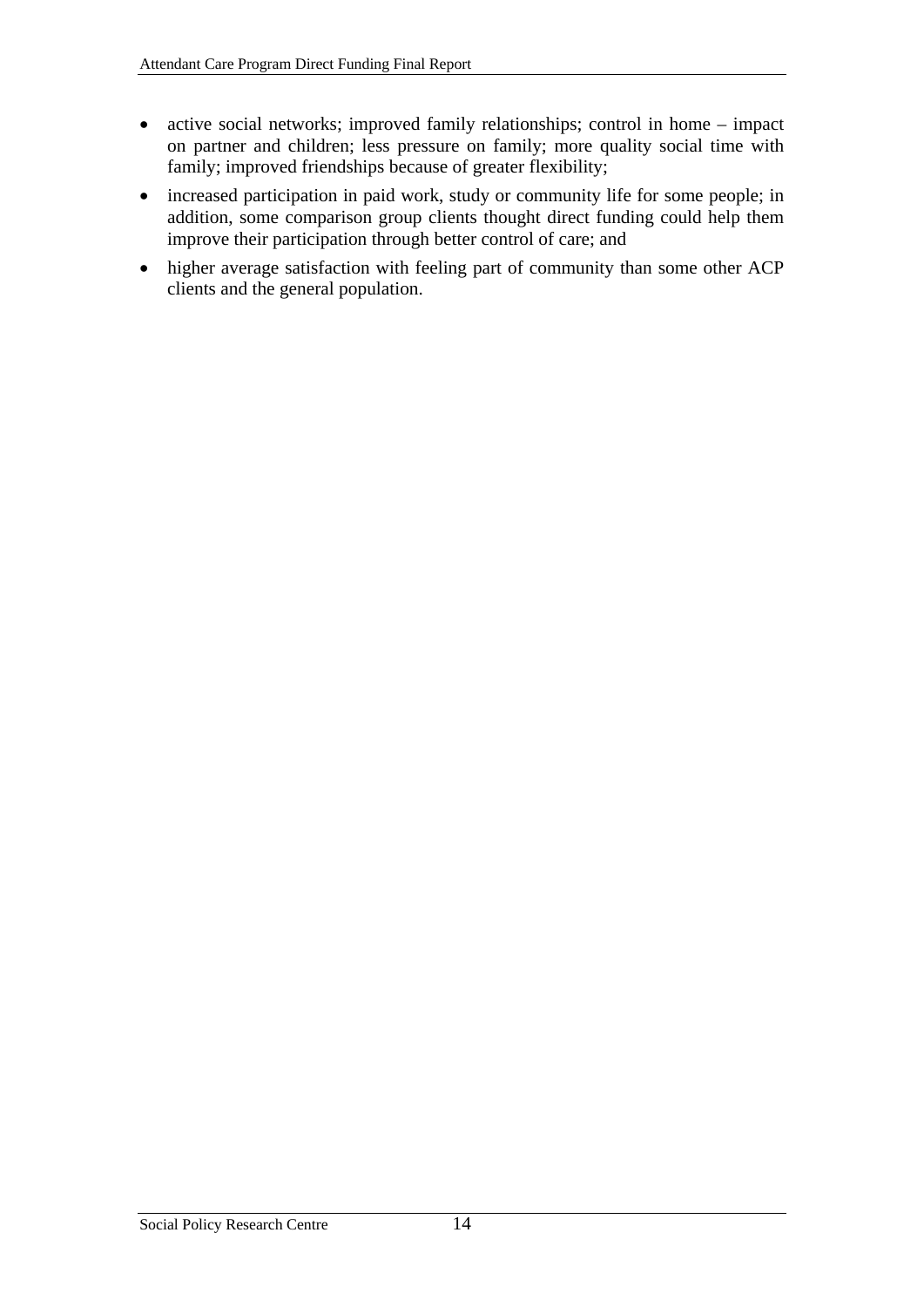- active social networks; improved family relationships; control in home – impact on partner and children; less pressure on family; more quality social time with family; improved friendships because of greater flexibility;
- increased participation in paid work, study or community life for some people; in addition, some comparison group clients thought direct funding could help them improve their participation through better control of care; and
- higher average satisfaction with feeling part of community than some other ACP clients and the general population.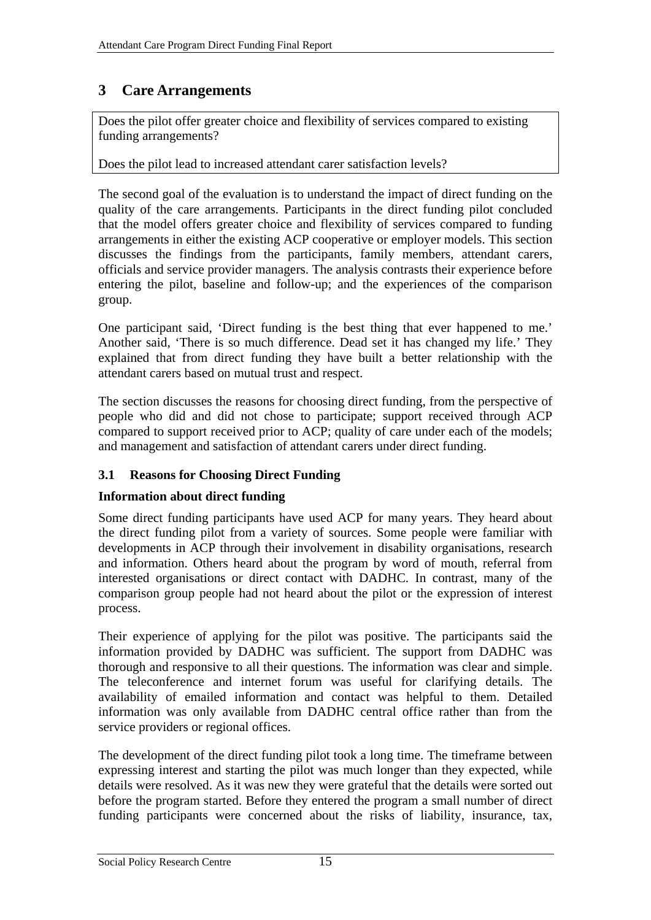# 3 Care Arrangements

Does the pilot offer greater choice and flexibility of services compared to existing funding arrangements?

Does the pilot lead to increased attendant carer satisfaction levels?

The second goal of the evaluation is to understand the impact of direct funding on the quality of the care arrangements. Participants in the direct funding pilot concluded that the model offers greater choice and flexibility of services compared to funding arrangements in either the existing ACP cooperative or employer models. This section discusses the findings from the participants, family members, attendant carers, officials and service provider managers. The analysis contrasts their experience before entering the pilot, baseline and follow-up; and the experiences of the comparison group.

One participant said, 'Direct funding is the best thing that ever happened to me.' Another said, 'There is so much difference. Dead set it has changed my life.' They explained that from direct funding they have built a better relationship with the attendant carers based on mutual trust and respect.

The section discusses the reasons for choosing direct funding, from the perspective of people who did and did not chose to participate; support received through ACP compared to support received prior to ACP; quality of care under each of the models; and management and satisfaction of attendant carers under direct funding.

## 3.1 Reasons for Choosing Direct Funding

### Information about direct funding

Some direct funding participants have used ACP for many years. They heard about the direct funding pilot from a variety of sources. Some people were familiar with developments in ACP through their involvement in disability organisations, research and information. Others heard about the program by word of mouth, referral from interested organisations or direct contact with DADHC. In contrast, many of the comparison group people had not heard about the pilot or the expression of interest process.

Their experience of applying for the pilot was positive. The participants said the information provided by DADHC was sufficient. The support from DADHC was thorough and responsive to all their questions. The information was clear and simple. The teleconference and internet forum was useful for clarifying details. The availability of emailed information and contact was helpful to them. Detailed information was only available from DADHC central office rather than from the service providers or regional offices.

The development of the direct funding pilot took a long time. The timeframe between expressing interest and starting the pilot was much longer than they expected, while details were resolved. As it was new they were grateful that the details were sorted out before the program started. Before they entered the program a small number of direct funding participants were concerned about the risks of liability, insurance, tax,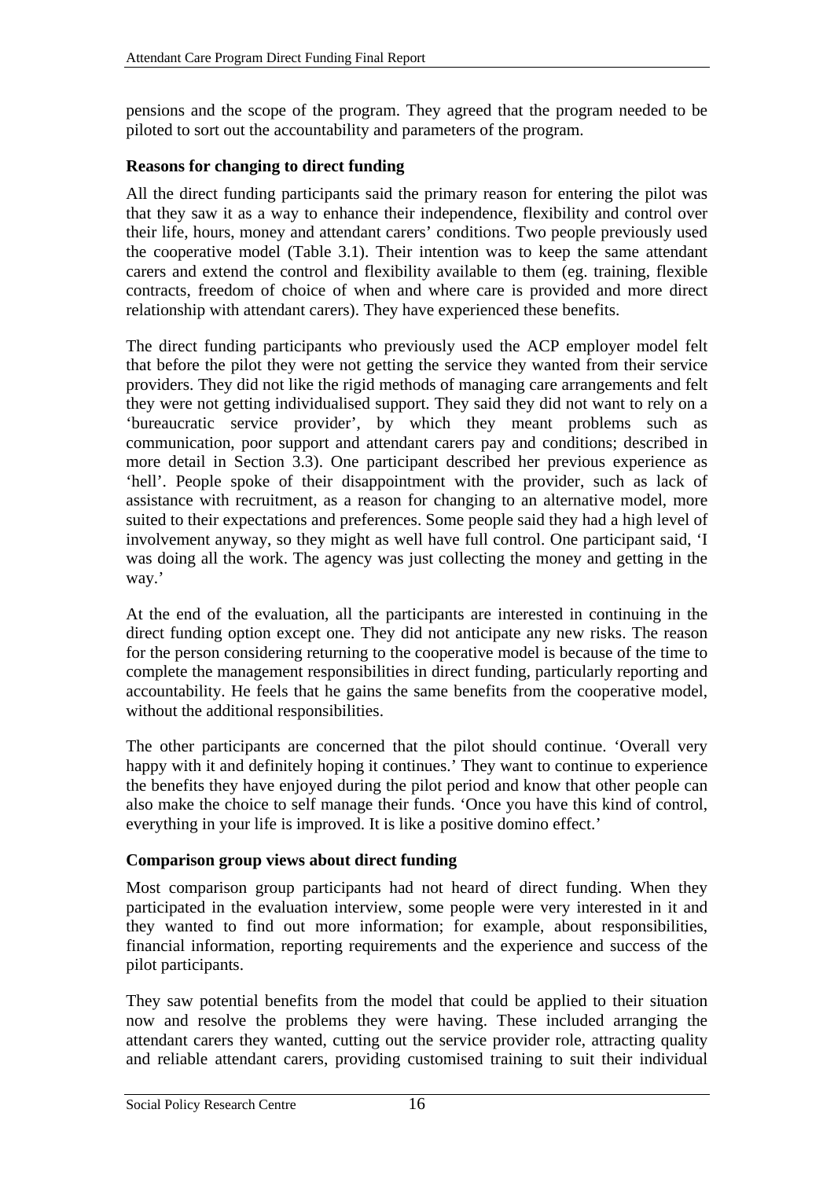pensions and the scope of the program. They agreed that the program needed to be piloted to sort out the accountability and parameters of the program.

**Reasons for changing to direct funding**

All the direct funding participants said the primary reason for entering the pilot was that they saw it as a way to enhance their independence, flexibility and control over their life, hours, money and attendant carers' conditions. Two people previously used the cooperative model (Table 3.1). Their intention was to keep the same attendant carers and extend the control and flexibility available to them (eg. training, flexible contracts, freedom of choice of when and where care is provided and more direct relationship with attendant carers). They have experienced these benefits.

The direct funding participants who previously used the ACP employer model felt that before the pilot they were not getting the service they wanted from their service providers. They did not like the rigid methods of managing care arrangements and felt they were not getting individualised support. They said they did not want to rely on a 'bureaucratic service provider', by which they meant problems such as communication, poor support and attendant carers pay and conditions; described in more detail in Section 3.3). One participant described her previous experience as 'hell'. People spoke of their disappointment with the provider, such as lack of assistance with recruitment, as a reason for changing to an alternative model, more suited to their expectations and preferences. Some people said they had a high level of involvement anyway, so they might as well have full control. One participant said, 'I was doing all the work. The agency was just collecting the money and getting in the way.'

At the end of the evaluation, all the participants are interested in continuing in the direct funding option except one. They did not anticipate any new risks. The reason for the person considering returning to the cooperative model is because of the time to complete the management responsibilities in direct funding, particularly reporting and accountability. He feels that he gains the same benefits from the cooperative model, without the additional responsibilities.

The other participants are concerned that the pilot should continue. 'Overall very happy with it and definitely hoping it continues.' They want to continue to experience the benefits they have enjoyed during the pilot period and know that other people can also make the choice to self manage their funds. 'Once you have this kind of control, everything in your life is improved. It is like a positive domino effect.'

**Comparison group views about direct funding**

Most comparison group participants had not heard of direct funding. When they participated in the evaluation interview, some people were very interested in it and they wanted to find out more information; for example, about responsibilities, financial information, reporting requirements and the experience and success of the pilot participants.

They saw potential benefits from the model that could be applied to their situation now and resolve the problems they were having. These included arranging the attendant carers they wanted, cutting out the service provider role, attracting quality and reliable attendant carers, providing customised training to suit their individual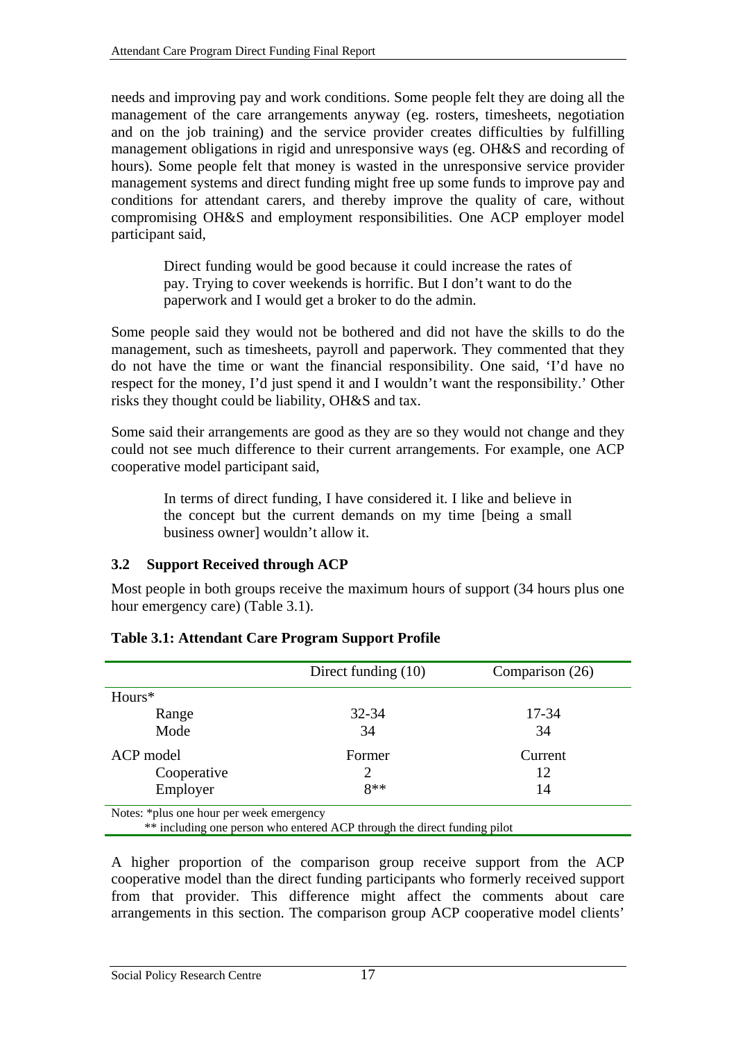needs and improving pay and work conditions. Some people felt they are doing all the management of the care arrangements anyway (eg. rosters, timesheets, negotiation and on the job training) and the service provider creates difficulties by fulfilling management obligations in rigid and unresponsive ways (eg. OH&S and recording of hours). Some people felt that money is wasted in the unresponsive service provider management systems and direct funding might free up some funds to improve pay and conditions for attendant carers, and thereby improve the quality of care, without compromising OH&S and employment responsibilities. One ACP employer model participant said,

> Direct funding would be good because it could increase the rates of pay. Trying to cover weekends is horrific. But I don't want to do the paperwork and I would get a broker to do the admin.

Some people said they would not be bothered and did not have the skills to do the management, such as timesheets, payroll and paperwork. They commented that they do not have the time or want the financial responsibility. One said, 'I'd have no respect for the money, I'd just spend it and I wouldn't want the responsibility.' Other risks they thought could be liability, OH&S and tax.

Some said their arrangements are good as they are so they would not change and they could not see much difference to their current arrangements. For example, one ACP cooperative model participant said,

> In terms of direct funding, I have considered it. I like and believe in the concept but the current demands on my time [being a small business owner] wouldn't allow it.

## 3.2 Support Received through ACP

Most people in both groups receive the maximum hours of support (34 hours plus one hour emergency care) (Table 3.1).

**Table 3.1: Attendant Care Program Support Profile**

| | Direct funding (10) | Comparison (26) |
|---|---|---|
| Hours* | | |
| Range | 32-34 | 17-34 |
| Mode | 34 | 34 |
| ACP model | Former | Current |
| Cooperative | 2 | 12 |
| Employer | 8** | 14 |

Notes: *plus one hour per week emergency
** including one person who entered ACP through the direct funding pilot

A higher proportion of the comparison group receive support from the ACP cooperative model than the direct funding participants who formerly received support from that provider. This difference might affect the comments about care arrangements in this section. The comparison group ACP cooperative model clients'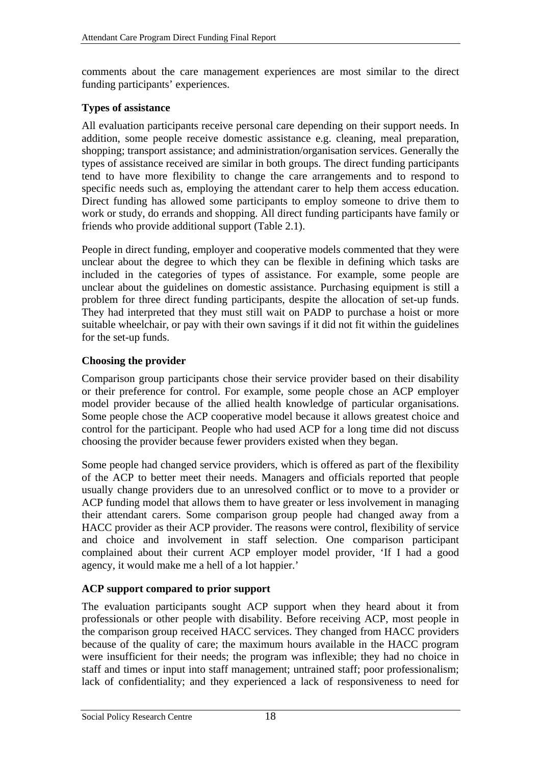comments about the care management experiences are most similar to the direct funding participants' experiences.

**Types of assistance**

All evaluation participants receive personal care depending on their support needs. In addition, some people receive domestic assistance e.g. cleaning, meal preparation, shopping; transport assistance; and administration/organisation services. Generally the types of assistance received are similar in both groups. The direct funding participants tend to have more flexibility to change the care arrangements and to respond to specific needs such as, employing the attendant carer to help them access education. Direct funding has allowed some participants to employ someone to drive them to work or study, do errands and shopping. All direct funding participants have family or friends who provide additional support (Table 2.1).

People in direct funding, employer and cooperative models commented that they were unclear about the degree to which they can be flexible in defining which tasks are included in the categories of types of assistance. For example, some people are unclear about the guidelines on domestic assistance. Purchasing equipment is still a problem for three direct funding participants, despite the allocation of set-up funds. They had interpreted that they must still wait on PADP to purchase a hoist or more suitable wheelchair, or pay with their own savings if it did not fit within the guidelines for the set-up funds.

**Choosing the provider**

Comparison group participants chose their service provider based on their disability or their preference for control. For example, some people chose an ACP employer model provider because of the allied health knowledge of particular organisations. Some people chose the ACP cooperative model because it allows greatest choice and control for the participant. People who had used ACP for a long time did not discuss choosing the provider because fewer providers existed when they began.

Some people had changed service providers, which is offered as part of the flexibility of the ACP to better meet their needs. Managers and officials reported that people usually change providers due to an unresolved conflict or to move to a provider or ACP funding model that allows them to have greater or less involvement in managing their attendant carers. Some comparison group people had changed away from a HACC provider as their ACP provider. The reasons were control, flexibility of service and choice and involvement in staff selection. One comparison participant complained about their current ACP employer model provider, 'If I had a good agency, it would make me a hell of a lot happier.'

**ACP support compared to prior support**

The evaluation participants sought ACP support when they heard about it from professionals or other people with disability. Before receiving ACP, most people in the comparison group received HACC services. They changed from HACC providers because of the quality of care; the maximum hours available in the HACC program were insufficient for their needs; the program was inflexible; they had no choice in staff and times or input into staff management; untrained staff; poor professionalism; lack of confidentiality; and they experienced a lack of responsiveness to need for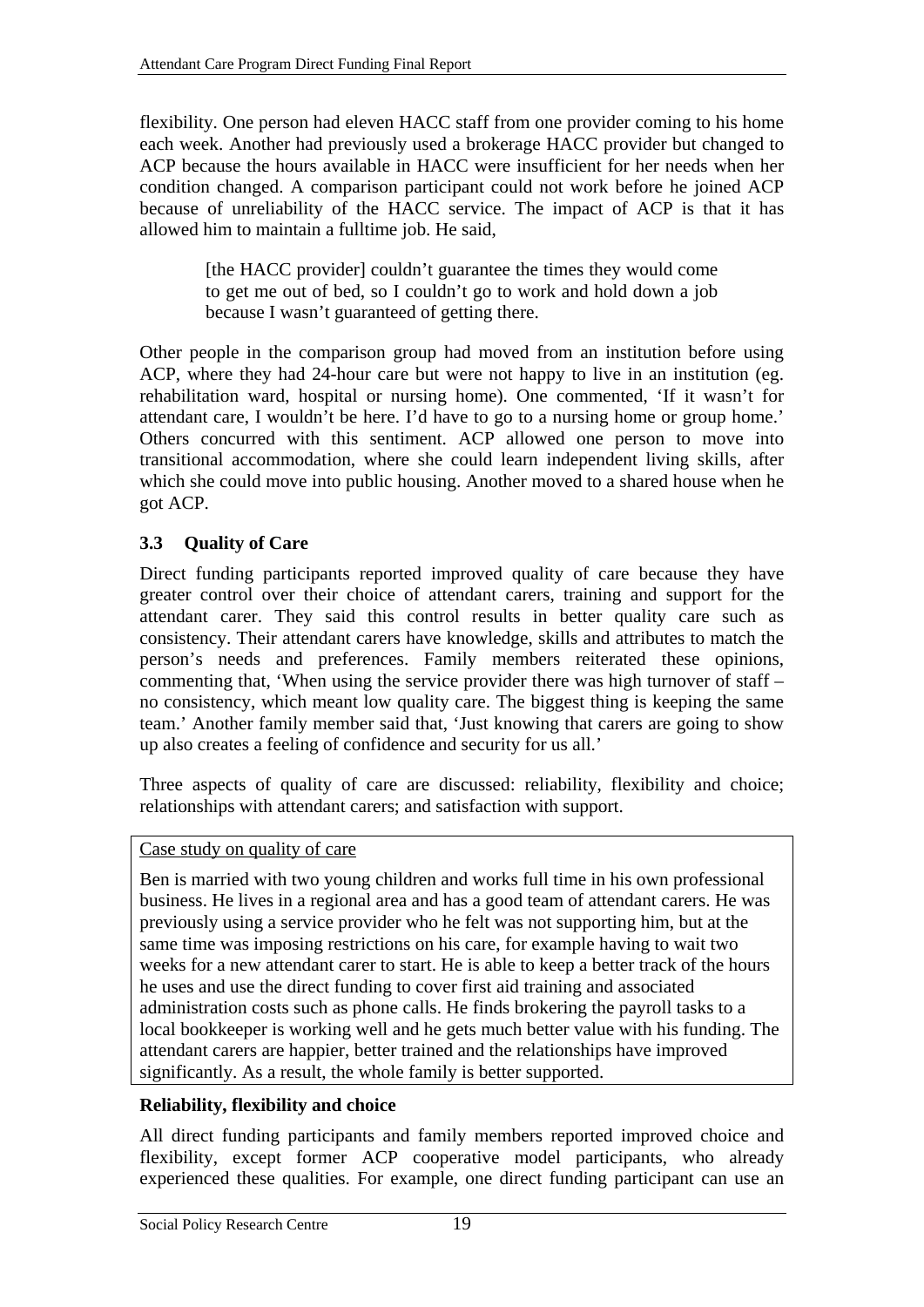flexibility. One person had eleven HACC staff from one provider coming to his home each week. Another had previously used a brokerage HACC provider but changed to ACP because the hours available in HACC were insufficient for her needs when her condition changed. A comparison participant could not work before he joined ACP because of unreliability of the HACC service. The impact of ACP is that it has allowed him to maintain a fulltime job. He said,

> [the HACC provider] couldn't guarantee the times they would come to get me out of bed, so I couldn't go to work and hold down a job because I wasn't guaranteed of getting there.

Other people in the comparison group had moved from an institution before using ACP, where they had 24-hour care but were not happy to live in an institution (eg. rehabilitation ward, hospital or nursing home). One commented, 'If it wasn't for attendant care, I wouldn't be here. I'd have to go to a nursing home or group home.' Others concurred with this sentiment. ACP allowed one person to move into transitional accommodation, where she could learn independent living skills, after which she could move into public housing. Another moved to a shared house when he got ACP.

## 3.3 Quality of Care

Direct funding participants reported improved quality of care because they have greater control over their choice of attendant carers, training and support for the attendant carer. They said this control results in better quality care such as consistency. Their attendant carers have knowledge, skills and attributes to match the person's needs and preferences. Family members reiterated these opinions, commenting that, 'When using the service provider there was high turnover of staff – no consistency, which meant low quality care. The biggest thing is keeping the same team.' Another family member said that, 'Just knowing that carers are going to show up also creates a feeling of confidence and security for us all.'

Three aspects of quality of care are discussed: reliability, flexibility and choice; relationships with attendant carers; and satisfaction with support.

> Case study on quality of care
>
> Ben is married with two young children and works full time in his own professional business. He lives in a regional area and has a good team of attendant carers. He was previously using a service provider who he felt was not supporting him, but at the same time was imposing restrictions on his care, for example having to wait two weeks for a new attendant carer to start. He is able to keep a better track of the hours he uses and use the direct funding to cover first aid training and associated administration costs such as phone calls. He finds brokering the payroll tasks to a local bookkeeper is working well and he gets much better value with his funding. The attendant carers are happier, better trained and the relationships have improved significantly. As a result, the whole family is better supported.

**Reliability, flexibility and choice**

All direct funding participants and family members reported improved choice and flexibility, except former ACP cooperative model participants, who already experienced these qualities. For example, one direct funding participant can use an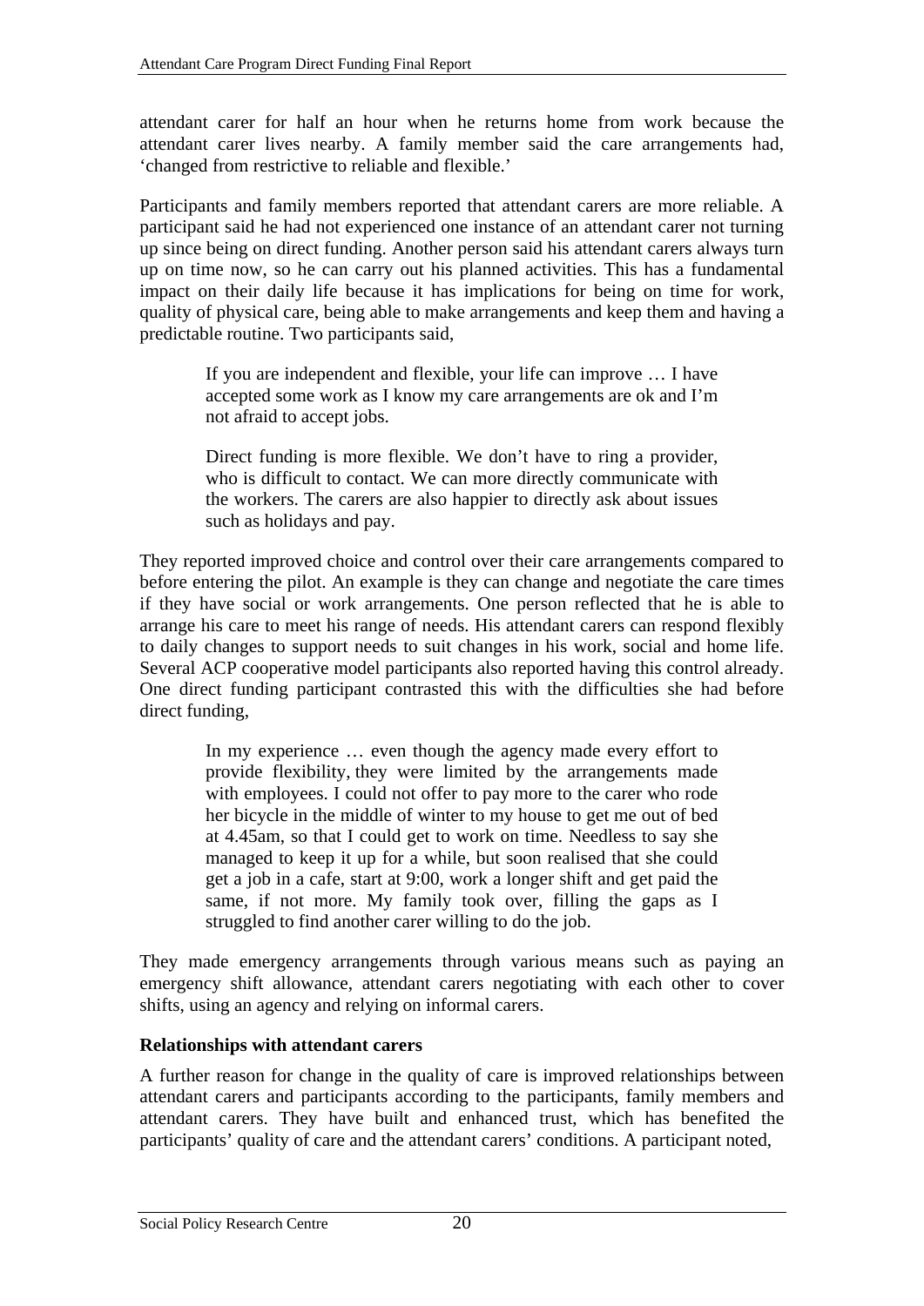attendant carer for half an hour when he returns home from work because the attendant carer lives nearby. A family member said the care arrangements had, 'changed from restrictive to reliable and flexible.'

Participants and family members reported that attendant carers are more reliable. A participant said he had not experienced one instance of an attendant carer not turning up since being on direct funding. Another person said his attendant carers always turn up on time now, so he can carry out his planned activities. This has a fundamental impact on their daily life because it has implications for being on time for work, quality of physical care, being able to make arrangements and keep them and having a predictable routine. Two participants said,

> If you are independent and flexible, your life can improve … I have accepted some work as I know my care arrangements are ok and I'm not afraid to accept jobs.
>
> Direct funding is more flexible. We don't have to ring a provider, who is difficult to contact. We can more directly communicate with the workers. The carers are also happier to directly ask about issues such as holidays and pay.

They reported improved choice and control over their care arrangements compared to before entering the pilot. An example is they can change and negotiate the care times if they have social or work arrangements. One person reflected that he is able to arrange his care to meet his range of needs. His attendant carers can respond flexibly to daily changes to support needs to suit changes in his work, social and home life. Several ACP cooperative model participants also reported having this control already. One direct funding participant contrasted this with the difficulties she had before direct funding,

> In my experience … even though the agency made every effort to provide flexibility, they were limited by the arrangements made with employees. I could not offer to pay more to the carer who rode her bicycle in the middle of winter to my house to get me out of bed at 4.45am, so that I could get to work on time. Needless to say she managed to keep it up for a while, but soon realised that she could get a job in a cafe, start at 9:00, work a longer shift and get paid the same, if not more. My family took over, filling the gaps as I struggled to find another carer willing to do the job.

They made emergency arrangements through various means such as paying an emergency shift allowance, attendant carers negotiating with each other to cover shifts, using an agency and relying on informal carers.

**Relationships with attendant carers**

A further reason for change in the quality of care is improved relationships between attendant carers and participants according to the participants, family members and attendant carers. They have built and enhanced trust, which has benefited the participants' quality of care and the attendant carers' conditions. A participant noted,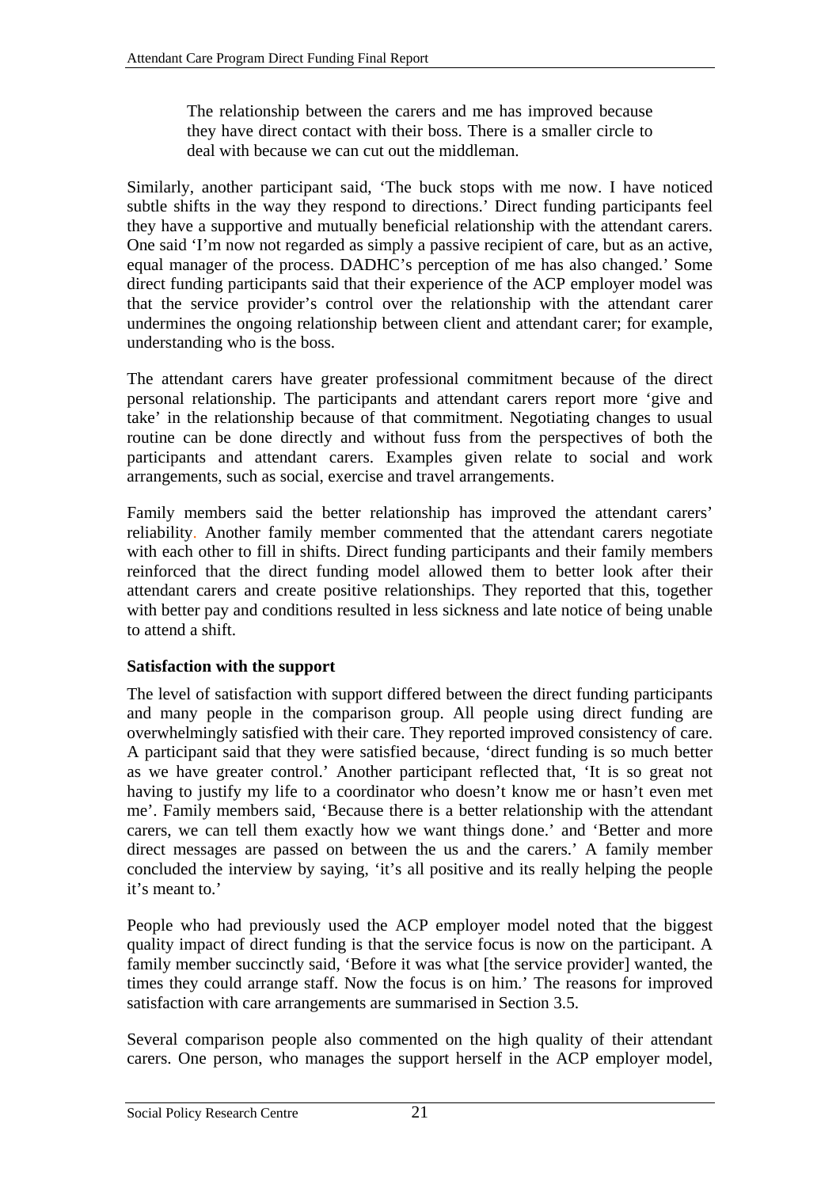> The relationship between the carers and me has improved because they have direct contact with their boss. There is a smaller circle to deal with because we can cut out the middleman.

Similarly, another participant said, 'The buck stops with me now. I have noticed subtle shifts in the way they respond to directions.' Direct funding participants feel they have a supportive and mutually beneficial relationship with the attendant carers. One said 'I'm now not regarded as simply a passive recipient of care, but as an active, equal manager of the process. DADHC's perception of me has also changed.' Some direct funding participants said that their experience of the ACP employer model was that the service provider's control over the relationship with the attendant carer undermines the ongoing relationship between client and attendant carer; for example, understanding who is the boss.

The attendant carers have greater professional commitment because of the direct personal relationship. The participants and attendant carers report more 'give and take' in the relationship because of that commitment. Negotiating changes to usual routine can be done directly and without fuss from the perspectives of both the participants and attendant carers. Examples given relate to social and work arrangements, such as social, exercise and travel arrangements.

Family members said the better relationship has improved the attendant carers' reliability. Another family member commented that the attendant carers negotiate with each other to fill in shifts. Direct funding participants and their family members reinforced that the direct funding model allowed them to better look after their attendant carers and create positive relationships. They reported that this, together with better pay and conditions resulted in less sickness and late notice of being unable to attend a shift.

**Satisfaction with the support**

The level of satisfaction with support differed between the direct funding participants and many people in the comparison group. All people using direct funding are overwhelmingly satisfied with their care. They reported improved consistency of care. A participant said that they were satisfied because, 'direct funding is so much better as we have greater control.' Another participant reflected that, 'It is so great not having to justify my life to a coordinator who doesn't know me or hasn't even met me'. Family members said, 'Because there is a better relationship with the attendant carers, we can tell them exactly how we want things done.' and 'Better and more direct messages are passed on between the us and the carers.' A family member concluded the interview by saying, 'it's all positive and its really helping the people it's meant to.'

People who had previously used the ACP employer model noted that the biggest quality impact of direct funding is that the service focus is now on the participant. A family member succinctly said, 'Before it was what [the service provider] wanted, the times they could arrange staff. Now the focus is on him.' The reasons for improved satisfaction with care arrangements are summarised in Section 3.5.

Several comparison people also commented on the high quality of their attendant carers. One person, who manages the support herself in the ACP employer model,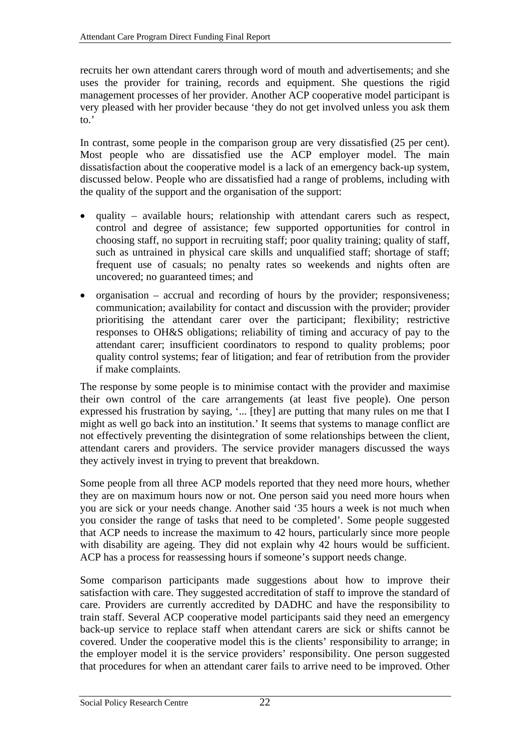recruits her own attendant carers through word of mouth and advertisements; and she uses the provider for training, records and equipment. She questions the rigid management processes of her provider. Another ACP cooperative model participant is very pleased with her provider because 'they do not get involved unless you ask them to.'

In contrast, some people in the comparison group are very dissatisfied (25 per cent). Most people who are dissatisfied use the ACP employer model. The main dissatisfaction about the cooperative model is a lack of an emergency back-up system, discussed below. People who are dissatisfied had a range of problems, including with the quality of the support and the organisation of the support:

- quality – available hours; relationship with attendant carers such as respect, control and degree of assistance; few supported opportunities for control in choosing staff, no support in recruiting staff; poor quality training; quality of staff, such as untrained in physical care skills and unqualified staff; shortage of staff; frequent use of casuals; no penalty rates so weekends and nights often are uncovered; no guaranteed times; and
- organisation – accrual and recording of hours by the provider; responsiveness; communication; availability for contact and discussion with the provider; provider prioritising the attendant carer over the participant; flexibility; restrictive responses to OH&S obligations; reliability of timing and accuracy of pay to the attendant carer; insufficient coordinators to respond to quality problems; poor quality control systems; fear of litigation; and fear of retribution from the provider if make complaints.

The response by some people is to minimise contact with the provider and maximise their own control of the care arrangements (at least five people). One person expressed his frustration by saying, '... [they] are putting that many rules on me that I might as well go back into an institution.' It seems that systems to manage conflict are not effectively preventing the disintegration of some relationships between the client, attendant carers and providers. The service provider managers discussed the ways they actively invest in trying to prevent that breakdown.

Some people from all three ACP models reported that they need more hours, whether they are on maximum hours now or not. One person said you need more hours when you are sick or your needs change. Another said '35 hours a week is not much when you consider the range of tasks that need to be completed'. Some people suggested that ACP needs to increase the maximum to 42 hours, particularly since more people with disability are ageing. They did not explain why 42 hours would be sufficient. ACP has a process for reassessing hours if someone's support needs change.

Some comparison participants made suggestions about how to improve their satisfaction with care. They suggested accreditation of staff to improve the standard of care. Providers are currently accredited by DADHC and have the responsibility to train staff. Several ACP cooperative model participants said they need an emergency back-up service to replace staff when attendant carers are sick or shifts cannot be covered. Under the cooperative model this is the clients' responsibility to arrange; in the employer model it is the service providers' responsibility. One person suggested that procedures for when an attendant carer fails to arrive need to be improved. Other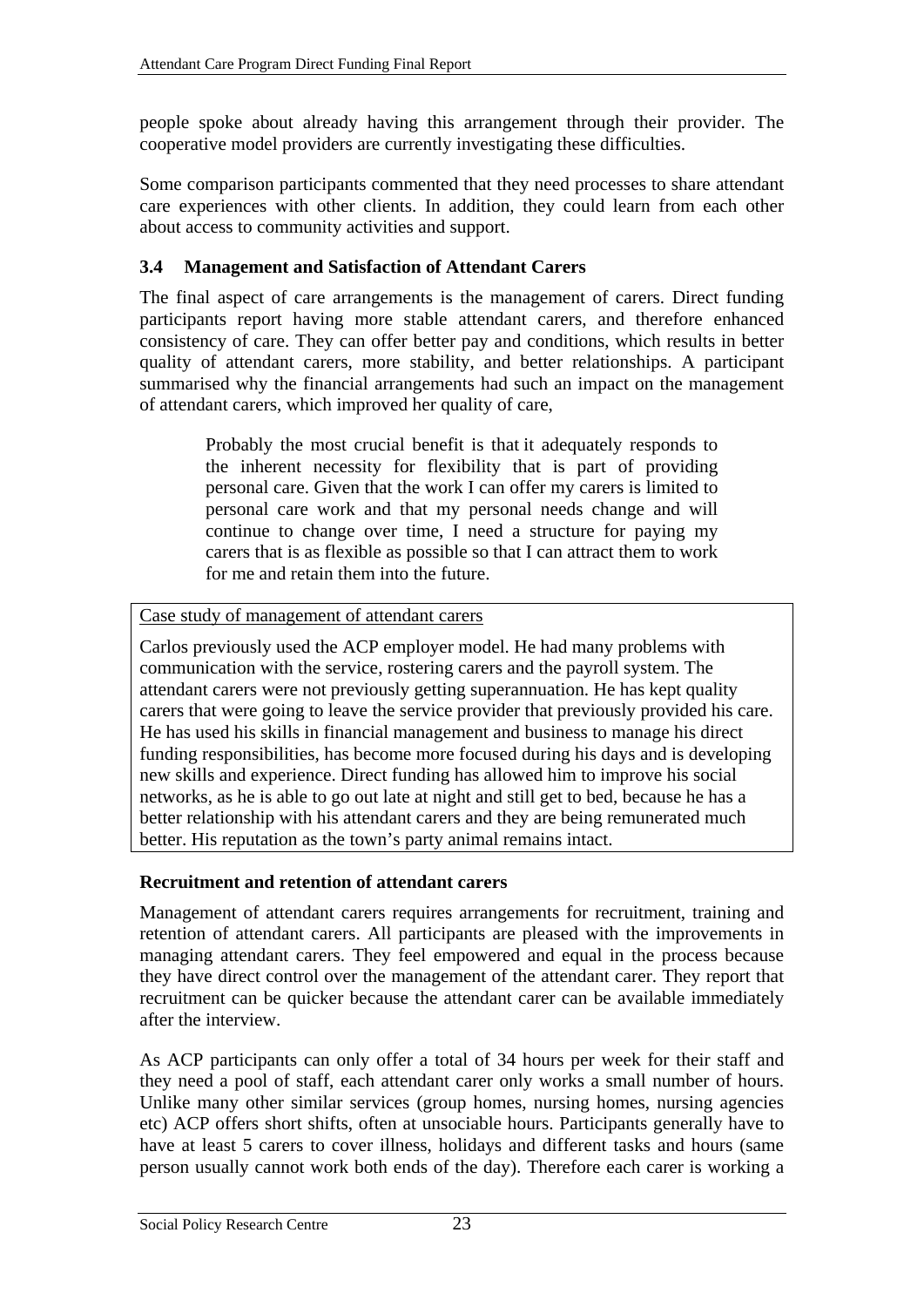people spoke about already having this arrangement through their provider. The cooperative model providers are currently investigating these difficulties.

Some comparison participants commented that they need processes to share attendant care experiences with other clients. In addition, they could learn from each other about access to community activities and support.

### 3.4 Management and Satisfaction of Attendant Carers

The final aspect of care arrangements is the management of carers. Direct funding participants report having more stable attendant carers, and therefore enhanced consistency of care. They can offer better pay and conditions, which results in better quality of attendant carers, more stability, and better relationships. A participant summarised why the financial arrangements had such an impact on the management of attendant carers, which improved her quality of care,

> Probably the most crucial benefit is that it adequately responds to the inherent necessity for flexibility that is part of providing personal care. Given that the work I can offer my carers is limited to personal care work and that my personal needs change and will continue to change over time, I need a structure for paying my carers that is as flexible as possible so that I can attract them to work for me and retain them into the future.

<u>Case study of management of attendant carers</u>

Carlos previously used the ACP employer model. He had many problems with communication with the service, rostering carers and the payroll system. The attendant carers were not previously getting superannuation. He has kept quality carers that were going to leave the service provider that previously provided his care. He has used his skills in financial management and business to manage his direct funding responsibilities, has become more focused during his days and is developing new skills and experience. Direct funding has allowed him to improve his social networks, as he is able to go out late at night and still get to bed, because he has a better relationship with his attendant carers and they are being remunerated much better. His reputation as the town's party animal remains intact.

#### Recruitment and retention of attendant carers

Management of attendant carers requires arrangements for recruitment, training and retention of attendant carers. All participants are pleased with the improvements in managing attendant carers. They feel empowered and equal in the process because they have direct control over the management of the attendant carer. They report that recruitment can be quicker because the attendant carer can be available immediately after the interview.

As ACP participants can only offer a total of 34 hours per week for their staff and they need a pool of staff, each attendant carer only works a small number of hours. Unlike many other similar services (group homes, nursing homes, nursing agencies etc) ACP offers short shifts, often at unsociable hours. Participants generally have to have at least 5 carers to cover illness, holidays and different tasks and hours (same person usually cannot work both ends of the day). Therefore each carer is working a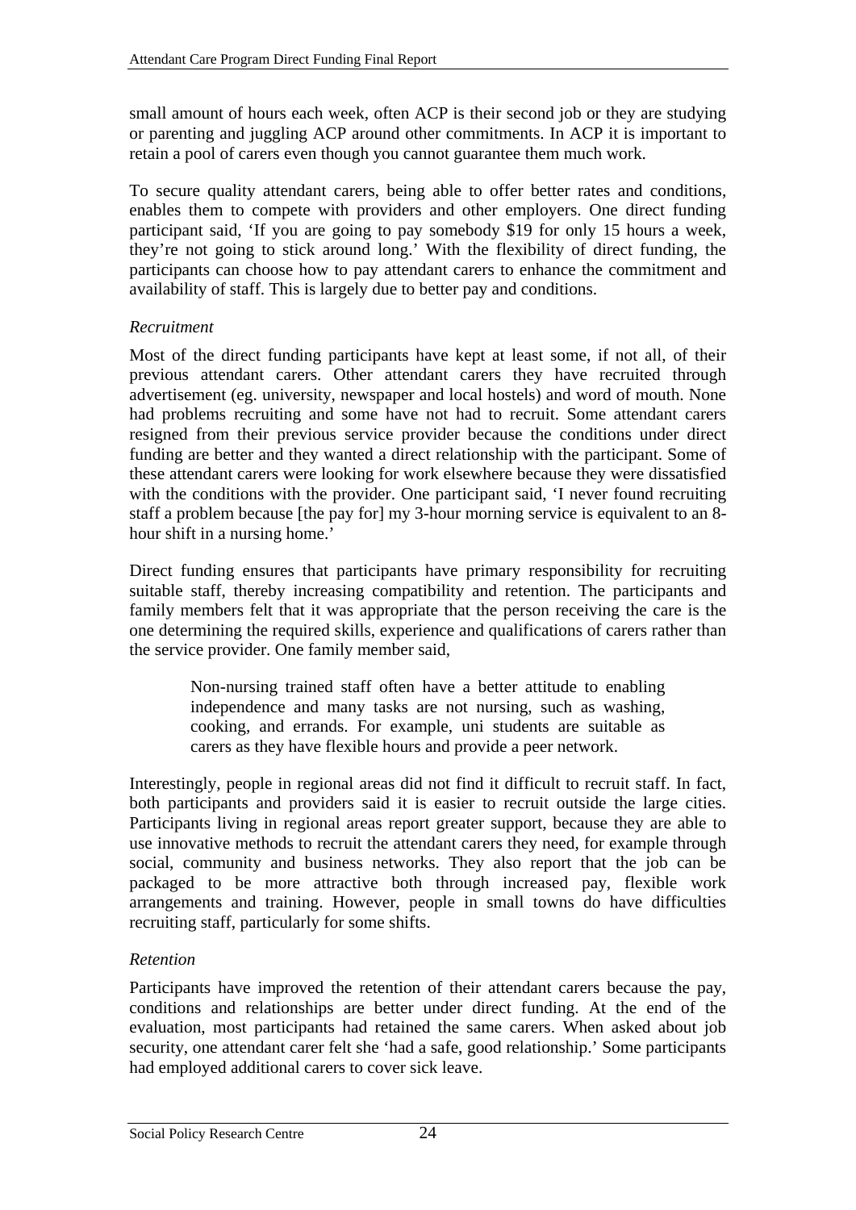small amount of hours each week, often ACP is their second job or they are studying or parenting and juggling ACP around other commitments. In ACP it is important to retain a pool of carers even though you cannot guarantee them much work.

To secure quality attendant carers, being able to offer better rates and conditions, enables them to compete with providers and other employers. One direct funding participant said, 'If you are going to pay somebody $19 for only 15 hours a week, they're not going to stick around long.' With the flexibility of direct funding, the participants can choose how to pay attendant carers to enhance the commitment and availability of staff. This is largely due to better pay and conditions.

*Recruitment*

Most of the direct funding participants have kept at least some, if not all, of their previous attendant carers. Other attendant carers they have recruited through advertisement (eg. university, newspaper and local hostels) and word of mouth. None had problems recruiting and some have not had to recruit. Some attendant carers resigned from their previous service provider because the conditions under direct funding are better and they wanted a direct relationship with the participant. Some of these attendant carers were looking for work elsewhere because they were dissatisfied with the conditions with the provider. One participant said, 'I never found recruiting staff a problem because [the pay for] my 3-hour morning service is equivalent to an 8-hour shift in a nursing home.'

Direct funding ensures that participants have primary responsibility for recruiting suitable staff, thereby increasing compatibility and retention. The participants and family members felt that it was appropriate that the person receiving the care is the one determining the required skills, experience and qualifications of carers rather than the service provider. One family member said,

> Non-nursing trained staff often have a better attitude to enabling independence and many tasks are not nursing, such as washing, cooking, and errands. For example, uni students are suitable as carers as they have flexible hours and provide a peer network.

Interestingly, people in regional areas did not find it difficult to recruit staff. In fact, both participants and providers said it is easier to recruit outside the large cities. Participants living in regional areas report greater support, because they are able to use innovative methods to recruit the attendant carers they need, for example through social, community and business networks. They also report that the job can be packaged to be more attractive both through increased pay, flexible work arrangements and training. However, people in small towns do have difficulties recruiting staff, particularly for some shifts.

*Retention*

Participants have improved the retention of their attendant carers because the pay, conditions and relationships are better under direct funding. At the end of the evaluation, most participants had retained the same carers. When asked about job security, one attendant carer felt she 'had a safe, good relationship.' Some participants had employed additional carers to cover sick leave.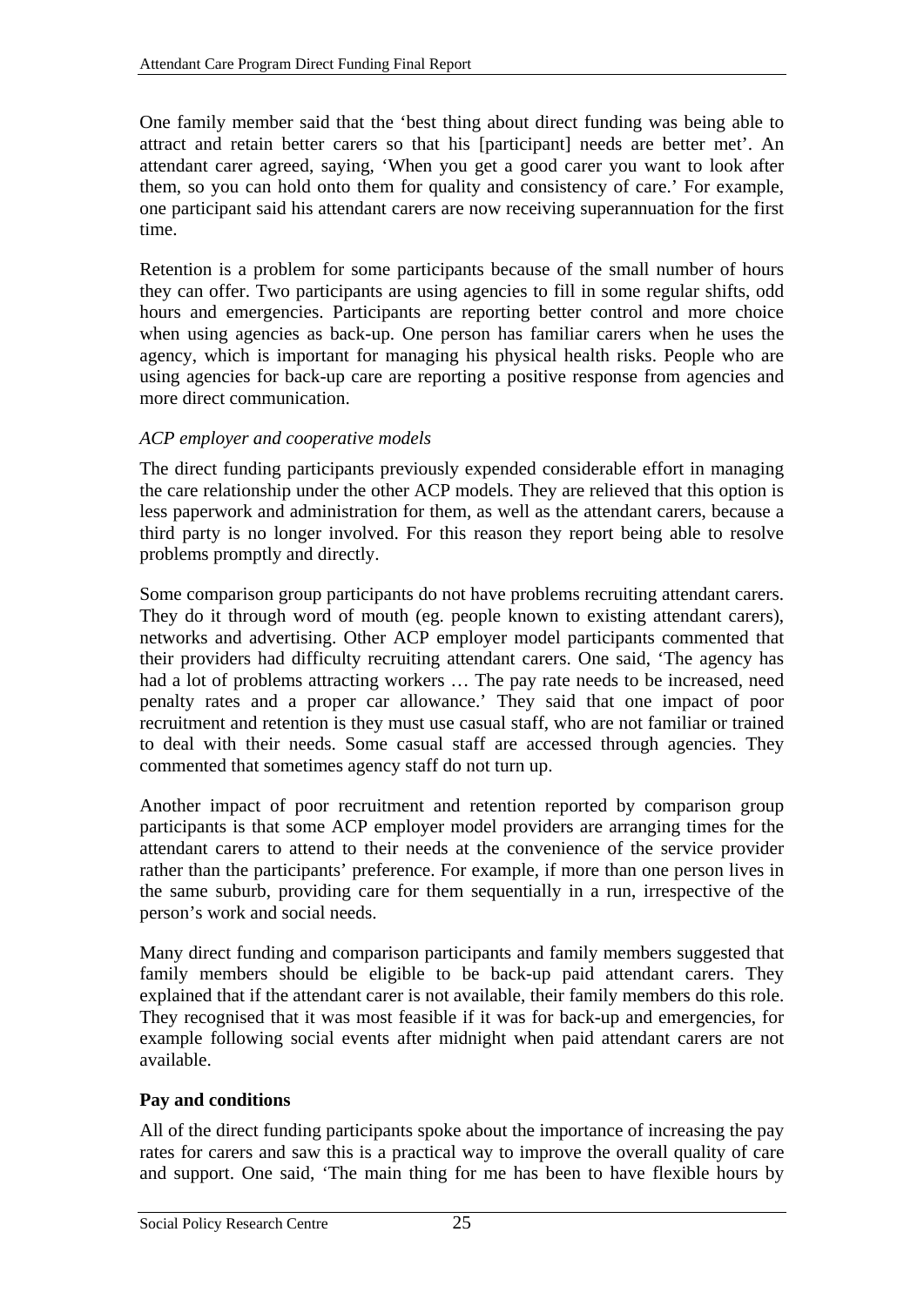One family member said that the 'best thing about direct funding was being able to attract and retain better carers so that his [participant] needs are better met'. An attendant carer agreed, saying, 'When you get a good carer you want to look after them, so you can hold onto them for quality and consistency of care.' For example, one participant said his attendant carers are now receiving superannuation for the first time.

Retention is a problem for some participants because of the small number of hours they can offer. Two participants are using agencies to fill in some regular shifts, odd hours and emergencies. Participants are reporting better control and more choice when using agencies as back-up. One person has familiar carers when he uses the agency, which is important for managing his physical health risks. People who are using agencies for back-up care are reporting a positive response from agencies and more direct communication.

*ACP employer and cooperative models*

The direct funding participants previously expended considerable effort in managing the care relationship under the other ACP models. They are relieved that this option is less paperwork and administration for them, as well as the attendant carers, because a third party is no longer involved. For this reason they report being able to resolve problems promptly and directly.

Some comparison group participants do not have problems recruiting attendant carers. They do it through word of mouth (eg. people known to existing attendant carers), networks and advertising. Other ACP employer model participants commented that their providers had difficulty recruiting attendant carers. One said, 'The agency has had a lot of problems attracting workers … The pay rate needs to be increased, need penalty rates and a proper car allowance.' They said that one impact of poor recruitment and retention is they must use casual staff, who are not familiar or trained to deal with their needs. Some casual staff are accessed through agencies. They commented that sometimes agency staff do not turn up.

Another impact of poor recruitment and retention reported by comparison group participants is that some ACP employer model providers are arranging times for the attendant carers to attend to their needs at the convenience of the service provider rather than the participants' preference. For example, if more than one person lives in the same suburb, providing care for them sequentially in a run, irrespective of the person's work and social needs.

Many direct funding and comparison participants and family members suggested that family members should be eligible to be back-up paid attendant carers. They explained that if the attendant carer is not available, their family members do this role. They recognised that it was most feasible if it was for back-up and emergencies, for example following social events after midnight when paid attendant carers are not available.

**Pay and conditions**

All of the direct funding participants spoke about the importance of increasing the pay rates for carers and saw this is a practical way to improve the overall quality of care and support. One said, 'The main thing for me has been to have flexible hours by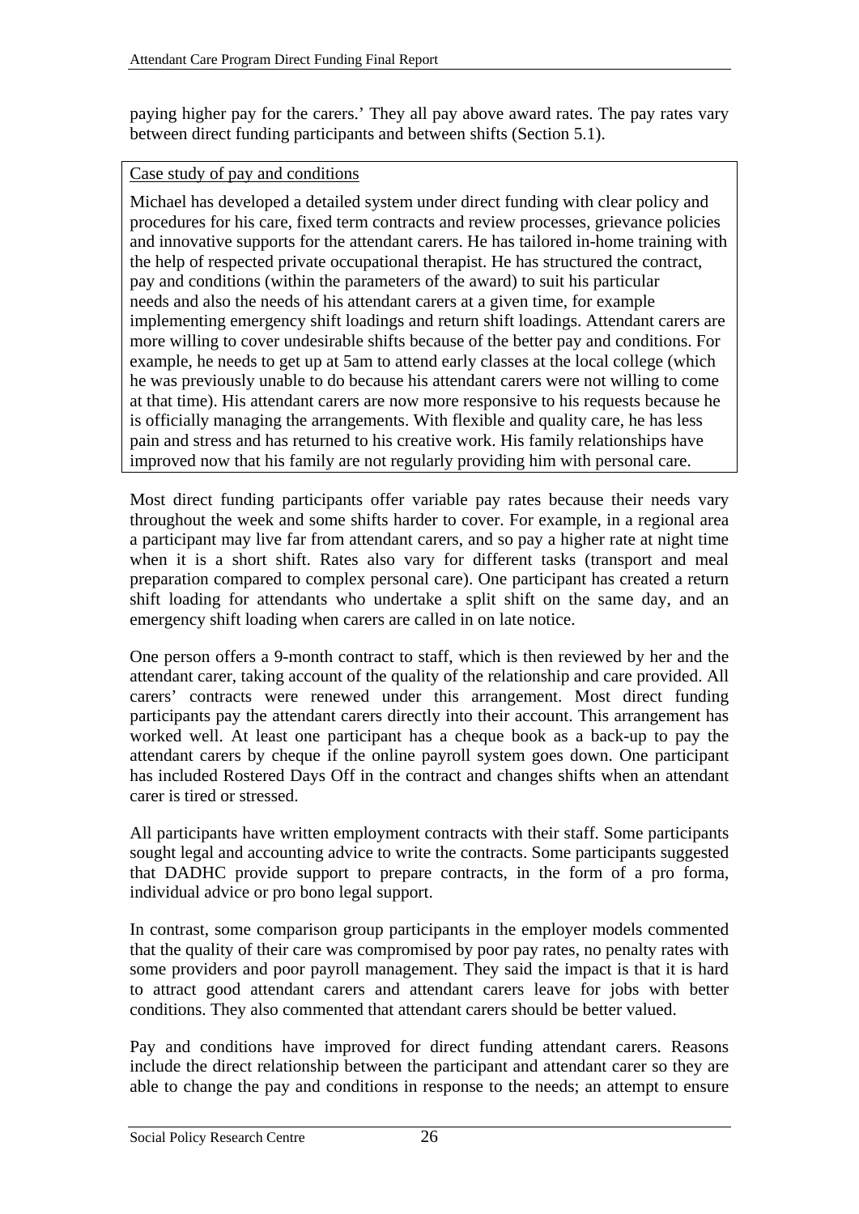paying higher pay for the carers.' They all pay above award rates. The pay rates vary between direct funding participants and between shifts (Section 5.1).

> Case study of pay and conditions
>
> Michael has developed a detailed system under direct funding with clear policy and procedures for his care, fixed term contracts and review processes, grievance policies and innovative supports for the attendant carers. He has tailored in-home training with the help of respected private occupational therapist. He has structured the contract, pay and conditions (within the parameters of the award) to suit his particular needs and also the needs of his attendant carers at a given time, for example implementing emergency shift loadings and return shift loadings. Attendant carers are more willing to cover undesirable shifts because of the better pay and conditions. For example, he needs to get up at 5am to attend early classes at the local college (which he was previously unable to do because his attendant carers were not willing to come at that time). His attendant carers are now more responsive to his requests because he is officially managing the arrangements. With flexible and quality care, he has less pain and stress and has returned to his creative work. His family relationships have improved now that his family are not regularly providing him with personal care.

Most direct funding participants offer variable pay rates because their needs vary throughout the week and some shifts harder to cover. For example, in a regional area a participant may live far from attendant carers, and so pay a higher rate at night time when it is a short shift. Rates also vary for different tasks (transport and meal preparation compared to complex personal care). One participant has created a return shift loading for attendants who undertake a split shift on the same day, and an emergency shift loading when carers are called in on late notice.

One person offers a 9-month contract to staff, which is then reviewed by her and the attendant carer, taking account of the quality of the relationship and care provided. All carers' contracts were renewed under this arrangement. Most direct funding participants pay the attendant carers directly into their account. This arrangement has worked well. At least one participant has a cheque book as a back-up to pay the attendant carers by cheque if the online payroll system goes down. One participant has included Rostered Days Off in the contract and changes shifts when an attendant carer is tired or stressed.

All participants have written employment contracts with their staff. Some participants sought legal and accounting advice to write the contracts. Some participants suggested that DADHC provide support to prepare contracts, in the form of a pro forma, individual advice or pro bono legal support.

In contrast, some comparison group participants in the employer models commented that the quality of their care was compromised by poor pay rates, no penalty rates with some providers and poor payroll management. They said the impact is that it is hard to attract good attendant carers and attendant carers leave for jobs with better conditions. They also commented that attendant carers should be better valued.

Pay and conditions have improved for direct funding attendant carers. Reasons include the direct relationship between the participant and attendant carer so they are able to change the pay and conditions in response to the needs; an attempt to ensure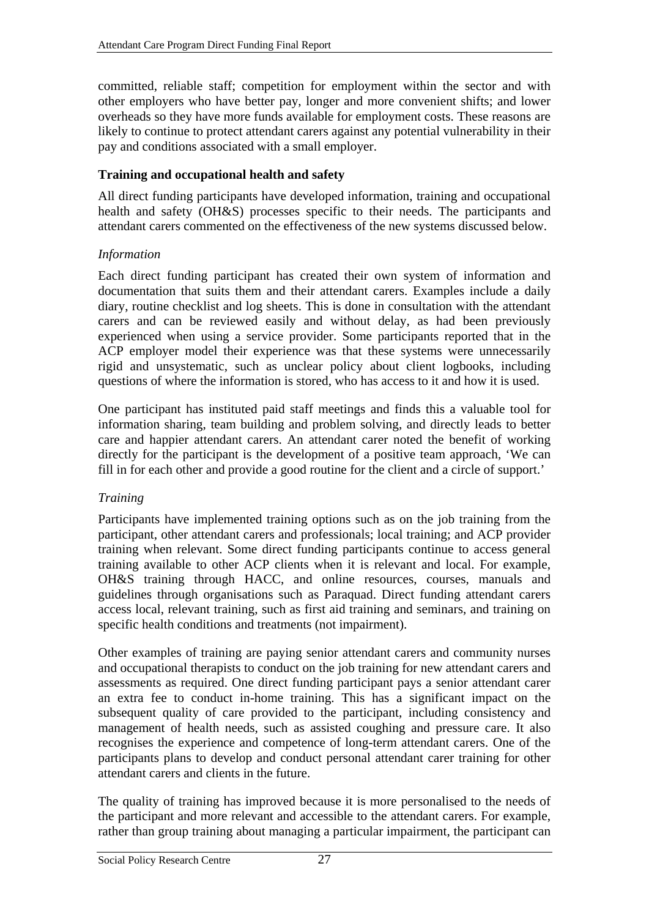committed, reliable staff; competition for employment within the sector and with other employers who have better pay, longer and more convenient shifts; and lower overheads so they have more funds available for employment costs. These reasons are likely to continue to protect attendant carers against any potential vulnerability in their pay and conditions associated with a small employer.

**Training and occupational health and safety**

All direct funding participants have developed information, training and occupational health and safety (OH&S) processes specific to their needs. The participants and attendant carers commented on the effectiveness of the new systems discussed below.

*Information*

Each direct funding participant has created their own system of information and documentation that suits them and their attendant carers. Examples include a daily diary, routine checklist and log sheets. This is done in consultation with the attendant carers and can be reviewed easily and without delay, as had been previously experienced when using a service provider. Some participants reported that in the ACP employer model their experience was that these systems were unnecessarily rigid and unsystematic, such as unclear policy about client logbooks, including questions of where the information is stored, who has access to it and how it is used.

One participant has instituted paid staff meetings and finds this a valuable tool for information sharing, team building and problem solving, and directly leads to better care and happier attendant carers. An attendant carer noted the benefit of working directly for the participant is the development of a positive team approach, 'We can fill in for each other and provide a good routine for the client and a circle of support.'

*Training*

Participants have implemented training options such as on the job training from the participant, other attendant carers and professionals; local training; and ACP provider training when relevant. Some direct funding participants continue to access general training available to other ACP clients when it is relevant and local. For example, OH&S training through HACC, and online resources, courses, manuals and guidelines through organisations such as Paraquad. Direct funding attendant carers access local, relevant training, such as first aid training and seminars, and training on specific health conditions and treatments (not impairment).

Other examples of training are paying senior attendant carers and community nurses and occupational therapists to conduct on the job training for new attendant carers and assessments as required. One direct funding participant pays a senior attendant carer an extra fee to conduct in-home training. This has a significant impact on the subsequent quality of care provided to the participant, including consistency and management of health needs, such as assisted coughing and pressure care. It also recognises the experience and competence of long-term attendant carers. One of the participants plans to develop and conduct personal attendant carer training for other attendant carers and clients in the future.

The quality of training has improved because it is more personalised to the needs of the participant and more relevant and accessible to the attendant carers. For example, rather than group training about managing a particular impairment, the participant can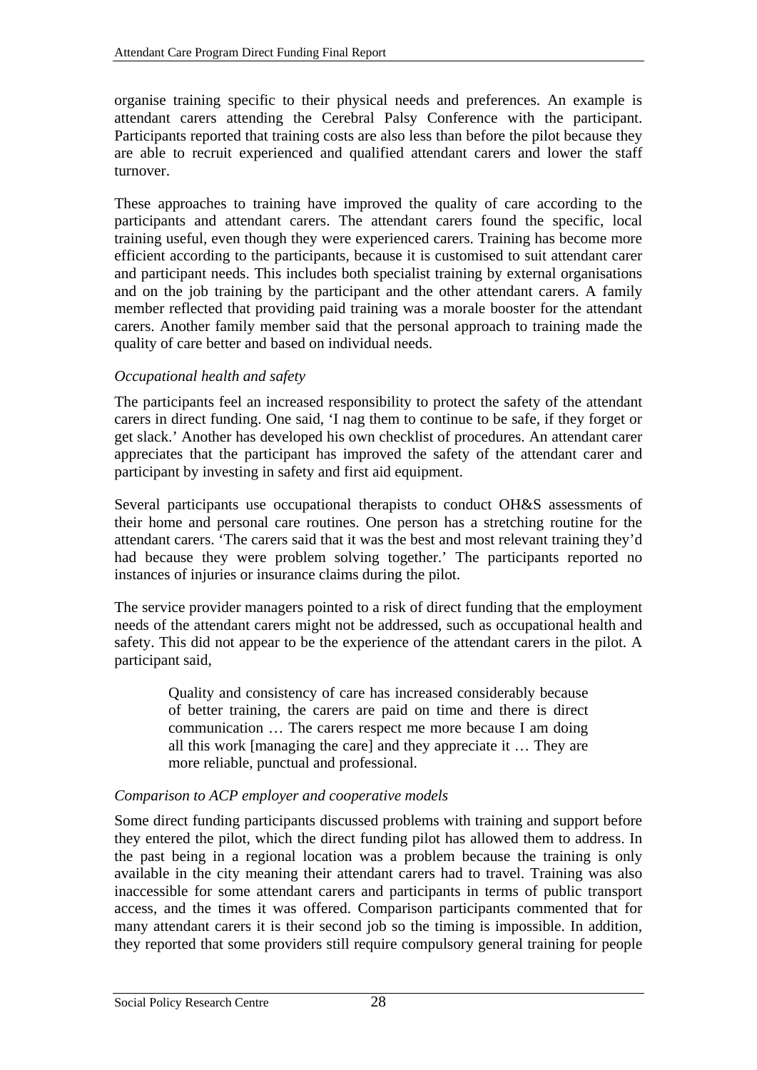organise training specific to their physical needs and preferences. An example is attendant carers attending the Cerebral Palsy Conference with the participant. Participants reported that training costs are also less than before the pilot because they are able to recruit experienced and qualified attendant carers and lower the staff turnover.

These approaches to training have improved the quality of care according to the participants and attendant carers. The attendant carers found the specific, local training useful, even though they were experienced carers. Training has become more efficient according to the participants, because it is customised to suit attendant carer and participant needs. This includes both specialist training by external organisations and on the job training by the participant and the other attendant carers. A family member reflected that providing paid training was a morale booster for the attendant carers. Another family member said that the personal approach to training made the quality of care better and based on individual needs.

*Occupational health and safety*

The participants feel an increased responsibility to protect the safety of the attendant carers in direct funding. One said, 'I nag them to continue to be safe, if they forget or get slack.' Another has developed his own checklist of procedures. An attendant carer appreciates that the participant has improved the safety of the attendant carer and participant by investing in safety and first aid equipment.

Several participants use occupational therapists to conduct OH&S assessments of their home and personal care routines. One person has a stretching routine for the attendant carers. 'The carers said that it was the best and most relevant training they'd had because they were problem solving together.' The participants reported no instances of injuries or insurance claims during the pilot.

The service provider managers pointed to a risk of direct funding that the employment needs of the attendant carers might not be addressed, such as occupational health and safety. This did not appear to be the experience of the attendant carers in the pilot. A participant said,

> Quality and consistency of care has increased considerably because of better training, the carers are paid on time and there is direct communication … The carers respect me more because I am doing all this work [managing the care] and they appreciate it … They are more reliable, punctual and professional.

*Comparison to ACP employer and cooperative models*

Some direct funding participants discussed problems with training and support before they entered the pilot, which the direct funding pilot has allowed them to address. In the past being in a regional location was a problem because the training is only available in the city meaning their attendant carers had to travel. Training was also inaccessible for some attendant carers and participants in terms of public transport access, and the times it was offered. Comparison participants commented that for many attendant carers it is their second job so the timing is impossible. In addition, they reported that some providers still require compulsory general training for people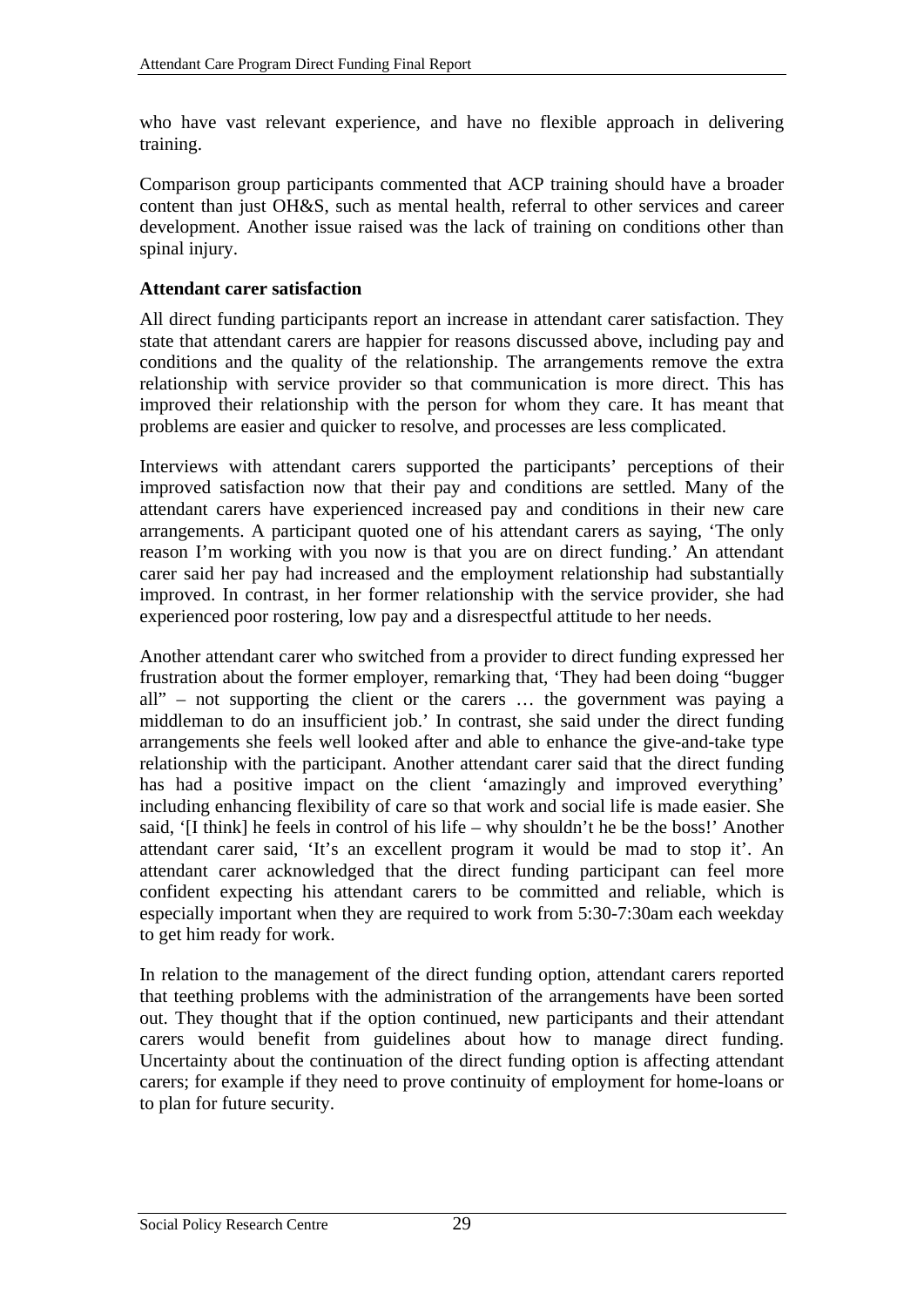who have vast relevant experience, and have no flexible approach in delivering training.

Comparison group participants commented that ACP training should have a broader content than just OH&S, such as mental health, referral to other services and career development. Another issue raised was the lack of training on conditions other than spinal injury.

**Attendant carer satisfaction**

All direct funding participants report an increase in attendant carer satisfaction. They state that attendant carers are happier for reasons discussed above, including pay and conditions and the quality of the relationship. The arrangements remove the extra relationship with service provider so that communication is more direct. This has improved their relationship with the person for whom they care. It has meant that problems are easier and quicker to resolve, and processes are less complicated.

Interviews with attendant carers supported the participants' perceptions of their improved satisfaction now that their pay and conditions are settled. Many of the attendant carers have experienced increased pay and conditions in their new care arrangements. A participant quoted one of his attendant carers as saying, 'The only reason I'm working with you now is that you are on direct funding.' An attendant carer said her pay had increased and the employment relationship had substantially improved. In contrast, in her former relationship with the service provider, she had experienced poor rostering, low pay and a disrespectful attitude to her needs.

Another attendant carer who switched from a provider to direct funding expressed her frustration about the former employer, remarking that, 'They had been doing "bugger all" – not supporting the client or the carers … the government was paying a middleman to do an insufficient job.' In contrast, she said under the direct funding arrangements she feels well looked after and able to enhance the give-and-take type relationship with the participant. Another attendant carer said that the direct funding has had a positive impact on the client 'amazingly and improved everything' including enhancing flexibility of care so that work and social life is made easier. She said, '[I think] he feels in control of his life – why shouldn't he be the boss!' Another attendant carer said, 'It's an excellent program it would be mad to stop it'. An attendant carer acknowledged that the direct funding participant can feel more confident expecting his attendant carers to be committed and reliable, which is especially important when they are required to work from 5:30-7:30am each weekday to get him ready for work.

In relation to the management of the direct funding option, attendant carers reported that teething problems with the administration of the arrangements have been sorted out. They thought that if the option continued, new participants and their attendant carers would benefit from guidelines about how to manage direct funding. Uncertainty about the continuation of the direct funding option is affecting attendant carers; for example if they need to prove continuity of employment for home-loans or to plan for future security.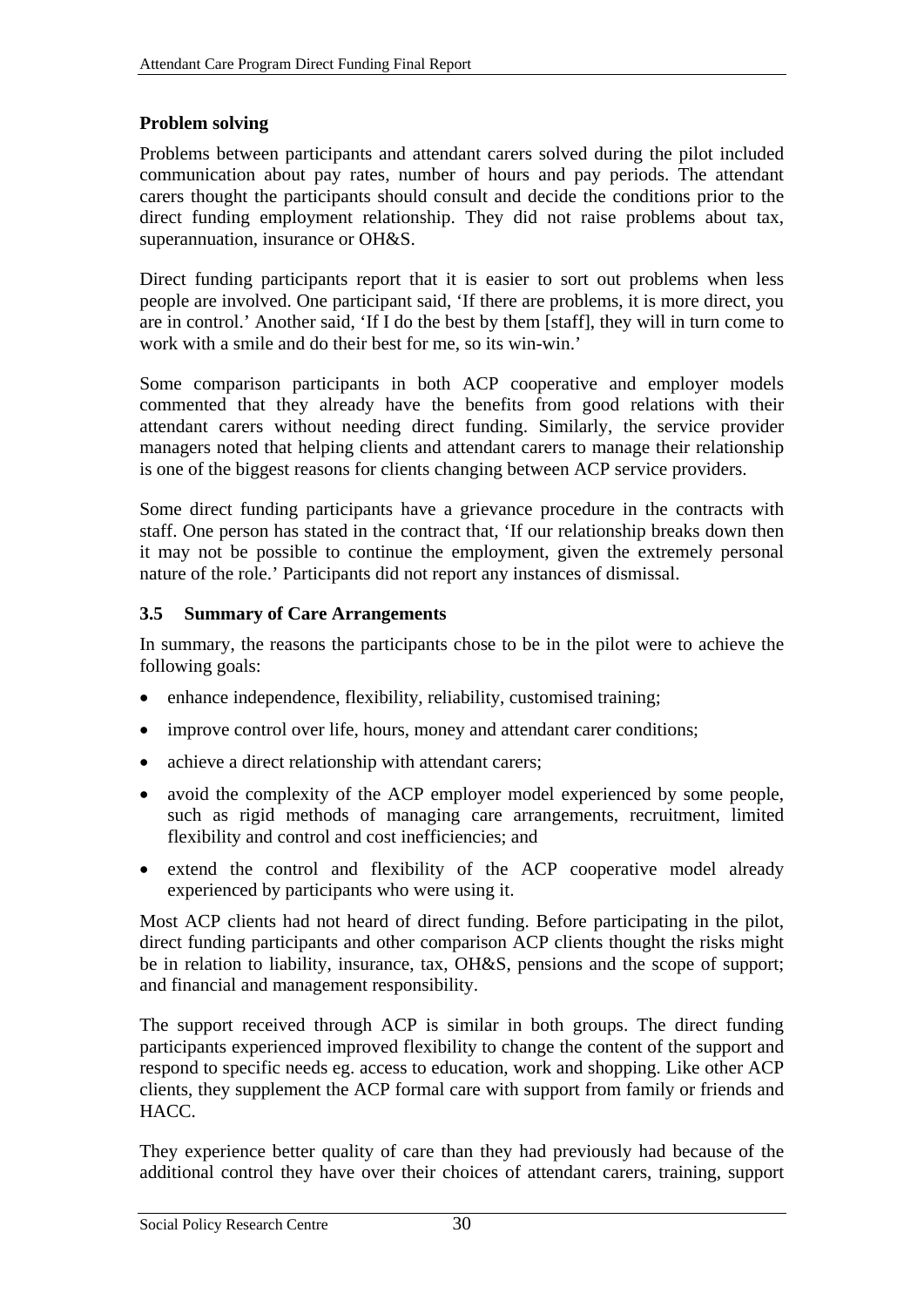### Problem solving

Problems between participants and attendant carers solved during the pilot included communication about pay rates, number of hours and pay periods. The attendant carers thought the participants should consult and decide the conditions prior to the direct funding employment relationship. They did not raise problems about tax, superannuation, insurance or OH&S.

Direct funding participants report that it is easier to sort out problems when less people are involved. One participant said, 'If there are problems, it is more direct, you are in control.' Another said, 'If I do the best by them [staff], they will in turn come to work with a smile and do their best for me, so its win-win.'

Some comparison participants in both ACP cooperative and employer models commented that they already have the benefits from good relations with their attendant carers without needing direct funding. Similarly, the service provider managers noted that helping clients and attendant carers to manage their relationship is one of the biggest reasons for clients changing between ACP service providers.

Some direct funding participants have a grievance procedure in the contracts with staff. One person has stated in the contract that, 'If our relationship breaks down then it may not be possible to continue the employment, given the extremely personal nature of the role.' Participants did not report any instances of dismissal.

## 3.5 Summary of Care Arrangements

In summary, the reasons the participants chose to be in the pilot were to achieve the following goals:

- enhance independence, flexibility, reliability, customised training;
- improve control over life, hours, money and attendant carer conditions;
- achieve a direct relationship with attendant carers;
- avoid the complexity of the ACP employer model experienced by some people, such as rigid methods of managing care arrangements, recruitment, limited flexibility and control and cost inefficiencies; and
- extend the control and flexibility of the ACP cooperative model already experienced by participants who were using it.

Most ACP clients had not heard of direct funding. Before participating in the pilot, direct funding participants and other comparison ACP clients thought the risks might be in relation to liability, insurance, tax, OH&S, pensions and the scope of support; and financial and management responsibility.

The support received through ACP is similar in both groups. The direct funding participants experienced improved flexibility to change the content of the support and respond to specific needs eg. access to education, work and shopping. Like other ACP clients, they supplement the ACP formal care with support from family or friends and HACC.

They experience better quality of care than they had previously had because of the additional control they have over their choices of attendant carers, training, support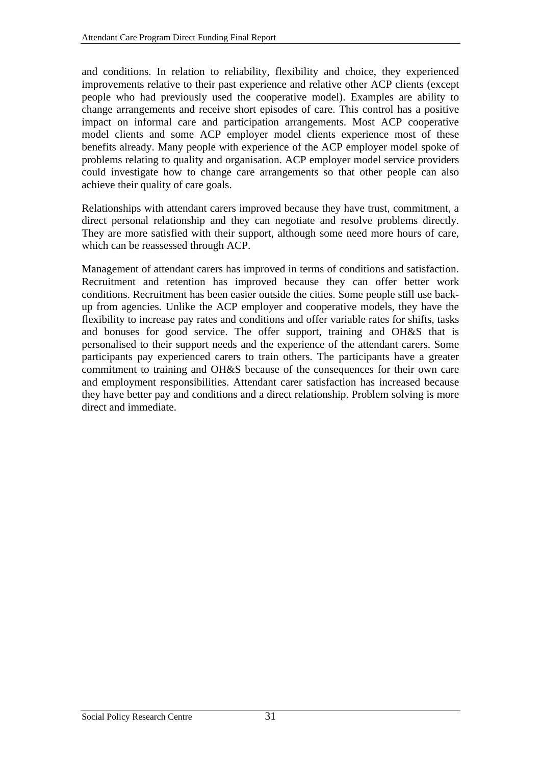and conditions. In relation to reliability, flexibility and choice, they experienced improvements relative to their past experience and relative other ACP clients (except people who had previously used the cooperative model). Examples are ability to change arrangements and receive short episodes of care. This control has a positive impact on informal care and participation arrangements. Most ACP cooperative model clients and some ACP employer model clients experience most of these benefits already. Many people with experience of the ACP employer model spoke of problems relating to quality and organisation. ACP employer model service providers could investigate how to change care arrangements so that other people can also achieve their quality of care goals.

Relationships with attendant carers improved because they have trust, commitment, a direct personal relationship and they can negotiate and resolve problems directly. They are more satisfied with their support, although some need more hours of care, which can be reassessed through ACP.

Management of attendant carers has improved in terms of conditions and satisfaction. Recruitment and retention has improved because they can offer better work conditions. Recruitment has been easier outside the cities. Some people still use back-up from agencies. Unlike the ACP employer and cooperative models, they have the flexibility to increase pay rates and conditions and offer variable rates for shifts, tasks and bonuses for good service. The offer support, training and OH&S that is personalised to their support needs and the experience of the attendant carers. Some participants pay experienced carers to train others. The participants have a greater commitment to training and OH&S because of the consequences for their own care and employment responsibilities. Attendant carer satisfaction has increased because they have better pay and conditions and a direct relationship. Problem solving is more direct and immediate.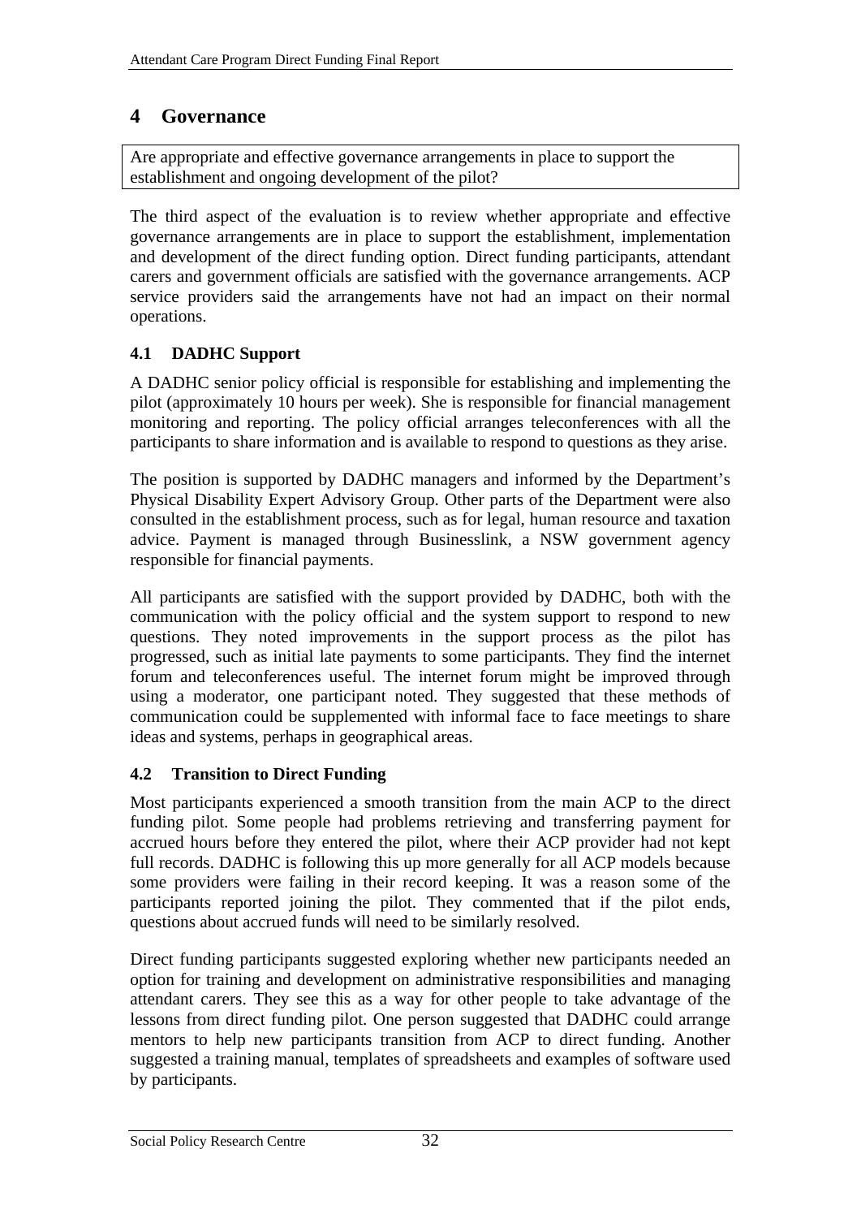# 4 Governance

Are appropriate and effective governance arrangements in place to support the establishment and ongoing development of the pilot?

The third aspect of the evaluation is to review whether appropriate and effective governance arrangements are in place to support the establishment, implementation and development of the direct funding option. Direct funding participants, attendant carers and government officials are satisfied with the governance arrangements. ACP service providers said the arrangements have not had an impact on their normal operations.

## 4.1 DADHC Support

A DADHC senior policy official is responsible for establishing and implementing the pilot (approximately 10 hours per week). She is responsible for financial management monitoring and reporting. The policy official arranges teleconferences with all the participants to share information and is available to respond to questions as they arise.

The position is supported by DADHC managers and informed by the Department's Physical Disability Expert Advisory Group. Other parts of the Department were also consulted in the establishment process, such as for legal, human resource and taxation advice. Payment is managed through Businesslink, a NSW government agency responsible for financial payments.

All participants are satisfied with the support provided by DADHC, both with the communication with the policy official and the system support to respond to new questions. They noted improvements in the support process as the pilot has progressed, such as initial late payments to some participants. They find the internet forum and teleconferences useful. The internet forum might be improved through using a moderator, one participant noted. They suggested that these methods of communication could be supplemented with informal face to face meetings to share ideas and systems, perhaps in geographical areas.

## 4.2 Transition to Direct Funding

Most participants experienced a smooth transition from the main ACP to the direct funding pilot. Some people had problems retrieving and transferring payment for accrued hours before they entered the pilot, where their ACP provider had not kept full records. DADHC is following this up more generally for all ACP models because some providers were failing in their record keeping. It was a reason some of the participants reported joining the pilot. They commented that if the pilot ends, questions about accrued funds will need to be similarly resolved.

Direct funding participants suggested exploring whether new participants needed an option for training and development on administrative responsibilities and managing attendant carers. They see this as a way for other people to take advantage of the lessons from direct funding pilot. One person suggested that DADHC could arrange mentors to help new participants transition from ACP to direct funding. Another suggested a training manual, templates of spreadsheets and examples of software used by participants.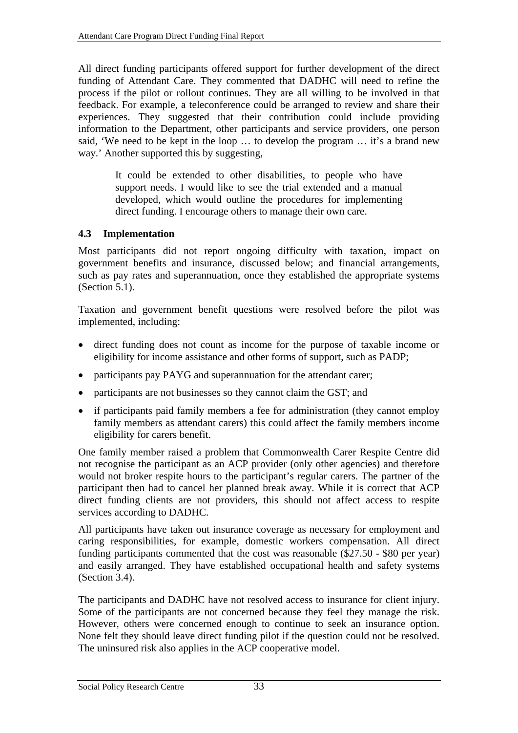All direct funding participants offered support for further development of the direct funding of Attendant Care. They commented that DADHC will need to refine the process if the pilot or rollout continues. They are all willing to be involved in that feedback. For example, a teleconference could be arranged to review and share their experiences. They suggested that their contribution could include providing information to the Department, other participants and service providers, one person said, 'We need to be kept in the loop … to develop the program … it's a brand new way.' Another supported this by suggesting,

> It could be extended to other disabilities, to people who have support needs. I would like to see the trial extended and a manual developed, which would outline the procedures for implementing direct funding. I encourage others to manage their own care.

### 4.3 Implementation

Most participants did not report ongoing difficulty with taxation, impact on government benefits and insurance, discussed below; and financial arrangements, such as pay rates and superannuation, once they established the appropriate systems (Section 5.1).

Taxation and government benefit questions were resolved before the pilot was implemented, including:

- direct funding does not count as income for the purpose of taxable income or eligibility for income assistance and other forms of support, such as PADP;
- participants pay PAYG and superannuation for the attendant carer;
- participants are not businesses so they cannot claim the GST; and
- if participants paid family members a fee for administration (they cannot employ family members as attendant carers) this could affect the family members income eligibility for carers benefit.

One family member raised a problem that Commonwealth Carer Respite Centre did not recognise the participant as an ACP provider (only other agencies) and therefore would not broker respite hours to the participant's regular carers. The partner of the participant then had to cancel her planned break away. While it is correct that ACP direct funding clients are not providers, this should not affect access to respite services according to DADHC.

All participants have taken out insurance coverage as necessary for employment and caring responsibilities, for example, domestic workers compensation. All direct funding participants commented that the cost was reasonable ($27.50 - $80 per year) and easily arranged. They have established occupational health and safety systems (Section 3.4).

The participants and DADHC have not resolved access to insurance for client injury. Some of the participants are not concerned because they feel they manage the risk. However, others were concerned enough to continue to seek an insurance option. None felt they should leave direct funding pilot if the question could not be resolved. The uninsured risk also applies in the ACP cooperative model.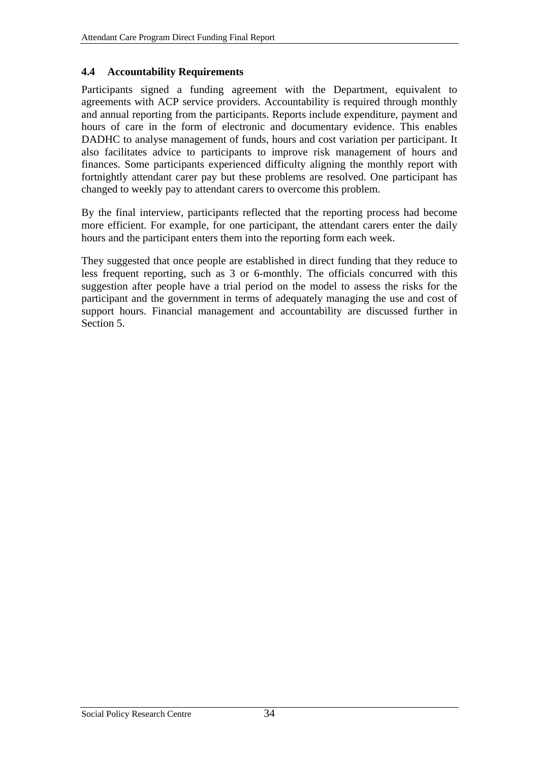### 4.4 Accountability Requirements

Participants signed a funding agreement with the Department, equivalent to agreements with ACP service providers. Accountability is required through monthly and annual reporting from the participants. Reports include expenditure, payment and hours of care in the form of electronic and documentary evidence. This enables DADHC to analyse management of funds, hours and cost variation per participant. It also facilitates advice to participants to improve risk management of hours and finances. Some participants experienced difficulty aligning the monthly report with fortnightly attendant carer pay but these problems are resolved. One participant has changed to weekly pay to attendant carers to overcome this problem.

By the final interview, participants reflected that the reporting process had become more efficient. For example, for one participant, the attendant carers enter the daily hours and the participant enters them into the reporting form each week.

They suggested that once people are established in direct funding that they reduce to less frequent reporting, such as 3 or 6-monthly. The officials concurred with this suggestion after people have a trial period on the model to assess the risks for the participant and the government in terms of adequately managing the use and cost of support hours. Financial management and accountability are discussed further in Section 5.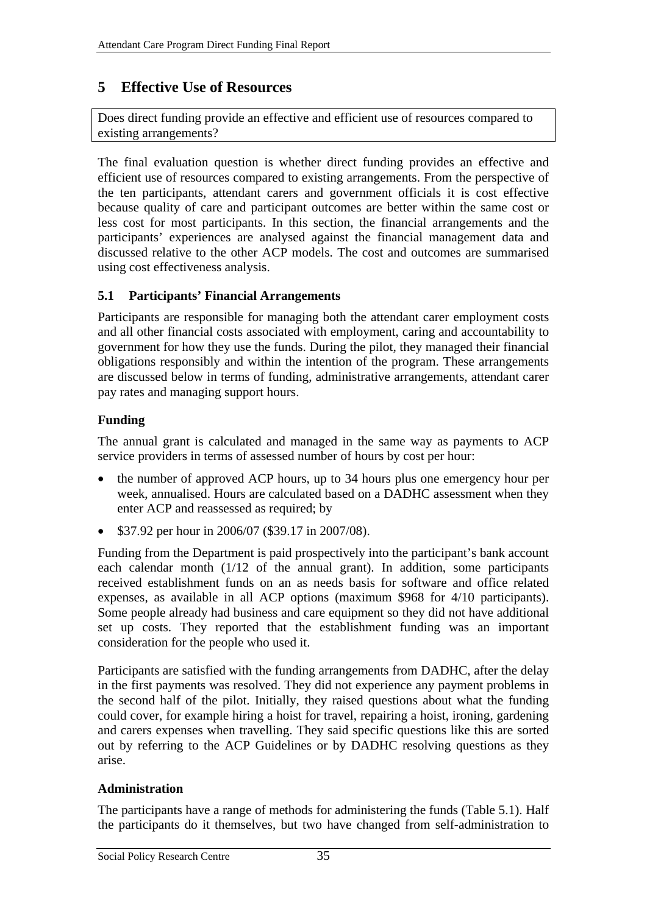# 5 Effective Use of Resources

Does direct funding provide an effective and efficient use of resources compared to existing arrangements?

The final evaluation question is whether direct funding provides an effective and efficient use of resources compared to existing arrangements. From the perspective of the ten participants, attendant carers and government officials it is cost effective because quality of care and participant outcomes are better within the same cost or less cost for most participants. In this section, the financial arrangements and the participants' experiences are analysed against the financial management data and discussed relative to the other ACP models. The cost and outcomes are summarised using cost effectiveness analysis.

## 5.1 Participants' Financial Arrangements

Participants are responsible for managing both the attendant carer employment costs and all other financial costs associated with employment, caring and accountability to government for how they use the funds. During the pilot, they managed their financial obligations responsibly and within the intention of the program. These arrangements are discussed below in terms of funding, administrative arrangements, attendant carer pay rates and managing support hours.

### Funding

The annual grant is calculated and managed in the same way as payments to ACP service providers in terms of assessed number of hours by cost per hour:

- the number of approved ACP hours, up to 34 hours plus one emergency hour per week, annualised. Hours are calculated based on a DADHC assessment when they enter ACP and reassessed as required; by
- $37.92 per hour in 2006/07 ($39.17 in 2007/08).

Funding from the Department is paid prospectively into the participant's bank account each calendar month (1/12 of the annual grant). In addition, some participants received establishment funds on an as needs basis for software and office related expenses, as available in all ACP options (maximum $968 for 4/10 participants). Some people already had business and care equipment so they did not have additional set up costs. They reported that the establishment funding was an important consideration for the people who used it.

Participants are satisfied with the funding arrangements from DADHC, after the delay in the first payments was resolved. They did not experience any payment problems in the second half of the pilot. Initially, they raised questions about what the funding could cover, for example hiring a hoist for travel, repairing a hoist, ironing, gardening and carers expenses when travelling. They said specific questions like this are sorted out by referring to the ACP Guidelines or by DADHC resolving questions as they arise.

### Administration

The participants have a range of methods for administering the funds (Table 5.1). Half the participants do it themselves, but two have changed from self-administration to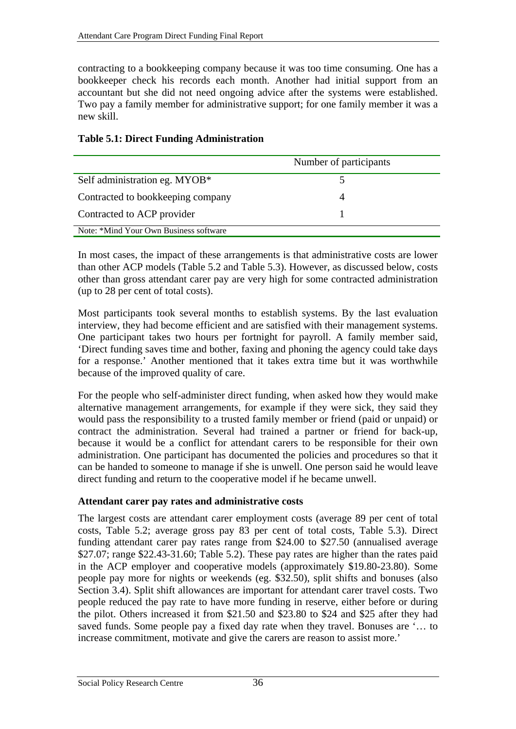contracting to a bookkeeping company because it was too time consuming. One has a bookkeeper check his records each month. Another had initial support from an accountant but she did not need ongoing advice after the systems were established. Two pay a family member for administrative support; for one family member it was a new skill.

**Table 5.1: Direct Funding Administration**

| | Number of participants |
|---|---|
| Self administration eg. MYOB* | 5 |
| Contracted to bookkeeping company | 4 |
| Contracted to ACP provider | 1 |

Note: *Mind Your Own Business software

In most cases, the impact of these arrangements is that administrative costs are lower than other ACP models (Table 5.2 and Table 5.3). However, as discussed below, costs other than gross attendant carer pay are very high for some contracted administration (up to 28 per cent of total costs).

Most participants took several months to establish systems. By the last evaluation interview, they had become efficient and are satisfied with their management systems. One participant takes two hours per fortnight for payroll. A family member said, 'Direct funding saves time and bother, faxing and phoning the agency could take days for a response.' Another mentioned that it takes extra time but it was worthwhile because of the improved quality of care.

For the people who self-administer direct funding, when asked how they would make alternative management arrangements, for example if they were sick, they said they would pass the responsibility to a trusted family member or friend (paid or unpaid) or contract the administration. Several had trained a partner or friend for back-up, because it would be a conflict for attendant carers to be responsible for their own administration. One participant has documented the policies and procedures so that it can be handed to someone to manage if she is unwell. One person said he would leave direct funding and return to the cooperative model if he became unwell.

**Attendant carer pay rates and administrative costs**

The largest costs are attendant carer employment costs (average 89 per cent of total costs, Table 5.2; average gross pay 83 per cent of total costs, Table 5.3). Direct funding attendant carer pay rates range from $24.00 to $27.50 (annualised average $27.07; range $22.43-31.60; Table 5.2). These pay rates are higher than the rates paid in the ACP employer and cooperative models (approximately $19.80-23.80). Some people pay more for nights or weekends (eg. $32.50), split shifts and bonuses (also Section 3.4). Split shift allowances are important for attendant carer travel costs. Two people reduced the pay rate to have more funding in reserve, either before or during the pilot. Others increased it from $21.50 and $23.80 to $24 and $25 after they had saved funds. Some people pay a fixed day rate when they travel. Bonuses are '… to increase commitment, motivate and give the carers are reason to assist more.'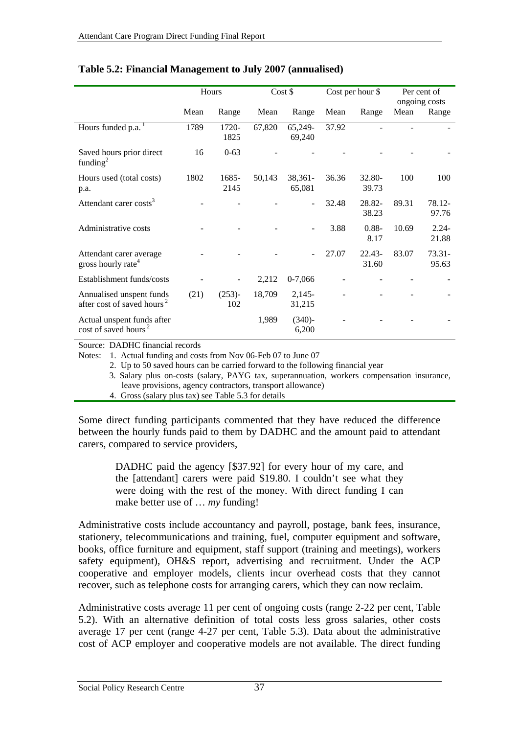**Table 5.2: Financial Management to July 2007 (annualised)**

| | Hours | | Cost $ | | Cost per hour $ | | Per cent of ongoing costs | |
|---|---|---|---|---|---|---|---|---|
| | Mean | Range | Mean | Range | Mean | Range | Mean | Range |
| Hours funded p.a. [1] | 1789 | 1720-1825 | 67,820 | 65,249-69,240 | 37.92 | - | - | - |
| Saved hours prior direct funding[2] | 16 | 0-63 | - | - | - | - | - | - |
| Hours used (total costs) p.a. | 1802 | 1685-2145 | 50,143 | 38,361-65,081 | 36.36 | 32.80-39.73 | 100 | 100 |
| Attendant carer costs[3] | - | - | - | - | 32.48 | 28.82-38.23 | 89.31 | 78.12-97.76 |
| Administrative costs | - | - | - | - | 3.88 | 0.88-8.17 | 10.69 | 2.24-21.88 |
| Attendant carer average gross hourly rate[4] | - | - | - | - | 27.07 | 22.43-31.60 | 83.07 | 73.31-95.63 |
| Establishment funds/costs | - | - | 2,212 | 0-7,066 | - | - | - | - |
| Annualised unspent funds after cost of saved hours [2] | (21) | (253)-102 | 18,709 | 2,145-31,215 | - | - | - | - |
| Actual unspent funds after cost of saved hours [2] | | | 1,989 | (340)-6,200 | - | - | - | - |

Source: DADHC financial records

Notes: 1. Actual funding and costs from Nov 06-Feb 07 to June 07

2. Up to 50 saved hours can be carried forward to the following financial year

3. Salary plus on-costs (salary, PAYG tax, superannuation, workers compensation insurance, leave provisions, agency contractors, transport allowance)

4. Gross (salary plus tax) see Table 5.3 for details

Some direct funding participants commented that they have reduced the difference between the hourly funds paid to them by DADHC and the amount paid to attendant carers, compared to service providers,

> DADHC paid the agency [$37.92] for every hour of my care, and the [attendant] carers were paid $19.80. I couldn't see what they were doing with the rest of the money. With direct funding I can make better use of … *my* funding!

Administrative costs include accountancy and payroll, postage, bank fees, insurance, stationery, telecommunications and training, fuel, computer equipment and software, books, office furniture and equipment, staff support (training and meetings), workers safety equipment), OH&S report, advertising and recruitment. Under the ACP cooperative and employer models, clients incur overhead costs that they cannot recover, such as telephone costs for arranging carers, which they can now reclaim.

Administrative costs average 11 per cent of ongoing costs (range 2-22 per cent, Table 5.2). With an alternative definition of total costs less gross salaries, other costs average 17 per cent (range 4-27 per cent, Table 5.3). Data about the administrative cost of ACP employer and cooperative models are not available. The direct funding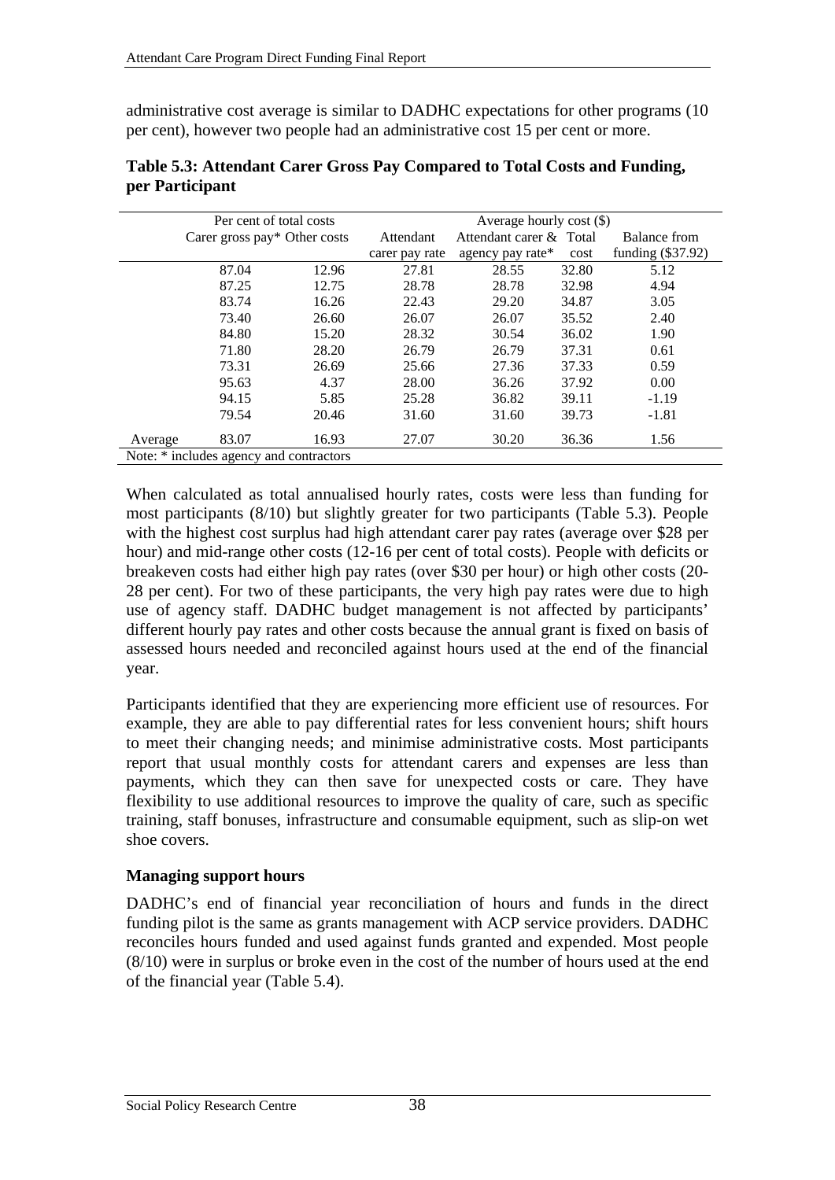administrative cost average is similar to DADHC expectations for other programs (10 per cent), however two people had an administrative cost 15 per cent or more.

**Table 5.3: Attendant Carer Gross Pay Compared to Total Costs and Funding, per Participant**

| | Per cent of total costs | | Average hourly cost ($) | | | |
|---|---|---|---|---|---|---|
| | Carer gross pay* | Other costs | Attendant carer pay rate | Attendant carer & agency pay rate* | Total cost | Balance from funding ($37.92) |
| | 87.04 | 12.96 | 27.81 | 28.55 | 32.80 | 5.12 |
| | 87.25 | 12.75 | 28.78 | 28.78 | 32.98 | 4.94 |
| | 83.74 | 16.26 | 22.43 | 29.20 | 34.87 | 3.05 |
| | 73.40 | 26.60 | 26.07 | 26.07 | 35.52 | 2.40 |
| | 84.80 | 15.20 | 28.32 | 30.54 | 36.02 | 1.90 |
| | 71.80 | 28.20 | 26.79 | 26.79 | 37.31 | 0.61 |
| | 73.31 | 26.69 | 25.66 | 27.36 | 37.33 | 0.59 |
| | 95.63 | 4.37 | 28.00 | 36.26 | 37.92 | 0.00 |
| | 94.15 | 5.85 | 25.28 | 36.82 | 39.11 | -1.19 |
| | 79.54 | 20.46 | 31.60 | 31.60 | 39.73 | -1.81 |
| Average | 83.07 | 16.93 | 27.07 | 30.20 | 36.36 | 1.56 |

Note: * includes agency and contractors

When calculated as total annualised hourly rates, costs were less than funding for most participants (8/10) but slightly greater for two participants (Table 5.3). People with the highest cost surplus had high attendant carer pay rates (average over $28 per hour) and mid-range other costs (12-16 per cent of total costs). People with deficits or breakeven costs had either high pay rates (over $30 per hour) or high other costs (20-28 per cent). For two of these participants, the very high pay rates were due to high use of agency staff. DADHC budget management is not affected by participants' different hourly pay rates and other costs because the annual grant is fixed on basis of assessed hours needed and reconciled against hours used at the end of the financial year.

Participants identified that they are experiencing more efficient use of resources. For example, they are able to pay differential rates for less convenient hours; shift hours to meet their changing needs; and minimise administrative costs. Most participants report that usual monthly costs for attendant carers and expenses are less than payments, which they can then save for unexpected costs or care. They have flexibility to use additional resources to improve the quality of care, such as specific training, staff bonuses, infrastructure and consumable equipment, such as slip-on wet shoe covers.

**Managing support hours**

DADHC's end of financial year reconciliation of hours and funds in the direct funding pilot is the same as grants management with ACP service providers. DADHC reconciles hours funded and used against funds granted and expended. Most people (8/10) were in surplus or broke even in the cost of the number of hours used at the end of the financial year (Table 5.4).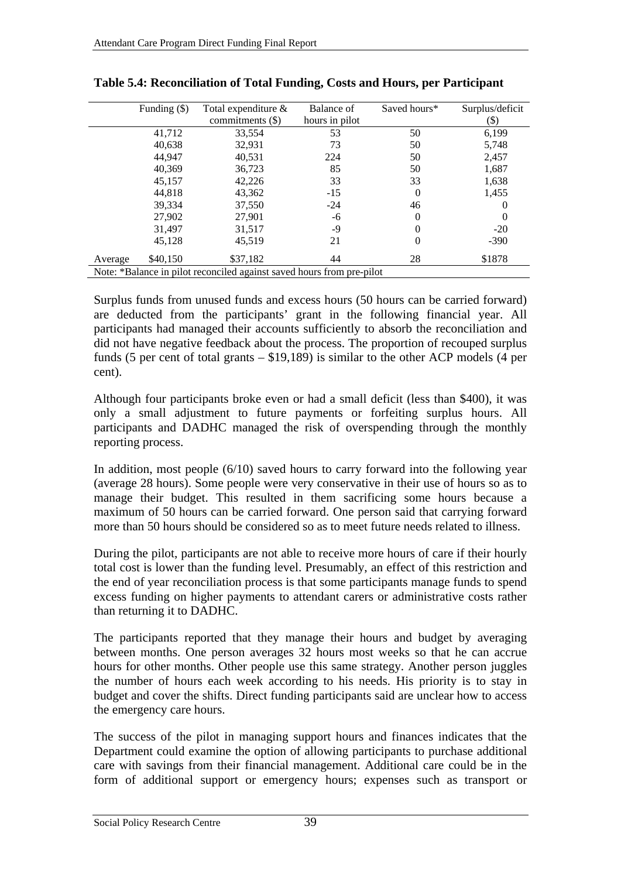**Table 5.4: Reconciliation of Total Funding, Costs and Hours, per Participant**

| | Funding ($) | Total expenditure & commitments ($) | Balance of hours in pilot | Saved hours* | Surplus/deficit ($) |
|---|---|---|---|---|---|
| | 41,712 | 33,554 | 53 | 50 | 6,199 |
| | 40,638 | 32,931 | 73 | 50 | 5,748 |
| | 44,947 | 40,531 | 224 | 50 | 2,457 |
| | 40,369 | 36,723 | 85 | 50 | 1,687 |
| | 45,157 | 42,226 | 33 | 33 | 1,638 |
| | 44,818 | 43,362 | -15 | 0 | 1,455 |
| | 39,334 | 37,550 | -24 | 46 | 0 |
| | 27,902 | 27,901 | -6 | 0 | 0 |
| | 31,497 | 31,517 | -9 | 0 | -20 |
| | 45,128 | 45,519 | 21 | 0 | -390 |
| Average | $40,150 | $37,182 | 44 | 28 | $1878 |

Note: *Balance in pilot reconciled against saved hours from pre-pilot

Surplus funds from unused funds and excess hours (50 hours can be carried forward) are deducted from the participants' grant in the following financial year. All participants had managed their accounts sufficiently to absorb the reconciliation and did not have negative feedback about the process. The proportion of recouped surplus funds (5 per cent of total grants – $19,189) is similar to the other ACP models (4 per cent).

Although four participants broke even or had a small deficit (less than $400), it was only a small adjustment to future payments or forfeiting surplus hours. All participants and DADHC managed the risk of overspending through the monthly reporting process.

In addition, most people (6/10) saved hours to carry forward into the following year (average 28 hours). Some people were very conservative in their use of hours so as to manage their budget. This resulted in them sacrificing some hours because a maximum of 50 hours can be carried forward. One person said that carrying forward more than 50 hours should be considered so as to meet future needs related to illness.

During the pilot, participants are not able to receive more hours of care if their hourly total cost is lower than the funding level. Presumably, an effect of this restriction and the end of year reconciliation process is that some participants manage funds to spend excess funding on higher payments to attendant carers or administrative costs rather than returning it to DADHC.

The participants reported that they manage their hours and budget by averaging between months. One person averages 32 hours most weeks so that he can accrue hours for other months. Other people use this same strategy. Another person juggles the number of hours each week according to his needs. His priority is to stay in budget and cover the shifts. Direct funding participants said are unclear how to access the emergency care hours.

The success of the pilot in managing support hours and finances indicates that the Department could examine the option of allowing participants to purchase additional care with savings from their financial management. Additional care could be in the form of additional support or emergency hours; expenses such as transport or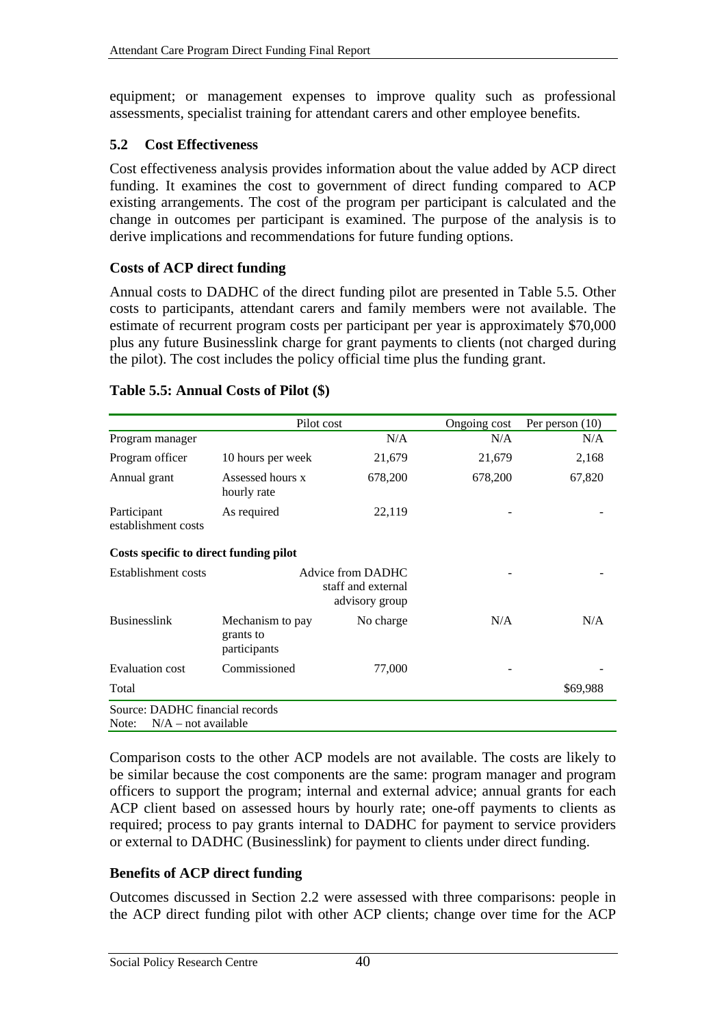equipment; or management expenses to improve quality such as professional assessments, specialist training for attendant carers and other employee benefits.

## 5.2 Cost Effectiveness

Cost effectiveness analysis provides information about the value added by ACP direct funding. It examines the cost to government of direct funding compared to ACP existing arrangements. The cost of the program per participant is calculated and the change in outcomes per participant is examined. The purpose of the analysis is to derive implications and recommendations for future funding options.

### Costs of ACP direct funding

Annual costs to DADHC of the direct funding pilot are presented in Table 5.5. Other costs to participants, attendant carers and family members were not available. The estimate of recurrent program costs per participant per year is approximately $70,000 plus any future Businesslink charge for grant payments to clients (not charged during the pilot). The cost includes the policy official time plus the funding grant.

**Table 5.5: Annual Costs of Pilot ($)**

| | Pilot cost | | Ongoing cost | Per person (10) |
|---|---|---|---|---|
| Program manager | | N/A | N/A | N/A |
| Program officer | 10 hours per week | 21,679 | 21,679 | 2,168 |
| Annual grant | Assessed hours x hourly rate | 678,200 | 678,200 | 67,820 |
| Participant establishment costs | As required | 22,119 | - | - |
| **Costs specific to direct funding pilot** | | | | |
| Establishment costs | Advice from DADHC staff and external advisory group | | - | - |
| Businesslink | Mechanism to pay grants to participants | No charge | N/A | N/A |
| Evaluation cost | Commissioned | 77,000 | - | - |
| Total | | | | $69,988 |

Source: DADHC financial records
Note: N/A – not available

Comparison costs to the other ACP models are not available. The costs are likely to be similar because the cost components are the same: program manager and program officers to support the program; internal and external advice; annual grants for each ACP client based on assessed hours by hourly rate; one-off payments to clients as required; process to pay grants internal to DADHC for payment to service providers or external to DADHC (Businesslink) for payment to clients under direct funding.

### Benefits of ACP direct funding

Outcomes discussed in Section 2.2 were assessed with three comparisons: people in the ACP direct funding pilot with other ACP clients; change over time for the ACP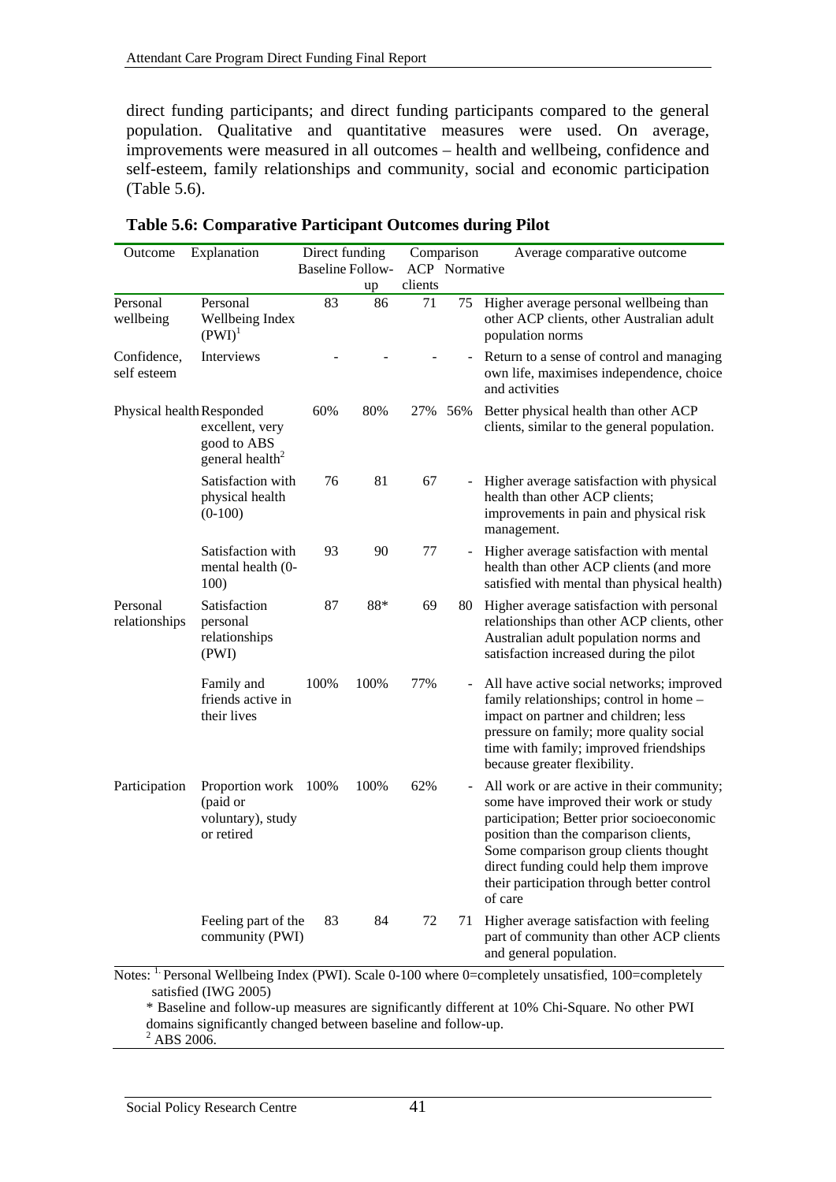direct funding participants; and direct funding participants compared to the general population. Qualitative and quantitative measures were used. On average, improvements were measured in all outcomes – health and wellbeing, confidence and self-esteem, family relationships and community, social and economic participation (Table 5.6).

**Table 5.6: Comparative Participant Outcomes during Pilot**

| Outcome | Explanation | Direct funding Baseline | Direct funding Follow-up | Comparison ACP clients | Comparison Normative | Average comparative outcome |
|---|---|---|---|---|---|---|
| Personal wellbeing | Personal Wellbeing Index (PWI)[1] | 83 | 86 | 71 | 75 | Higher average personal wellbeing than other ACP clients, other Australian adult population norms |
| Confidence, self esteem | Interviews | - | - | - | - | Return to a sense of control and managing own life, maximises independence, choice and activities |
| Physical health | Responded excellent, very good to ABS general health[2] | 60% | 80% | 27% | 56% | Better physical health than other ACP clients, similar to the general population. |
| | Satisfaction with physical health (0-100) | 76 | 81 | 67 | - | Higher average satisfaction with physical health than other ACP clients; improvements in pain and physical risk management. |
| | Satisfaction with mental health (0-100) | 93 | 90 | 77 | - | Higher average satisfaction with mental health than other ACP clients (and more satisfied with mental than physical health) |
| Personal relationships | Satisfaction personal relationships (PWI) | 87 | 88* | 69 | 80 | Higher average satisfaction with personal relationships than other ACP clients, other Australian adult population norms and satisfaction increased during the pilot |
| | Family and friends active in their lives | 100% | 100% | 77% | - | All have active social networks; improved family relationships; control in home – impact on partner and children; less pressure on family; more quality social time with family; improved friendships because greater flexibility. |
| Participation | Proportion work (paid or voluntary), study or retired | 100% | 100% | 62% | - | All work or are active in their community; some have improved their work or study participation; Better prior socioeconomic position than the comparison clients, Some comparison group clients thought direct funding could help them improve their participation through better control of care |
| | Feeling part of the community (PWI) | 83 | 84 | 72 | 71 | Higher average satisfaction with feeling part of community than other ACP clients and general population. |

Notes: [1] Personal Wellbeing Index (PWI). Scale 0-100 where 0=completely unsatisfied, 100=completely satisfied (IWG 2005)

\* Baseline and follow-up measures are significantly different at 10% Chi-Square. No other PWI domains significantly changed between baseline and follow-up.

[2] ABS 2006.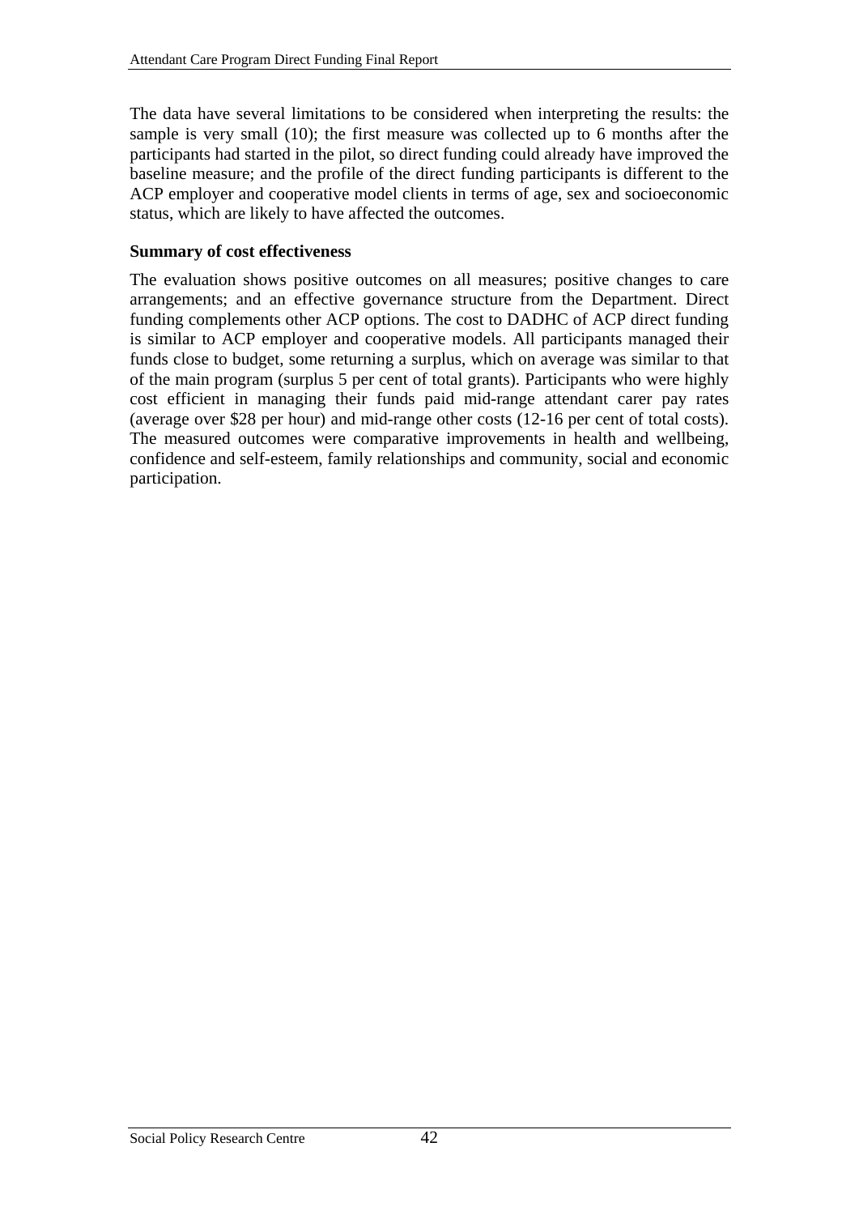The data have several limitations to be considered when interpreting the results: the sample is very small (10); the first measure was collected up to 6 months after the participants had started in the pilot, so direct funding could already have improved the baseline measure; and the profile of the direct funding participants is different to the ACP employer and cooperative model clients in terms of age, sex and socioeconomic status, which are likely to have affected the outcomes.

**Summary of cost effectiveness**

The evaluation shows positive outcomes on all measures; positive changes to care arrangements; and an effective governance structure from the Department. Direct funding complements other ACP options. The cost to DADHC of ACP direct funding is similar to ACP employer and cooperative models. All participants managed their funds close to budget, some returning a surplus, which on average was similar to that of the main program (surplus 5 per cent of total grants). Participants who were highly cost efficient in managing their funds paid mid-range attendant carer pay rates (average over $28 per hour) and mid-range other costs (12-16 per cent of total costs). The measured outcomes were comparative improvements in health and wellbeing, confidence and self-esteem, family relationships and community, social and economic participation.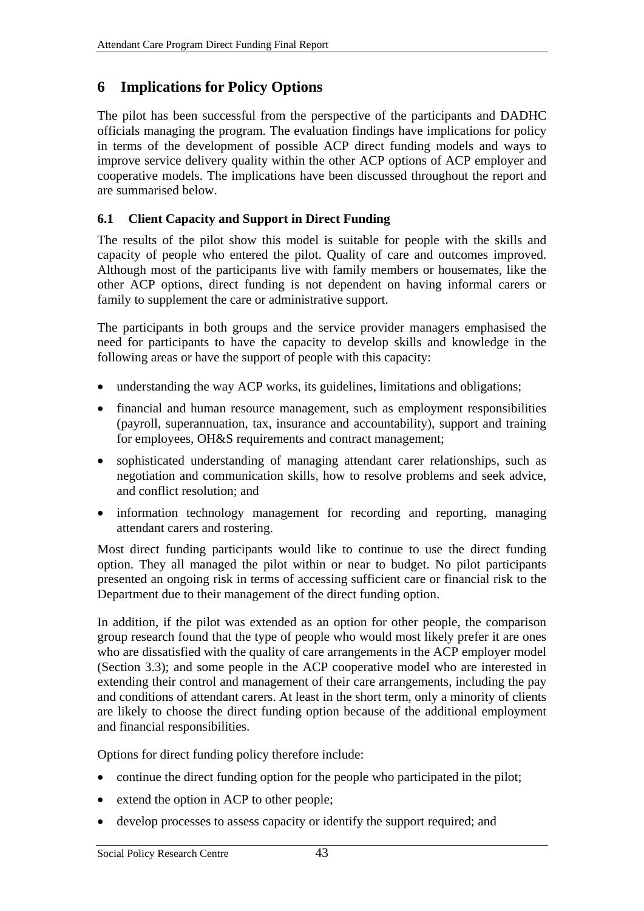# 6 Implications for Policy Options

The pilot has been successful from the perspective of the participants and DADHC officials managing the program. The evaluation findings have implications for policy in terms of the development of possible ACP direct funding models and ways to improve service delivery quality within the other ACP options of ACP employer and cooperative models. The implications have been discussed throughout the report and are summarised below.

## 6.1 Client Capacity and Support in Direct Funding

The results of the pilot show this model is suitable for people with the skills and capacity of people who entered the pilot. Quality of care and outcomes improved. Although most of the participants live with family members or housemates, like the other ACP options, direct funding is not dependent on having informal carers or family to supplement the care or administrative support.

The participants in both groups and the service provider managers emphasised the need for participants to have the capacity to develop skills and knowledge in the following areas or have the support of people with this capacity:

- understanding the way ACP works, its guidelines, limitations and obligations;
- financial and human resource management, such as employment responsibilities (payroll, superannuation, tax, insurance and accountability), support and training for employees, OH&S requirements and contract management;
- sophisticated understanding of managing attendant carer relationships, such as negotiation and communication skills, how to resolve problems and seek advice, and conflict resolution; and
- information technology management for recording and reporting, managing attendant carers and rostering.

Most direct funding participants would like to continue to use the direct funding option. They all managed the pilot within or near to budget. No pilot participants presented an ongoing risk in terms of accessing sufficient care or financial risk to the Department due to their management of the direct funding option.

In addition, if the pilot was extended as an option for other people, the comparison group research found that the type of people who would most likely prefer it are ones who are dissatisfied with the quality of care arrangements in the ACP employer model (Section 3.3); and some people in the ACP cooperative model who are interested in extending their control and management of their care arrangements, including the pay and conditions of attendant carers. At least in the short term, only a minority of clients are likely to choose the direct funding option because of the additional employment and financial responsibilities.

Options for direct funding policy therefore include:

- continue the direct funding option for the people who participated in the pilot;
- extend the option in ACP to other people;
- develop processes to assess capacity or identify the support required; and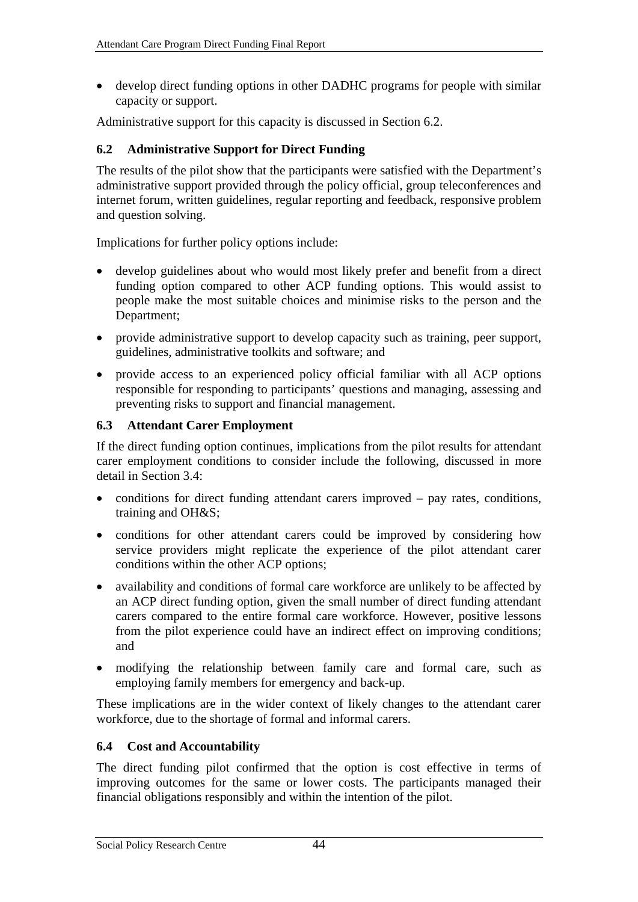- develop direct funding options in other DADHC programs for people with similar capacity or support.

Administrative support for this capacity is discussed in Section 6.2.

### 6.2 Administrative Support for Direct Funding

The results of the pilot show that the participants were satisfied with the Department's administrative support provided through the policy official, group teleconferences and internet forum, written guidelines, regular reporting and feedback, responsive problem and question solving.

Implications for further policy options include:

- develop guidelines about who would most likely prefer and benefit from a direct funding option compared to other ACP funding options. This would assist to people make the most suitable choices and minimise risks to the person and the Department;
- provide administrative support to develop capacity such as training, peer support, guidelines, administrative toolkits and software; and
- provide access to an experienced policy official familiar with all ACP options responsible for responding to participants' questions and managing, assessing and preventing risks to support and financial management.

### 6.3 Attendant Carer Employment

If the direct funding option continues, implications from the pilot results for attendant carer employment conditions to consider include the following, discussed in more detail in Section 3.4:

- conditions for direct funding attendant carers improved – pay rates, conditions, training and OH&S;
- conditions for other attendant carers could be improved by considering how service providers might replicate the experience of the pilot attendant carer conditions within the other ACP options;
- availability and conditions of formal care workforce are unlikely to be affected by an ACP direct funding option, given the small number of direct funding attendant carers compared to the entire formal care workforce. However, positive lessons from the pilot experience could have an indirect effect on improving conditions; and
- modifying the relationship between family care and formal care, such as employing family members for emergency and back-up.

These implications are in the wider context of likely changes to the attendant carer workforce, due to the shortage of formal and informal carers.

### 6.4 Cost and Accountability

The direct funding pilot confirmed that the option is cost effective in terms of improving outcomes for the same or lower costs. The participants managed their financial obligations responsibly and within the intention of the pilot.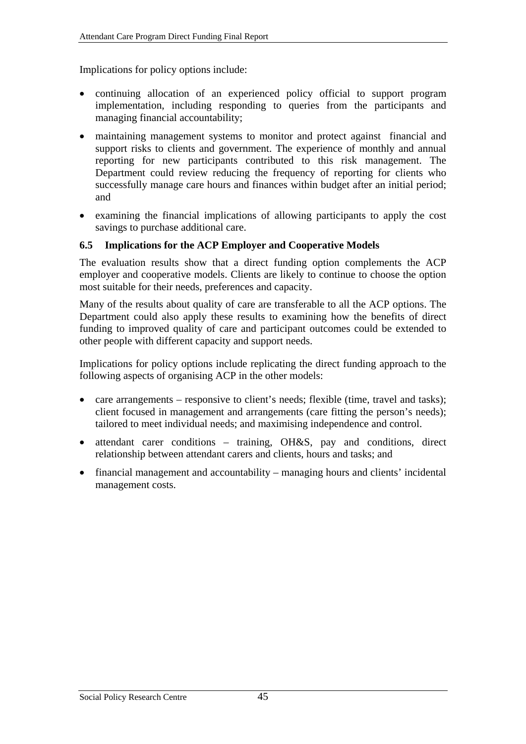Implications for policy options include:

- continuing allocation of an experienced policy official to support program implementation, including responding to queries from the participants and managing financial accountability;
- maintaining management systems to monitor and protect against financial and support risks to clients and government. The experience of monthly and annual reporting for new participants contributed to this risk management. The Department could review reducing the frequency of reporting for clients who successfully manage care hours and finances within budget after an initial period; and
- examining the financial implications of allowing participants to apply the cost savings to purchase additional care.

### 6.5 Implications for the ACP Employer and Cooperative Models

The evaluation results show that a direct funding option complements the ACP employer and cooperative models. Clients are likely to continue to choose the option most suitable for their needs, preferences and capacity.

Many of the results about quality of care are transferable to all the ACP options. The Department could also apply these results to examining how the benefits of direct funding to improved quality of care and participant outcomes could be extended to other people with different capacity and support needs.

Implications for policy options include replicating the direct funding approach to the following aspects of organising ACP in the other models:

- care arrangements – responsive to client's needs; flexible (time, travel and tasks); client focused in management and arrangements (care fitting the person's needs); tailored to meet individual needs; and maximising independence and control.
- attendant carer conditions – training, OH&S, pay and conditions, direct relationship between attendant carers and clients, hours and tasks; and
- financial management and accountability – managing hours and clients' incidental management costs.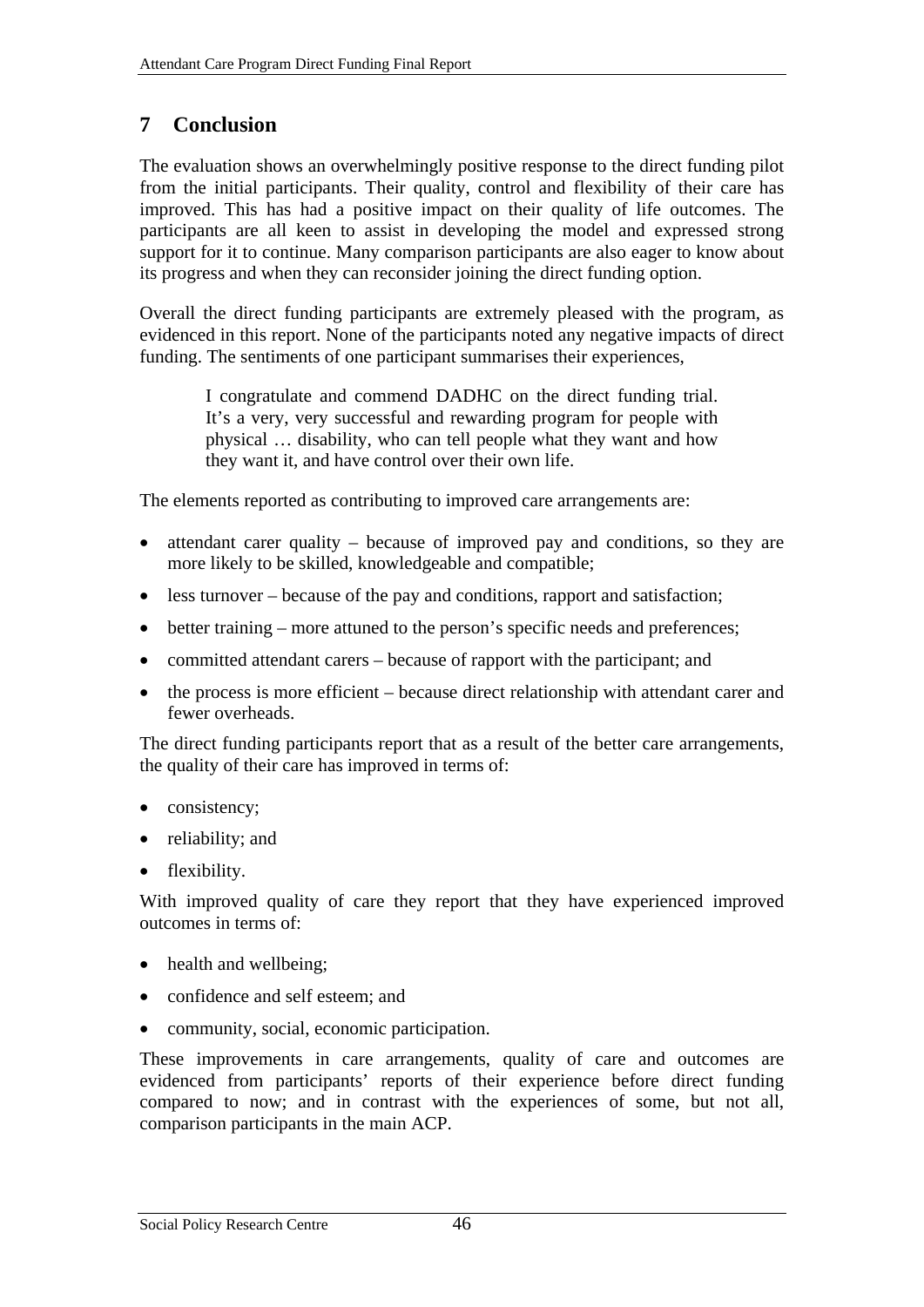## 7 Conclusion

The evaluation shows an overwhelmingly positive response to the direct funding pilot from the initial participants. Their quality, control and flexibility of their care has improved. This has had a positive impact on their quality of life outcomes. The participants are all keen to assist in developing the model and expressed strong support for it to continue. Many comparison participants are also eager to know about its progress and when they can reconsider joining the direct funding option.

Overall the direct funding participants are extremely pleased with the program, as evidenced in this report. None of the participants noted any negative impacts of direct funding. The sentiments of one participant summarises their experiences,

> I congratulate and commend DADHC on the direct funding trial. It's a very, very successful and rewarding program for people with physical … disability, who can tell people what they want and how they want it, and have control over their own life.

The elements reported as contributing to improved care arrangements are:

- attendant carer quality – because of improved pay and conditions, so they are more likely to be skilled, knowledgeable and compatible;
- less turnover – because of the pay and conditions, rapport and satisfaction;
- better training – more attuned to the person's specific needs and preferences;
- committed attendant carers – because of rapport with the participant; and
- the process is more efficient – because direct relationship with attendant carer and fewer overheads.

The direct funding participants report that as a result of the better care arrangements, the quality of their care has improved in terms of:

- consistency;
- reliability; and
- flexibility.

With improved quality of care they report that they have experienced improved outcomes in terms of:

- health and wellbeing;
- confidence and self esteem; and
- community, social, economic participation.

These improvements in care arrangements, quality of care and outcomes are evidenced from participants' reports of their experience before direct funding compared to now; and in contrast with the experiences of some, but not all, comparison participants in the main ACP.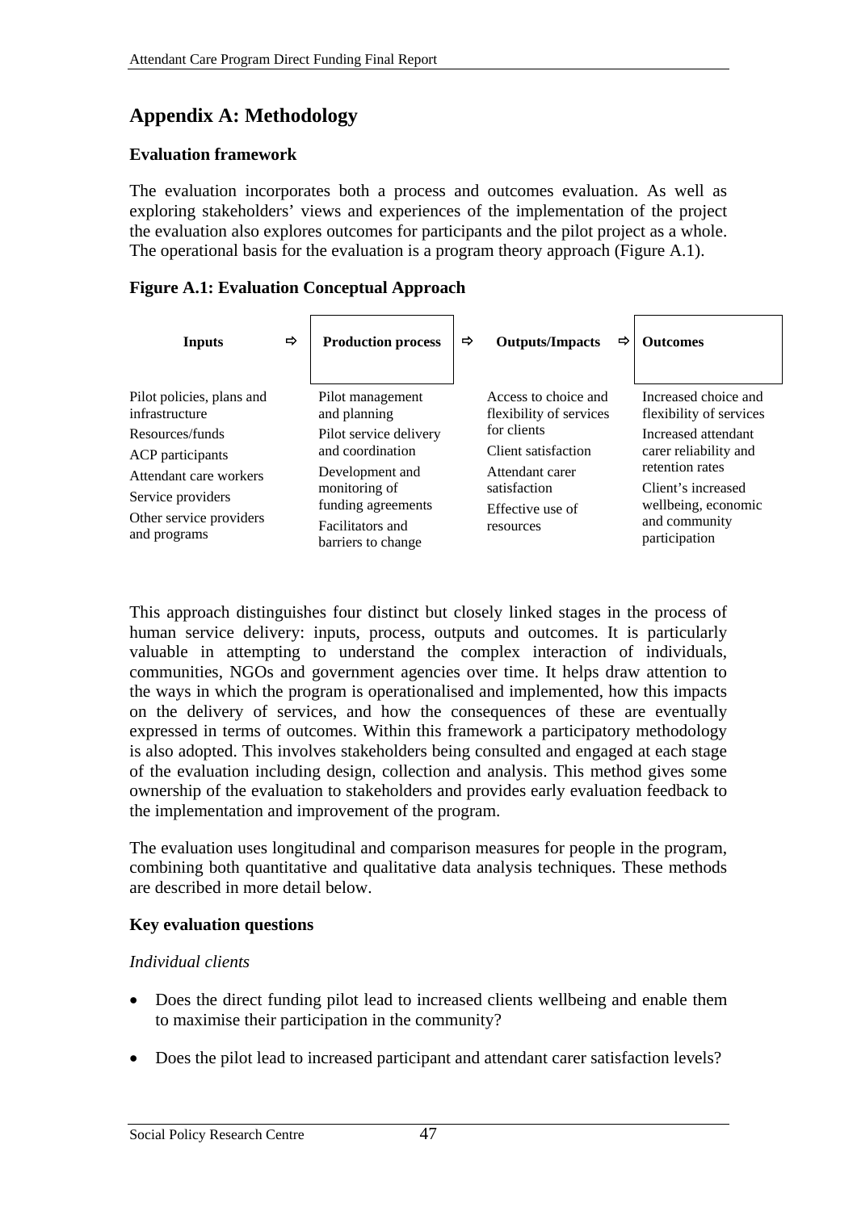## Appendix A: Methodology

### Evaluation framework

The evaluation incorporates both a process and outcomes evaluation. As well as exploring stakeholders' views and experiences of the implementation of the project the evaluation also explores outcomes for participants and the pilot project as a whole. The operational basis for the evaluation is a program theory approach (Figure A.1).

**Figure A.1: Evaluation Conceptual Approach**

| Inputs ⇨ | Production process ⇨ | Outputs/Impacts ⇨ | Outcomes |
|---|---|---|---|
| Pilot policies, plans and infrastructure<br>Resources/funds<br>ACP participants<br>Attendant care workers<br>Service providers<br>Other service providers and programs | Pilot management and planning<br>Pilot service delivery and coordination<br>Development and monitoring of funding agreements<br>Facilitators and barriers to change | Access to choice and flexibility of services for clients<br>Client satisfaction<br>Attendant carer satisfaction<br>Effective use of resources | Increased choice and flexibility of services<br>Increased attendant carer reliability and retention rates<br>Client's increased wellbeing, economic and community participation |

This approach distinguishes four distinct but closely linked stages in the process of human service delivery: inputs, process, outputs and outcomes. It is particularly valuable in attempting to understand the complex interaction of individuals, communities, NGOs and government agencies over time. It helps draw attention to the ways in which the program is operationalised and implemented, how this impacts on the delivery of services, and how the consequences of these are eventually expressed in terms of outcomes. Within this framework a participatory methodology is also adopted. This involves stakeholders being consulted and engaged at each stage of the evaluation including design, collection and analysis. This method gives some ownership of the evaluation to stakeholders and provides early evaluation feedback to the implementation and improvement of the program.

The evaluation uses longitudinal and comparison measures for people in the program, combining both quantitative and qualitative data analysis techniques. These methods are described in more detail below.

### Key evaluation questions

*Individual clients*

- Does the direct funding pilot lead to increased clients wellbeing and enable them to maximise their participation in the community?
- Does the pilot lead to increased participant and attendant carer satisfaction levels?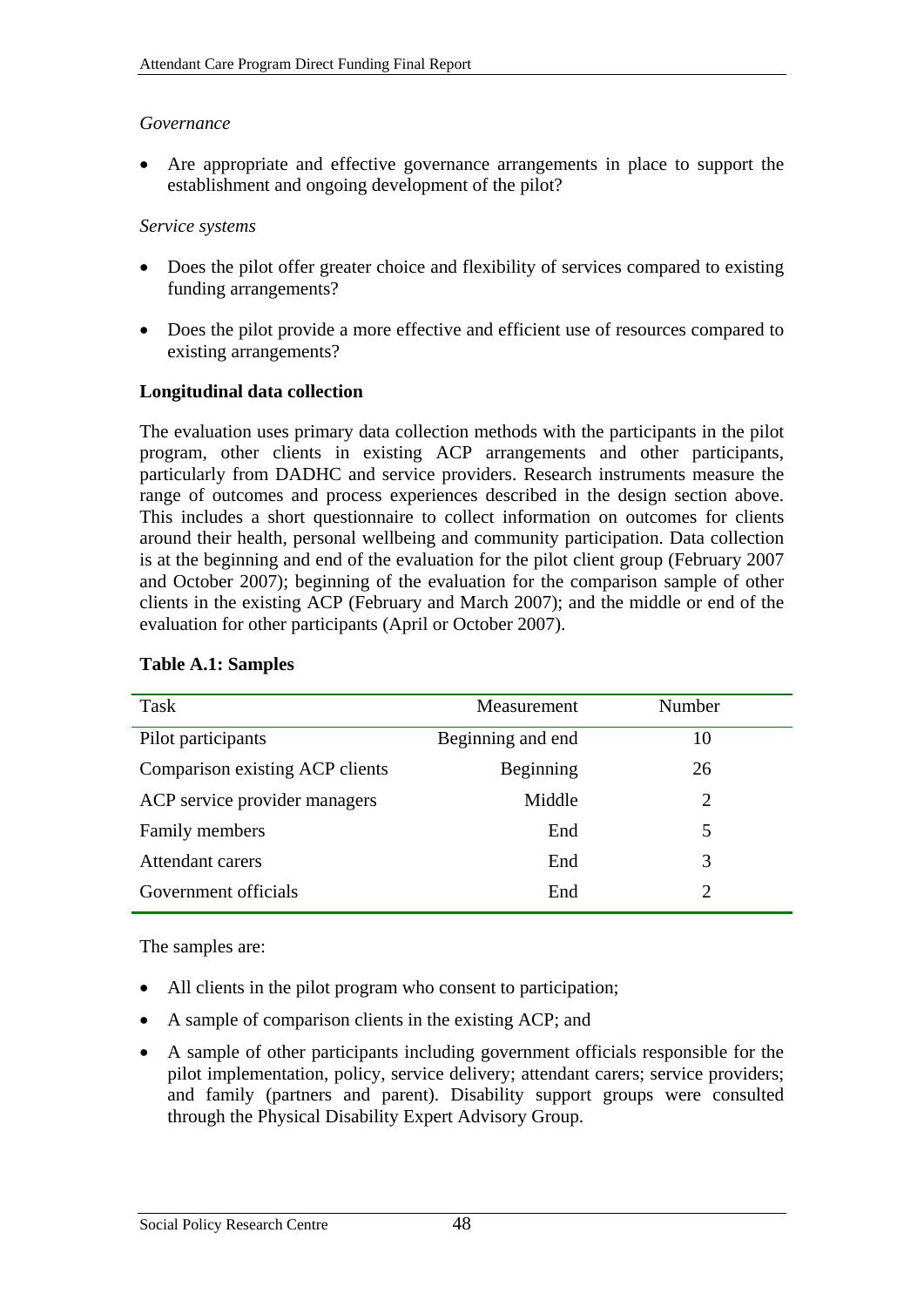*Governance*

- Are appropriate and effective governance arrangements in place to support the establishment and ongoing development of the pilot?

*Service systems*

- Does the pilot offer greater choice and flexibility of services compared to existing funding arrangements?

- Does the pilot provide a more effective and efficient use of resources compared to existing arrangements?

**Longitudinal data collection**

The evaluation uses primary data collection methods with the participants in the pilot program, other clients in existing ACP arrangements and other participants, particularly from DADHC and service providers. Research instruments measure the range of outcomes and process experiences described in the design section above. This includes a short questionnaire to collect information on outcomes for clients around their health, personal wellbeing and community participation. Data collection is at the beginning and end of the evaluation for the pilot client group (February 2007 and October 2007); beginning of the evaluation for the comparison sample of other clients in the existing ACP (February and March 2007); and the middle or end of the evaluation for other participants (April or October 2007).

**Table A.1: Samples**

| Task | Measurement | Number |
|---|---|---|
| Pilot participants | Beginning and end | 10 |
| Comparison existing ACP clients | Beginning | 26 |
| ACP service provider managers | Middle | 2 |
| Family members | End | 5 |
| Attendant carers | End | 3 |
| Government officials | End | 2 |

The samples are:

- All clients in the pilot program who consent to participation;
- A sample of comparison clients in the existing ACP; and
- A sample of other participants including government officials responsible for the pilot implementation, policy, service delivery; attendant carers; service providers; and family (partners and parent). Disability support groups were consulted through the Physical Disability Expert Advisory Group.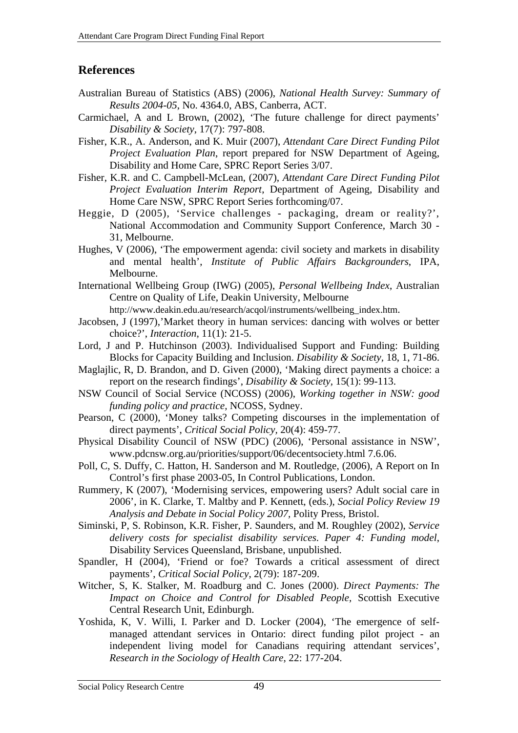## References

Australian Bureau of Statistics (ABS) (2006), *National Health Survey: Summary of Results 2004-05*, No. 4364.0, ABS, Canberra, ACT.

Carmichael, A and L Brown, (2002), 'The future challenge for direct payments' *Disability & Society*, 17(7): 797-808.

Fisher, K.R., A. Anderson, and K. Muir (2007), *Attendant Care Direct Funding Pilot Project Evaluation Plan*, report prepared for NSW Department of Ageing, Disability and Home Care, SPRC Report Series 3/07.

Fisher, K.R. and C. Campbell-McLean, (2007), *Attendant Care Direct Funding Pilot Project Evaluation Interim Report*, Department of Ageing, Disability and Home Care NSW, SPRC Report Series forthcoming/07.

Heggie, D (2005), 'Service challenges - packaging, dream or reality?', National Accommodation and Community Support Conference, March 30 - 31, Melbourne.

Hughes, V (2006), 'The empowerment agenda: civil society and markets in disability and mental health', *Institute of Public Affairs Backgrounders*, IPA, Melbourne.

International Wellbeing Group (IWG) (2005), *Personal Wellbeing Index*, Australian Centre on Quality of Life, Deakin University, Melbourne http://www.deakin.edu.au/research/acqol/instruments/wellbeing_index.htm.

Jacobsen, J (1997),'Market theory in human services: dancing with wolves or better choice?', *Interaction*, 11(1): 21-5.

Lord, J and P. Hutchinson (2003). Individualised Support and Funding: Building Blocks for Capacity Building and Inclusion. *Disability & Society*, 18, 1, 71-86.

Maglajlic, R, D. Brandon, and D. Given (2000), 'Making direct payments a choice: a report on the research findings', *Disability & Society*, 15(1): 99-113.

NSW Council of Social Service (NCOSS) (2006), *Working together in NSW: good funding policy and practice*, NCOSS, Sydney.

Pearson, C (2000), 'Money talks? Competing discourses in the implementation of direct payments', *Critical Social Policy*, 20(4): 459-77.

Physical Disability Council of NSW (PDC) (2006), 'Personal assistance in NSW', www.pdcnsw.org.au/priorities/support/06/decentsociety.html 7.6.06.

Poll, C, S. Duffy, C. Hatton, H. Sanderson and M. Routledge, (2006), A Report on In Control's first phase 2003-05, In Control Publications, London.

Rummery, K (2007), 'Modernising services, empowering users? Adult social care in 2006', in K. Clarke, T. Maltby and P. Kennett, (eds.), *Social Policy Review 19 Analysis and Debate in Social Policy 2007*, Polity Press, Bristol.

Siminski, P, S. Robinson, K.R. Fisher, P. Saunders, and M. Roughley (2002), *Service delivery costs for specialist disability services. Paper 4: Funding model*, Disability Services Queensland, Brisbane, unpublished.

Spandler, H (2004), 'Friend or foe? Towards a critical assessment of direct payments', *Critical Social Policy*, 2(79): 187-209.

Witcher, S, K. Stalker, M. Roadburg and C. Jones (2000). *Direct Payments: The Impact on Choice and Control for Disabled People*, Scottish Executive Central Research Unit, Edinburgh.

Yoshida, K, V. Willi, I. Parker and D. Locker (2004), 'The emergence of self-managed attendant services in Ontario: direct funding pilot project - an independent living model for Canadians requiring attendant services', *Research in the Sociology of Health Care*, 22: 177-204.